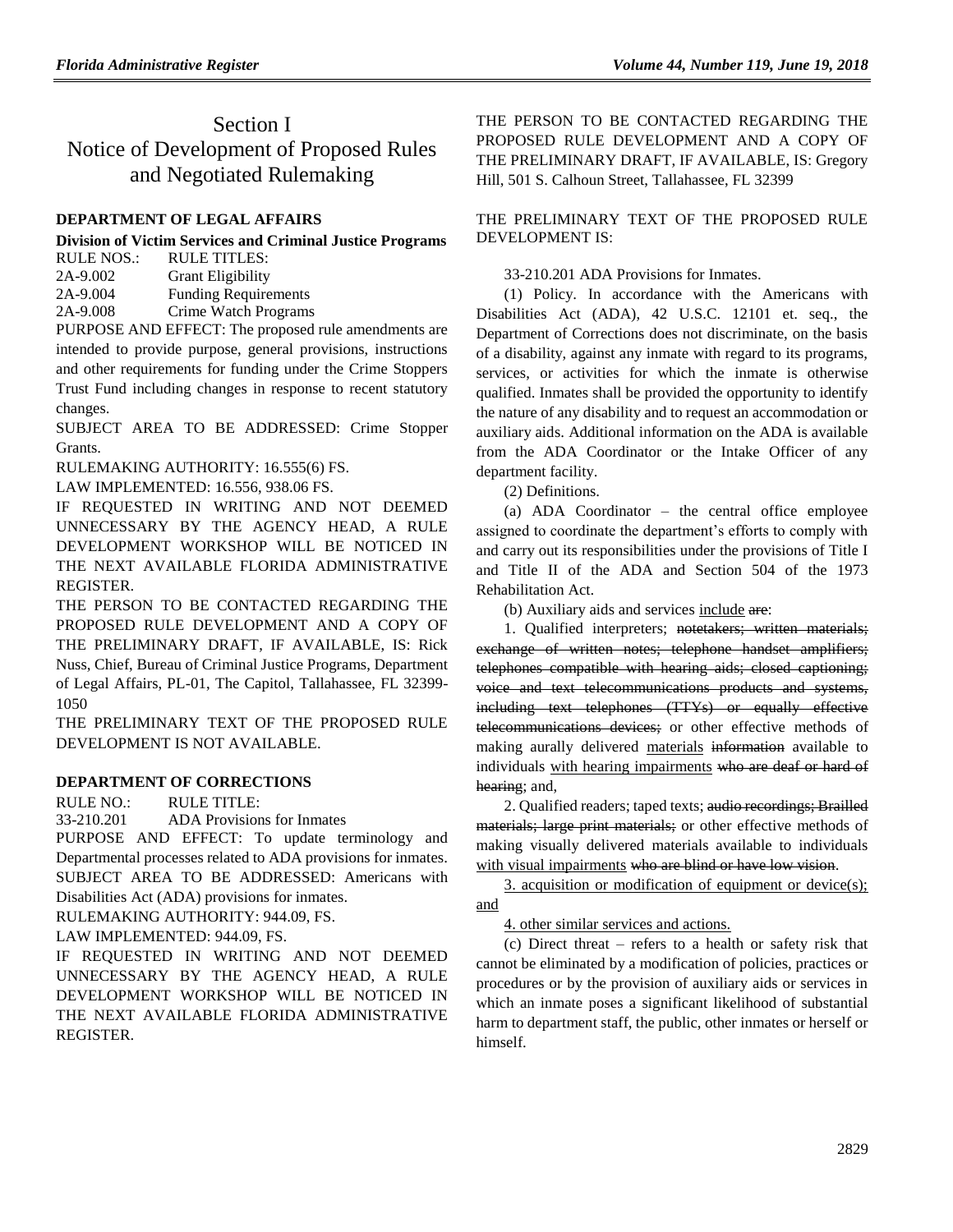# Section I
## Notice of Development of Proposed Rules and Negotiated Rulemaking

### DEPARTMENT OF LEGAL AFFAIRS

**Division of Victim Services and Criminal Justice Programs**

| RULE NOS.: | RULE TITLES: |
| --- | --- |
| 2A-9.002 | Grant Eligibility |
| 2A-9.004 | Funding Requirements |
| 2A-9.008 | Crime Watch Programs |

PURPOSE AND EFFECT: The proposed rule amendments are intended to provide purpose, general provisions, instructions and other requirements for funding under the Crime Stoppers Trust Fund including changes in response to recent statutory changes.

SUBJECT AREA TO BE ADDRESSED: Crime Stopper Grants.

RULEMAKING AUTHORITY: 16.555(6) FS.

LAW IMPLEMENTED: 16.556, 938.06 FS.

IF REQUESTED IN WRITING AND NOT DEEMED UNNECESSARY BY THE AGENCY HEAD, A RULE DEVELOPMENT WORKSHOP WILL BE NOTICED IN THE NEXT AVAILABLE FLORIDA ADMINISTRATIVE REGISTER.

THE PERSON TO BE CONTACTED REGARDING THE PROPOSED RULE DEVELOPMENT AND A COPY OF THE PRELIMINARY DRAFT, IF AVAILABLE, IS: Rick Nuss, Chief, Bureau of Criminal Justice Programs, Department of Legal Affairs, PL-01, The Capitol, Tallahassee, FL 32399-1050

THE PRELIMINARY TEXT OF THE PROPOSED RULE DEVELOPMENT IS NOT AVAILABLE.

### DEPARTMENT OF CORRECTIONS

| RULE NO.: | RULE TITLE: |
| --- | --- |
| 33-210.201 | ADA Provisions for Inmates |

PURPOSE AND EFFECT: To update terminology and Departmental processes related to ADA provisions for inmates.

SUBJECT AREA TO BE ADDRESSED: Americans with Disabilities Act (ADA) provisions for inmates.

RULEMAKING AUTHORITY: 944.09, FS.

LAW IMPLEMENTED: 944.09, FS.

IF REQUESTED IN WRITING AND NOT DEEMED UNNECESSARY BY THE AGENCY HEAD, A RULE DEVELOPMENT WORKSHOP WILL BE NOTICED IN THE NEXT AVAILABLE FLORIDA ADMINISTRATIVE REGISTER.

THE PERSON TO BE CONTACTED REGARDING THE PROPOSED RULE DEVELOPMENT AND A COPY OF THE PRELIMINARY DRAFT, IF AVAILABLE, IS: Gregory Hill, 501 S. Calhoun Street, Tallahassee, FL 32399

THE PRELIMINARY TEXT OF THE PROPOSED RULE DEVELOPMENT IS:

33-210.201 ADA Provisions for Inmates.

(1) Policy. In accordance with the Americans with Disabilities Act (ADA), 42 U.S.C. 12101 et. seq., the Department of Corrections does not discriminate, on the basis of a disability, against any inmate with regard to its programs, services, or activities for which the inmate is otherwise qualified. Inmates shall be provided the opportunity to identify the nature of any disability and to request an accommodation or auxiliary aids. Additional information on the ADA is available from the ADA Coordinator or the Intake Officer of any department facility.

(2) Definitions.

(a) ADA Coordinator – the central office employee assigned to coordinate the department's efforts to comply with and carry out its responsibilities under the provisions of Title I and Title II of the ADA and Section 504 of the 1973 Rehabilitation Act.

(b) Auxiliary aids and services <u>include</u> ~~are~~:

1. Qualified interpreters; ~~notetakers; written materials; exchange of written notes; telephone handset amplifiers; telephones compatible with hearing aids; closed captioning; voice and text telecommunications products and systems, including text telephones (TTYs) or equally effective telecommunications devices;~~ or other effective methods of making aurally delivered <u>materials</u> ~~information~~ available to individuals <u>with hearing impairments</u> ~~who are deaf or hard of hearing~~; and,

2. Qualified readers; taped texts; ~~audio recordings; Brailled materials; large print materials;~~ or other effective methods of making visually delivered materials available to individuals <u>with visual impairments</u> ~~who are blind or have low vision~~.

<u>3. acquisition or modification of equipment or device(s); and</u>

<u>4. other similar services and actions.</u>

(c) Direct threat – refers to a health or safety risk that cannot be eliminated by a modification of policies, practices or procedures or by the provision of auxiliary aids or services in which an inmate poses a significant likelihood of substantial harm to department staff, the public, other inmates or herself or himself.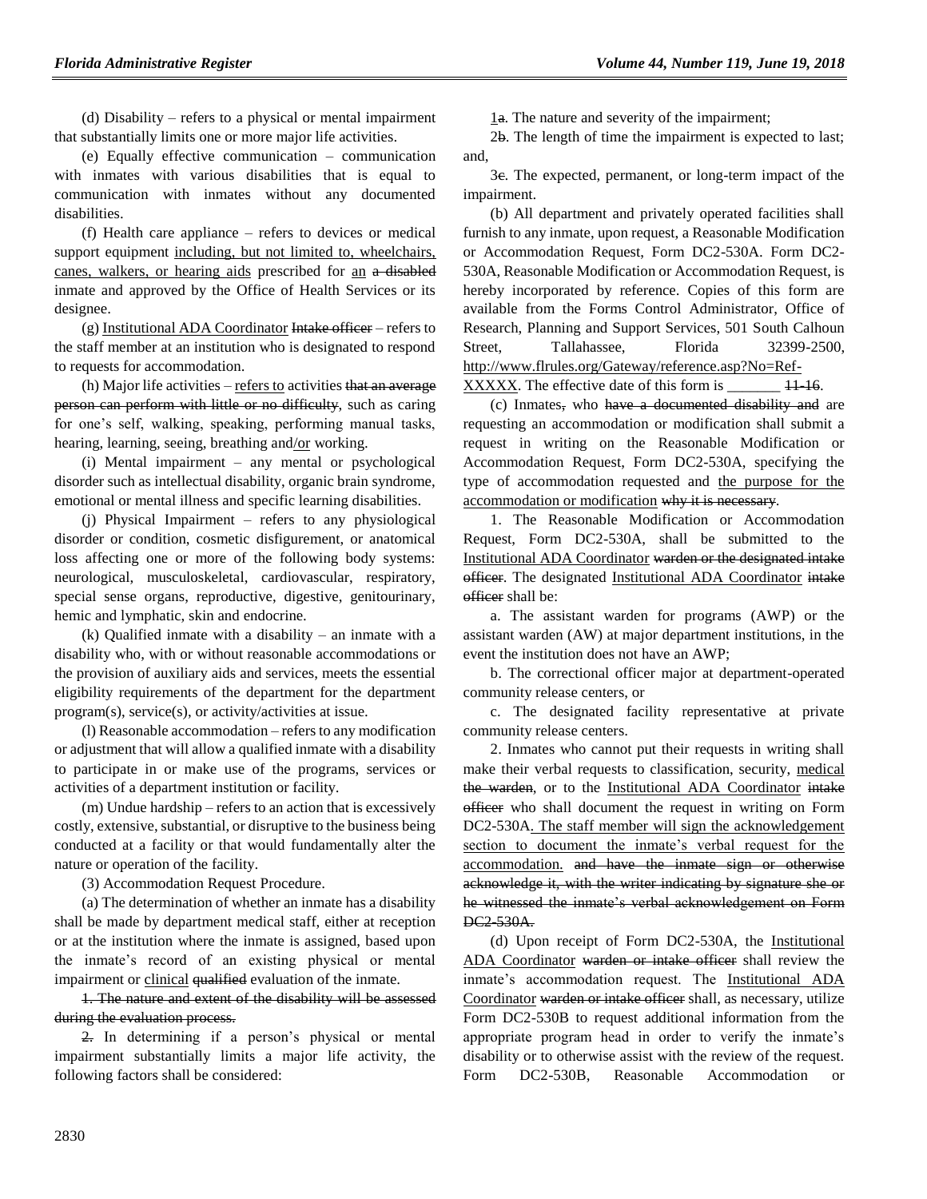(d) Disability – refers to a physical or mental impairment that substantially limits one or more major life activities.

(e) Equally effective communication – communication with inmates with various disabilities that is equal to communication with inmates without any documented disabilities.

(f) Health care appliance – refers to devices or medical support equipment <u>including, but not limited to, wheelchairs, canes, walkers, or hearing aids</u> prescribed for <u>an</u> ~~a disabled~~ inmate and approved by the Office of Health Services or its designee.

(g) <u>Institutional ADA Coordinator</u> ~~Intake officer~~ – refers to the staff member at an institution who is designated to respond to requests for accommodation.

(h) Major life activities – <u>refers to</u> activities ~~that an average person can perform with little or no difficulty~~, such as caring for one's self, walking, speaking, performing manual tasks, hearing, learning, seeing, breathing and<u>/or</u> working.

(i) Mental impairment – any mental or psychological disorder such as intellectual disability, organic brain syndrome, emotional or mental illness and specific learning disabilities.

(j) Physical Impairment – refers to any physiological disorder or condition, cosmetic disfigurement, or anatomical loss affecting one or more of the following body systems: neurological, musculoskeletal, cardiovascular, respiratory, special sense organs, reproductive, digestive, genitourinary, hemic and lymphatic, skin and endocrine.

(k) Qualified inmate with a disability – an inmate with a disability who, with or without reasonable accommodations or the provision of auxiliary aids and services, meets the essential eligibility requirements of the department for the department program(s), service(s), or activity/activities at issue.

(l) Reasonable accommodation – refers to any modification or adjustment that will allow a qualified inmate with a disability to participate in or make use of the programs, services or activities of a department institution or facility.

(m) Undue hardship – refers to an action that is excessively costly, extensive, substantial, or disruptive to the business being conducted at a facility or that would fundamentally alter the nature or operation of the facility.

(3) Accommodation Request Procedure.

(a) The determination of whether an inmate has a disability shall be made by department medical staff, either at reception or at the institution where the inmate is assigned, based upon the inmate's record of an existing physical or mental impairment or <u>clinical</u> ~~qualified~~ evaluation of the inmate.

~~1. The nature and extent of the disability will be assessed during the evaluation process.~~

~~2.~~ In determining if a person's physical or mental impairment substantially limits a major life activity, the following factors shall be considered:

<u>1</u>~~a~~. The nature and severity of the impairment;

2~~b~~. The length of time the impairment is expected to last; and,

3~~c~~. The expected, permanent, or long-term impact of the impairment.

(b) All department and privately operated facilities shall furnish to any inmate, upon request, a Reasonable Modification or Accommodation Request, Form DC2-530A. Form DC2-530A, Reasonable Modification or Accommodation Request, is hereby incorporated by reference. Copies of this form are available from the Forms Control Administrator, Office of Research, Planning and Support Services, 501 South Calhoun Street, Tallahassee, Florida 32399-2500, <u>http://www.flrules.org/Gateway/reference.asp?No=Ref-XXXXX</u>. The effective date of this form is \_\_\_\_\_\_\_ ~~11-16~~.

(c) Inmates~~,~~ who ~~have a documented disability and~~ are requesting an accommodation or modification shall submit a request in writing on the Reasonable Modification or Accommodation Request, Form DC2-530A, specifying the type of accommodation requested and <u>the purpose for the accommodation or modification</u> ~~why it is necessary~~.

1. The Reasonable Modification or Accommodation Request, Form DC2-530A, shall be submitted to the <u>Institutional ADA Coordinator</u> ~~warden or the designated intake officer~~. The designated <u>Institutional ADA Coordinator</u> ~~intake officer~~ shall be:

a. The assistant warden for programs (AWP) or the assistant warden (AW) at major department institutions, in the event the institution does not have an AWP;

b. The correctional officer major at department-operated community release centers, or

c. The designated facility representative at private community release centers.

2. Inmates who cannot put their requests in writing shall make their verbal requests to classification, security, <u>medical</u> ~~the warden~~, or to the <u>Institutional ADA Coordinator</u> ~~intake officer~~ who shall document the request in writing on Form DC2-530A<u>. The staff member will sign the acknowledgement section to document the inmate's verbal request for the accommodation.</u> ~~and have the inmate sign or otherwise acknowledge it, with the writer indicating by signature she or he witnessed the inmate's verbal acknowledgement on Form DC2-530A.~~

(d) Upon receipt of Form DC2-530A, the <u>Institutional ADA Coordinator</u> ~~warden or intake officer~~ shall review the inmate's accommodation request. The <u>Institutional ADA Coordinator</u> ~~warden or intake officer~~ shall, as necessary, utilize Form DC2-530B to request additional information from the appropriate program head in order to verify the inmate's disability or to otherwise assist with the review of the request. Form DC2-530B, Reasonable Accommodation or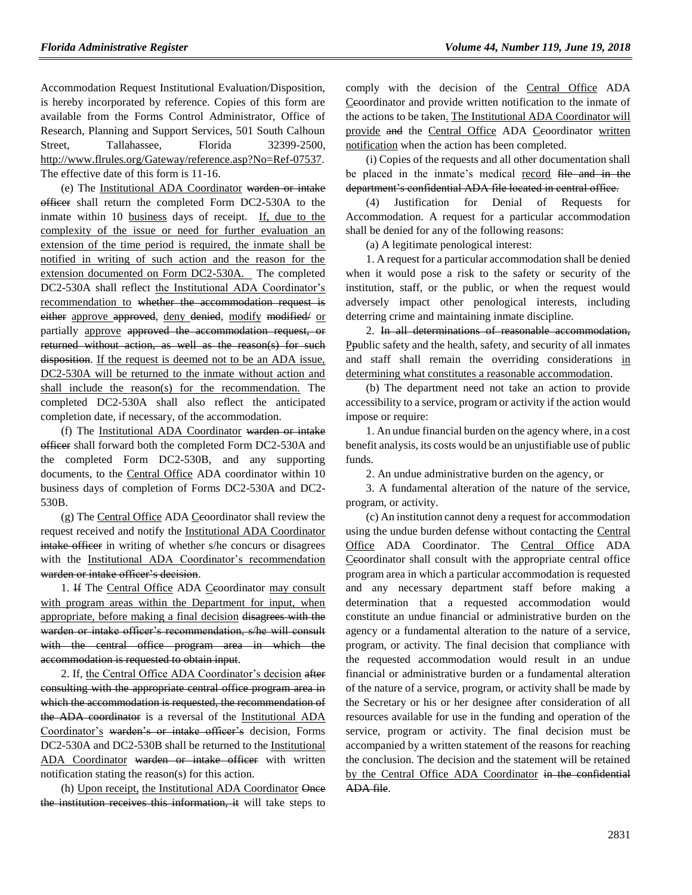Accommodation Request Institutional Evaluation/Disposition, is hereby incorporated by reference. Copies of this form are available from the Forms Control Administrator, Office of Research, Planning and Support Services, 501 South Calhoun Street, Tallahassee, Florida 32399-2500, <u>http://www.flrules.org/Gateway/reference.asp?No=Ref-07537</u>. The effective date of this form is 11-16.

(e) The <u>Institutional ADA Coordinator</u> ~~warden or intake officer~~ shall return the completed Form DC2-530A to the inmate within 10 <u>business</u> days of receipt. <u>If, due to the complexity of the issue or need for further evaluation an extension of the time period is required, the inmate shall be notified in writing of such action and the reason for the extension documented on Form DC2-530A.</u> The completed DC2-530A shall reflect <u>the Institutional ADA Coordinator's recommendation to</u> ~~whether the accommodation request is either~~ <u>approve</u> ~~approved~~, <u>deny</u> ~~denied~~, <u>modify</u> ~~modified/~~ <u>or</u> partially <u>approve</u> ~~approved the accommodation request, or returned without action, as well as the reason(s) for such disposition~~. <u>If the request is deemed not to be an ADA issue, DC2-530A will be returned to the inmate without action and shall include the reason(s) for the recommendation.</u> The completed DC2-530A shall also reflect the anticipated completion date, if necessary, of the accommodation.

(f) The <u>Institutional ADA Coordinator</u> ~~warden or intake officer~~ shall forward both the completed Form DC2-530A and the completed Form DC2-530B, and any supporting documents, to the <u>Central Office</u> ADA coordinator within 10 business days of completion of Forms DC2-530A and DC2-530B.

(g) The <u>Central Office</u> ADA <u>C</u>~~c~~oordinator shall review the request received and notify the <u>Institutional ADA Coordinator</u> ~~intake officer~~ in writing of whether s/he concurs or disagrees with the <u>Institutional ADA Coordinator's recommendation</u> ~~warden or intake officer's decision~~.

1. ~~If~~ The <u>Central Office</u> ADA <u>C</u>~~c~~oordinator <u>may consult with program areas within the Department for input, when appropriate, before making a final decision</u> ~~disagrees with the warden or intake officer's recommendation, s/he will consult with the central office program area in which the accommodation is requested to obtain input~~.

2. If, <u>the Central Office ADA Coordinator's decision</u> ~~after consulting with the appropriate central office program area in which the accommodation is requested, the recommendation of the ADA coordinator~~ is a reversal of the <u>Institutional ADA Coordinator's</u> ~~warden's or intake officer's~~ decision, Forms DC2-530A and DC2-530B shall be returned to the <u>Institutional ADA Coordinator</u> ~~warden or intake officer~~ with written notification stating the reason(s) for this action.

(h) <u>Upon receipt,</u> the Institutional ADA Coordinator ~~Once the institution receives this information, it~~ will take steps to comply with the decision of the <u>Central Office</u> ADA <u>C</u>~~c~~oordinator and provide written notification to the inmate of the actions to be taken<u>. The Institutional ADA Coordinator will provide</u> ~~and~~ the <u>Central Office</u> ADA <u>C</u>~~c~~oordinator <u>written notification</u> when the action has been completed.

(i) Copies of the requests and all other documentation shall be placed in the inmate's medical <u>record</u> ~~file and in the department's confidential ADA file located in central office.~~

(4) Justification for Denial of Requests for Accommodation. A request for a particular accommodation shall be denied for any of the following reasons:

(a) A legitimate penological interest:

1. A request for a particular accommodation shall be denied when it would pose a risk to the safety or security of the institution, staff, or the public, or when the request would adversely impact other penological interests, including deterring crime and maintaining inmate discipline.

2. ~~In all determinations of reasonable accommodation,~~ <u>P</u>~~p~~ublic safety and the health, safety, and security of all inmates and staff shall remain the overriding considerations <u>in determining what constitutes a reasonable accommodation</u>.

(b) The department need not take an action to provide accessibility to a service, program or activity if the action would impose or require:

1. An undue financial burden on the agency where, in a cost benefit analysis, its costs would be an unjustifiable use of public funds.

2. An undue administrative burden on the agency, or

3. A fundamental alteration of the nature of the service, program, or activity.

(c) An institution cannot deny a request for accommodation using the undue burden defense without contacting the <u>Central Office</u> ADA Coordinator. The <u>Central Office</u> ADA <u>C</u>~~c~~oordinator shall consult with the appropriate central office program area in which a particular accommodation is requested and any necessary department staff before making a determination that a requested accommodation would constitute an undue financial or administrative burden on the agency or a fundamental alteration to the nature of a service, program, or activity. The final decision that compliance with the requested accommodation would result in an undue financial or administrative burden or a fundamental alteration of the nature of a service, program, or activity shall be made by the Secretary or his or her designee after consideration of all resources available for use in the funding and operation of the service, program or activity. The final decision must be accompanied by a written statement of the reasons for reaching the conclusion. The decision and the statement will be retained <u>by the Central Office ADA Coordinator</u> ~~in the confidential ADA file~~.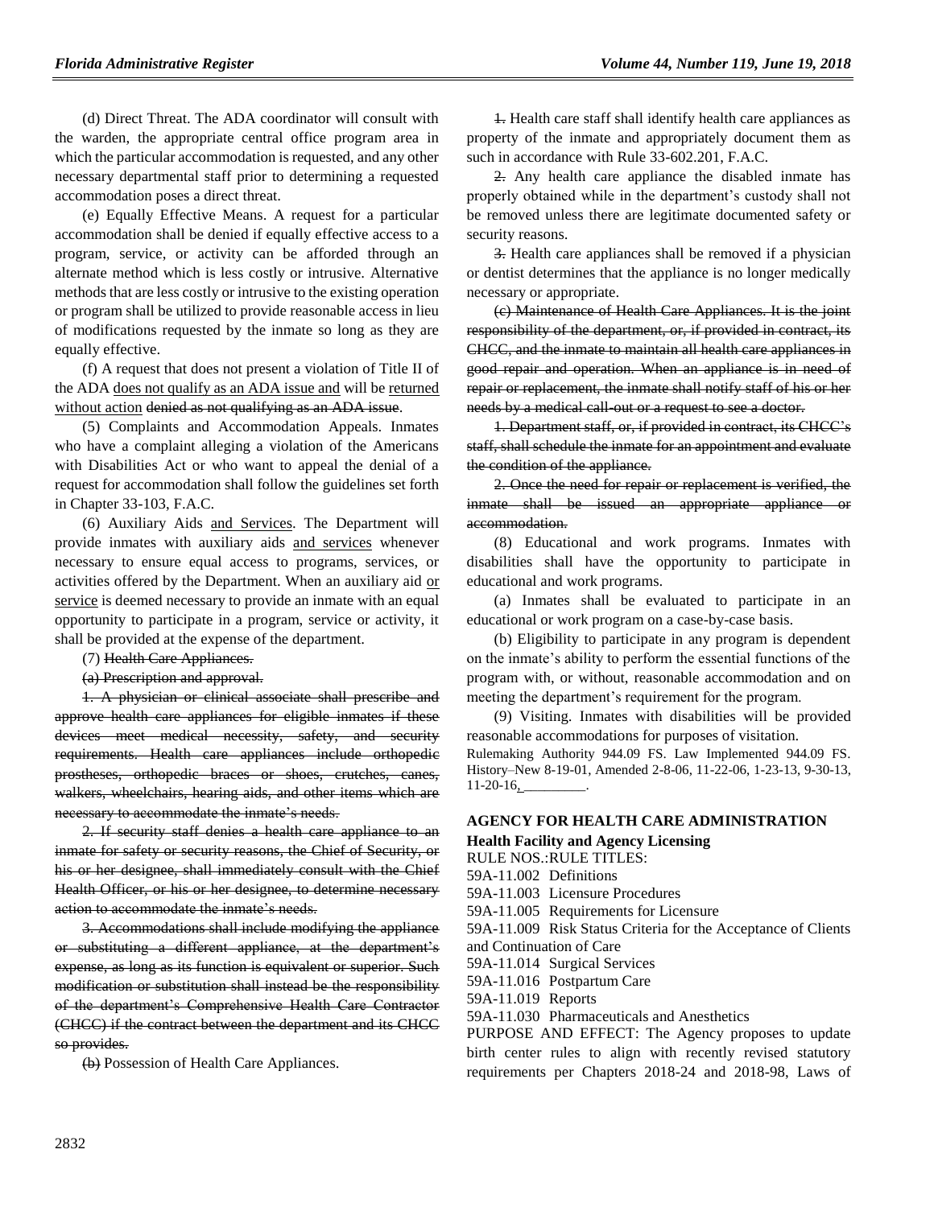(d) Direct Threat. The ADA coordinator will consult with the warden, the appropriate central office program area in which the particular accommodation is requested, and any other necessary departmental staff prior to determining a requested accommodation poses a direct threat.

(e) Equally Effective Means. A request for a particular accommodation shall be denied if equally effective access to a program, service, or activity can be afforded through an alternate method which is less costly or intrusive. Alternative methods that are less costly or intrusive to the existing operation or program shall be utilized to provide reasonable access in lieu of modifications requested by the inmate so long as they are equally effective.

(f) A request that does not present a violation of Title II of the ADA does not qualify as an ADA issue and will be returned without action ~~denied as not qualifying as an ADA issue~~.

(5) Complaints and Accommodation Appeals. Inmates who have a complaint alleging a violation of the Americans with Disabilities Act or who want to appeal the denial of a request for accommodation shall follow the guidelines set forth in Chapter 33-103, F.A.C.

(6) Auxiliary Aids and Services. The Department will provide inmates with auxiliary aids and services whenever necessary to ensure equal access to programs, services, or activities offered by the Department. When an auxiliary aid or service is deemed necessary to provide an inmate with an equal opportunity to participate in a program, service or activity, it shall be provided at the expense of the department.

(7) ~~Health Care Appliances.~~

~~(a) Prescription and approval.~~

~~1. A physician or clinical associate shall prescribe and approve health care appliances for eligible inmates if these devices meet medical necessity, safety, and security requirements. Health care appliances include orthopedic prostheses, orthopedic braces or shoes, crutches, canes, walkers, wheelchairs, hearing aids, and other items which are necessary to accommodate the inmate's needs.~~

~~2. If security staff denies a health care appliance to an inmate for safety or security reasons, the Chief of Security, or his or her designee, shall immediately consult with the Chief Health Officer, or his or her designee, to determine necessary action to accommodate the inmate's needs.~~

~~3. Accommodations shall include modifying the appliance or substituting a different appliance, at the department's expense, as long as its function is equivalent or superior. Such modification or substitution shall instead be the responsibility of the department's Comprehensive Health Care Contractor (CHCC) if the contract between the department and its CHCC so provides.~~

~~(b)~~ Possession of Health Care Appliances.

~~1.~~ Health care staff shall identify health care appliances as property of the inmate and appropriately document them as such in accordance with Rule 33-602.201, F.A.C.

~~2.~~ Any health care appliance the disabled inmate has properly obtained while in the department's custody shall not be removed unless there are legitimate documented safety or security reasons.

~~3.~~ Health care appliances shall be removed if a physician or dentist determines that the appliance is no longer medically necessary or appropriate.

~~(c) Maintenance of Health Care Appliances. It is the joint responsibility of the department, or, if provided in contract, its CHCC, and the inmate to maintain all health care appliances in good repair and operation. When an appliance is in need of repair or replacement, the inmate shall notify staff of his or her needs by a medical call-out or a request to see a doctor.~~

~~1. Department staff, or, if provided in contract, its CHCC's staff, shall schedule the inmate for an appointment and evaluate the condition of the appliance.~~

~~2. Once the need for repair or replacement is verified, the inmate shall be issued an appropriate appliance or accommodation.~~

(8) Educational and work programs. Inmates with disabilities shall have the opportunity to participate in educational and work programs.

(a) Inmates shall be evaluated to participate in an educational or work program on a case-by-case basis.

(b) Eligibility to participate in any program is dependent on the inmate's ability to perform the essential functions of the program with, or without, reasonable accommodation and on meeting the department's requirement for the program.

(9) Visiting. Inmates with disabilities will be provided reasonable accommodations for purposes of visitation.

Rulemaking Authority 944.09 FS. Law Implemented 944.09 FS. History–New 8-19-01, Amended 2-8-06, 11-22-06, 1-23-13, 9-30-13, 11-20-16, \_\_\_\_\_\_\_\_\_.

## AGENCY FOR HEALTH CARE ADMINISTRATION

### Health Facility and Agency Licensing

RULE NOS.:RULE TITLES:

59A-11.002 Definitions

59A-11.003 Licensure Procedures

59A-11.005 Requirements for Licensure

59A-11.009 Risk Status Criteria for the Acceptance of Clients and Continuation of Care

59A-11.014 Surgical Services

59A-11.016 Postpartum Care

59A-11.019 Reports

59A-11.030 Pharmaceuticals and Anesthetics

PURPOSE AND EFFECT: The Agency proposes to update birth center rules to align with recently revised statutory requirements per Chapters 2018-24 and 2018-98, Laws of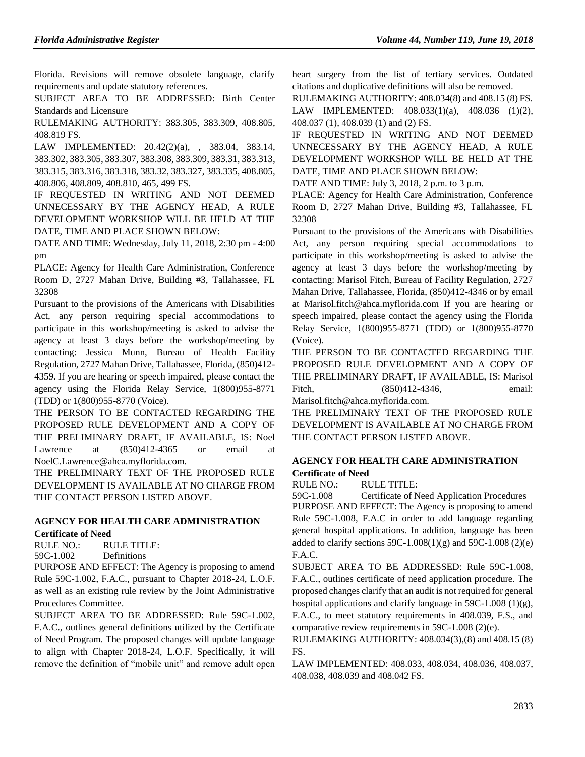Florida. Revisions will remove obsolete language, clarify requirements and update statutory references.

SUBJECT AREA TO BE ADDRESSED: Birth Center Standards and Licensure

RULEMAKING AUTHORITY: 383.305, 383.309, 408.805, 408.819 FS.

LAW IMPLEMENTED: 20.42(2)(a), , 383.04, 383.14, 383.302, 383.305, 383.307, 383.308, 383.309, 383.31, 383.313, 383.315, 383.316, 383.318, 383.32, 383.327, 383.335, 408.805, 408.806, 408.809, 408.810, 465, 499 FS.

IF REQUESTED IN WRITING AND NOT DEEMED UNNECESSARY BY THE AGENCY HEAD, A RULE DEVELOPMENT WORKSHOP WILL BE HELD AT THE DATE, TIME AND PLACE SHOWN BELOW:

DATE AND TIME: Wednesday, July 11, 2018, 2:30 pm - 4:00 pm

PLACE: Agency for Health Care Administration, Conference Room D, 2727 Mahan Drive, Building #3, Tallahassee, FL 32308

Pursuant to the provisions of the Americans with Disabilities Act, any person requiring special accommodations to participate in this workshop/meeting is asked to advise the agency at least 3 days before the workshop/meeting by contacting: Jessica Munn, Bureau of Health Facility Regulation, 2727 Mahan Drive, Tallahassee, Florida, (850)412-4359. If you are hearing or speech impaired, please contact the agency using the Florida Relay Service, 1(800)955-8771 (TDD) or 1(800)955-8770 (Voice).

THE PERSON TO BE CONTACTED REGARDING THE PROPOSED RULE DEVELOPMENT AND A COPY OF THE PRELIMINARY DRAFT, IF AVAILABLE, IS: Noel Lawrence at (850)412-4365 or email at NoelC.Lawrence@ahca.myflorida.com.

THE PRELIMINARY TEXT OF THE PROPOSED RULE DEVELOPMENT IS AVAILABLE AT NO CHARGE FROM THE CONTACT PERSON LISTED ABOVE.

## AGENCY FOR HEALTH CARE ADMINISTRATION

### Certificate of Need

RULE NO.: RULE TITLE:

59C-1.002 Definitions

PURPOSE AND EFFECT: The Agency is proposing to amend Rule 59C-1.002, F.A.C., pursuant to Chapter 2018-24, L.O.F. as well as an existing rule review by the Joint Administrative Procedures Committee.

SUBJECT AREA TO BE ADDRESSED: Rule 59C-1.002, F.A.C., outlines general definitions utilized by the Certificate of Need Program. The proposed changes will update language to align with Chapter 2018-24, L.O.F. Specifically, it will remove the definition of "mobile unit" and remove adult open heart surgery from the list of tertiary services. Outdated citations and duplicative definitions will also be removed.

RULEMAKING AUTHORITY: 408.034(8) and 408.15 (8) FS.

LAW IMPLEMENTED: 408.033(1)(a), 408.036 (1)(2), 408.037 (1), 408.039 (1) and (2) FS.

IF REQUESTED IN WRITING AND NOT DEEMED UNNECESSARY BY THE AGENCY HEAD, A RULE DEVELOPMENT WORKSHOP WILL BE HELD AT THE DATE, TIME AND PLACE SHOWN BELOW:

DATE AND TIME: July 3, 2018, 2 p.m. to 3 p.m.

PLACE: Agency for Health Care Administration, Conference Room D, 2727 Mahan Drive, Building #3, Tallahassee, FL 32308

Pursuant to the provisions of the Americans with Disabilities Act, any person requiring special accommodations to participate in this workshop/meeting is asked to advise the agency at least 3 days before the workshop/meeting by contacting: Marisol Fitch, Bureau of Facility Regulation, 2727 Mahan Drive, Tallahassee, Florida, (850)412-4346 or by email at Marisol.fitch@ahca.myflorida.com If you are hearing or speech impaired, please contact the agency using the Florida Relay Service, 1(800)955-8771 (TDD) or 1(800)955-8770 (Voice).

THE PERSON TO BE CONTACTED REGARDING THE PROPOSED RULE DEVELOPMENT AND A COPY OF THE PRELIMINARY DRAFT, IF AVAILABLE, IS: Marisol Fitch, (850)412-4346, email: Marisol.fitch@ahca.myflorida.com.

THE PRELIMINARY TEXT OF THE PROPOSED RULE DEVELOPMENT IS AVAILABLE AT NO CHARGE FROM THE CONTACT PERSON LISTED ABOVE.

## AGENCY FOR HEALTH CARE ADMINISTRATION

### Certificate of Need

RULE NO.: RULE TITLE:

59C-1.008 Certificate of Need Application Procedures

PURPOSE AND EFFECT: The Agency is proposing to amend Rule 59C-1.008, F.A.C in order to add language regarding general hospital applications. In addition, language has been added to clarify sections 59C-1.008(1)(g) and 59C-1.008 (2)(e) F.A.C.

SUBJECT AREA TO BE ADDRESSED: Rule 59C-1.008, F.A.C., outlines certificate of need application procedure. The proposed changes clarify that an audit is not required for general hospital applications and clarify language in 59C-1.008 (1)(g), F.A.C., to meet statutory requirements in 408.039, F.S., and comparative review requirements in 59C-1.008 (2)(e).

RULEMAKING AUTHORITY: 408.034(3),(8) and 408.15 (8) FS.

LAW IMPLEMENTED: 408.033, 408.034, 408.036, 408.037, 408.038, 408.039 and 408.042 FS.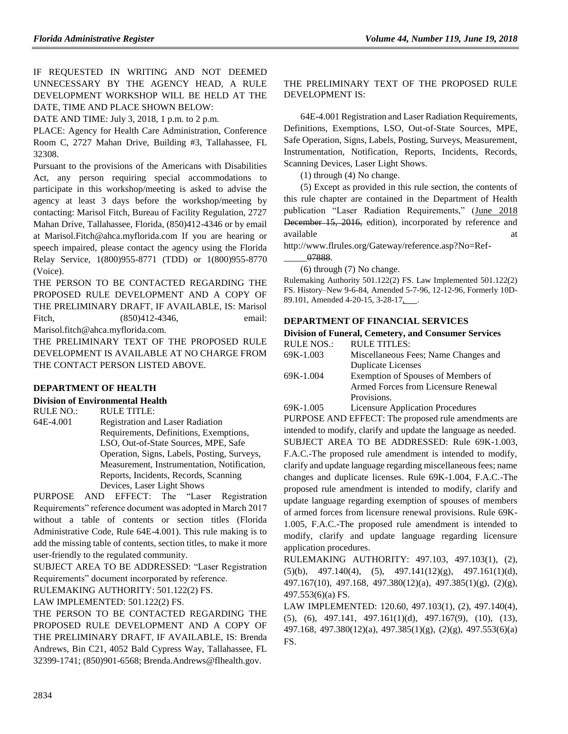IF REQUESTED IN WRITING AND NOT DEEMED UNNECESSARY BY THE AGENCY HEAD, A RULE DEVELOPMENT WORKSHOP WILL BE HELD AT THE DATE, TIME AND PLACE SHOWN BELOW:

DATE AND TIME: July 3, 2018, 1 p.m. to 2 p.m.

PLACE: Agency for Health Care Administration, Conference Room C, 2727 Mahan Drive, Building #3, Tallahassee, FL 32308.

Pursuant to the provisions of the Americans with Disabilities Act, any person requiring special accommodations to participate in this workshop/meeting is asked to advise the agency at least 3 days before the workshop/meeting by contacting: Marisol Fitch, Bureau of Facility Regulation, 2727 Mahan Drive, Tallahassee, Florida, (850)412-4346 or by email at Marisol.Fitch@ahca.myflorida.com If you are hearing or speech impaired, please contact the agency using the Florida Relay Service, 1(800)955-8771 (TDD) or 1(800)955-8770 (Voice).

THE PERSON TO BE CONTACTED REGARDING THE PROPOSED RULE DEVELOPMENT AND A COPY OF THE PRELIMINARY DRAFT, IF AVAILABLE, IS: Marisol Fitch, (850)412-4346, email: Marisol.fitch@ahca.myflorida.com.

THE PRELIMINARY TEXT OF THE PROPOSED RULE DEVELOPMENT IS AVAILABLE AT NO CHARGE FROM THE CONTACT PERSON LISTED ABOVE.

## DEPARTMENT OF HEALTH

### Division of Environmental Health

| RULE NO.: | RULE TITLE: |
|---|---|
| 64E-4.001 | Registration and Laser Radiation Requirements, Definitions, Exemptions, LSO, Out-of-State Sources, MPE, Safe Operation, Signs, Labels, Posting, Surveys, Measurement, Instrumentation, Notification, Reports, Incidents, Records, Scanning Devices, Laser Light Shows |

PURPOSE AND EFFECT: The "Laser Registration Requirements" reference document was adopted in March 2017 without a table of contents or section titles (Florida Administrative Code, Rule 64E-4.001). This rule making is to add the missing table of contents, section titles, to make it more user-friendly to the regulated community.

SUBJECT AREA TO BE ADDRESSED: "Laser Registration Requirements" document incorporated by reference.

RULEMAKING AUTHORITY: 501.122(2) FS.

LAW IMPLEMENTED: 501.122(2) FS.

THE PERSON TO BE CONTACTED REGARDING THE PROPOSED RULE DEVELOPMENT AND A COPY OF THE PRELIMINARY DRAFT, IF AVAILABLE, IS: Brenda Andrews, Bin C21, 4052 Bald Cypress Way, Tallahassee, FL 32399-1741; (850)901-6568; Brenda.Andrews@flhealth.gov.

THE PRELIMINARY TEXT OF THE PROPOSED RULE DEVELOPMENT IS:

64E-4.001 Registration and Laser Radiation Requirements, Definitions, Exemptions, LSO, Out-of-State Sources, MPE, Safe Operation, Signs, Labels, Posting, Surveys, Measurement, Instrumentation, Notification, Reports, Incidents, Records, Scanning Devices, Laser Light Shows.

(1) through (4) No change.

(5) Except as provided in this rule section, the contents of this rule chapter are contained in the Department of Health publication "Laser Radiation Requirements," (June 2018 ~~December 15, 2016,~~ edition), incorporated by reference and available at http://www.flrules.org/Gateway/reference.asp?No=Ref-_____ ~~07888~~.

(6) through (7) No change.

Rulemaking Authority 501.122(2) FS. Law Implemented 501.122(2) FS. History–New 9-6-84, Amended 5-7-96, 12-12-96, Formerly 10D-89.101, Amended 4-20-15, 3-28-17, ___.

## DEPARTMENT OF FINANCIAL SERVICES

### Division of Funeral, Cemetery, and Consumer Services

| RULE NOS.: | RULE TITLES: |
|---|---|
| 69K-1.003 | Miscellaneous Fees; Name Changes and Duplicate Licenses |
| 69K-1.004 | Exemption of Spouses of Members of Armed Forces from Licensure Renewal Provisions. |
| 69K-1.005 | Licensure Application Procedures |

PURPOSE AND EFFECT: The proposed rule amendments are intended to modify, clarify and update the language as needed.

SUBJECT AREA TO BE ADDRESSED: Rule 69K-1.003, F.A.C.-The proposed rule amendment is intended to modify, clarify and update language regarding miscellaneous fees; name changes and duplicate licenses. Rule 69K-1.004, F.A.C.-The proposed rule amendment is intended to modify, clarify and update language regarding exemption of spouses of members of armed forces from licensure renewal provisions. Rule 69K-1.005, F.A.C.-The proposed rule amendment is intended to modify, clarify and update language regarding licensure application procedures.

RULEMAKING AUTHORITY: 497.103, 497.103(1), (2), (5)(b), 497.140(4), (5), 497.141(12)(g), 497.161(1)(d), 497.167(10), 497.168, 497.380(12)(a), 497.385(1)(g), (2)(g), 497.553(6)(a) FS.

LAW IMPLEMENTED: 120.60, 497.103(1), (2), 497.140(4), (5), (6), 497.141, 497.161(1)(d), 497.167(9), (10), (13), 497.168, 497.380(12)(a), 497.385(1)(g), (2)(g), 497.553(6)(a) FS.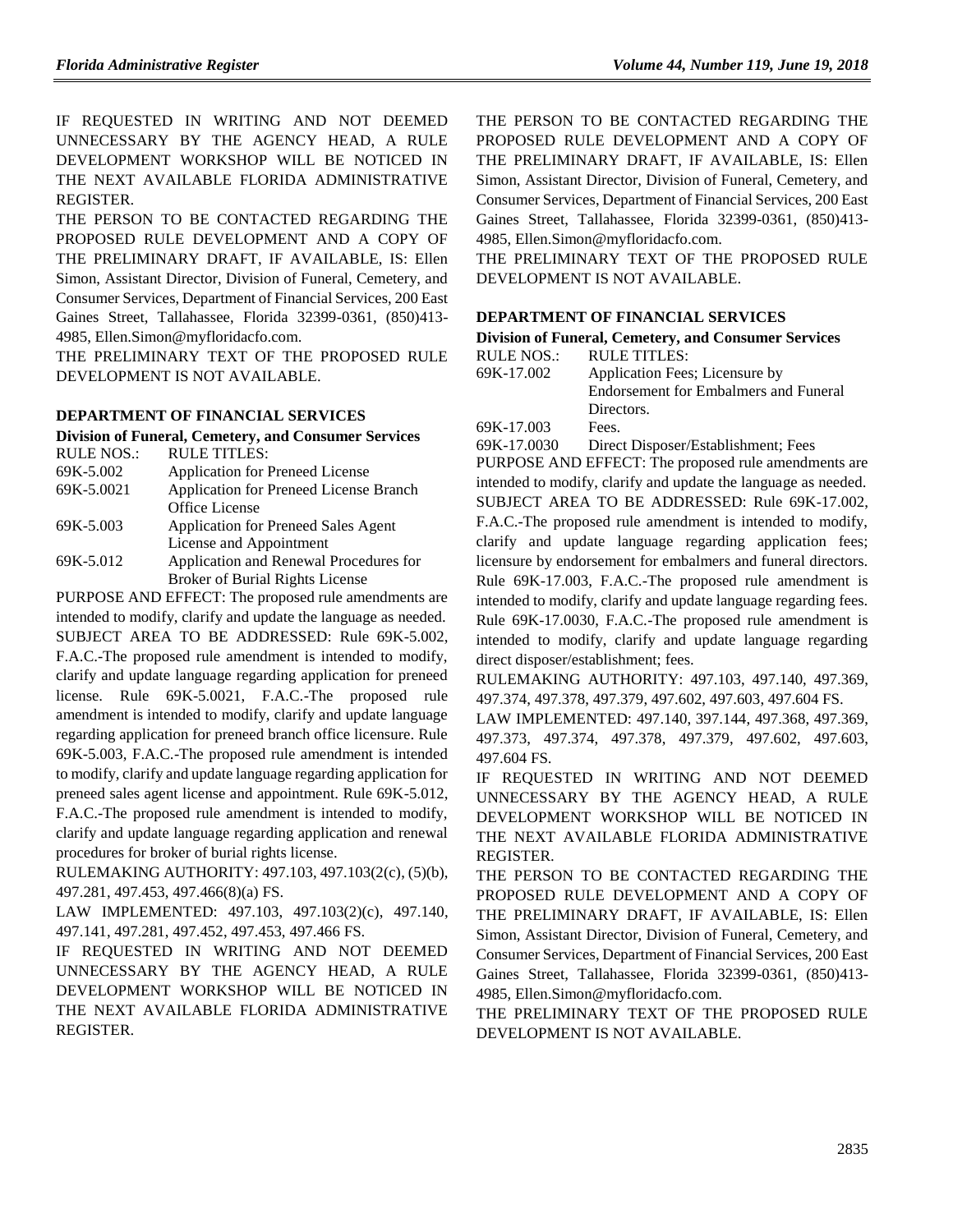IF REQUESTED IN WRITING AND NOT DEEMED UNNECESSARY BY THE AGENCY HEAD, A RULE DEVELOPMENT WORKSHOP WILL BE NOTICED IN THE NEXT AVAILABLE FLORIDA ADMINISTRATIVE REGISTER.

THE PERSON TO BE CONTACTED REGARDING THE PROPOSED RULE DEVELOPMENT AND A COPY OF THE PRELIMINARY DRAFT, IF AVAILABLE, IS: Ellen Simon, Assistant Director, Division of Funeral, Cemetery, and Consumer Services, Department of Financial Services, 200 East Gaines Street, Tallahassee, Florida 32399-0361, (850)413-4985, Ellen.Simon@myfloridacfo.com.

THE PRELIMINARY TEXT OF THE PROPOSED RULE DEVELOPMENT IS NOT AVAILABLE.

### DEPARTMENT OF FINANCIAL SERVICES

#### Division of Funeral, Cemetery, and Consumer Services

| RULE NOS.: | RULE TITLES: |
|---|---|
| 69K-5.002 | Application for Preneed License |
| 69K-5.0021 | Application for Preneed License Branch Office License |
| 69K-5.003 | Application for Preneed Sales Agent License and Appointment |
| 69K-5.012 | Application and Renewal Procedures for Broker of Burial Rights License |

PURPOSE AND EFFECT: The proposed rule amendments are intended to modify, clarify and update the language as needed.

SUBJECT AREA TO BE ADDRESSED: Rule 69K-5.002, F.A.C.-The proposed rule amendment is intended to modify, clarify and update language regarding application for preneed license. Rule 69K-5.0021, F.A.C.-The proposed rule amendment is intended to modify, clarify and update language regarding application for preneed branch office licensure. Rule 69K-5.003, F.A.C.-The proposed rule amendment is intended to modify, clarify and update language regarding application for preneed sales agent license and appointment. Rule 69K-5.012, F.A.C.-The proposed rule amendment is intended to modify, clarify and update language regarding application and renewal procedures for broker of burial rights license.

RULEMAKING AUTHORITY: 497.103, 497.103(2(c), (5)(b), 497.281, 497.453, 497.466(8)(a) FS.

LAW IMPLEMENTED: 497.103, 497.103(2)(c), 497.140, 497.141, 497.281, 497.452, 497.453, 497.466 FS.

IF REQUESTED IN WRITING AND NOT DEEMED UNNECESSARY BY THE AGENCY HEAD, A RULE DEVELOPMENT WORKSHOP WILL BE NOTICED IN THE NEXT AVAILABLE FLORIDA ADMINISTRATIVE REGISTER.

THE PERSON TO BE CONTACTED REGARDING THE PROPOSED RULE DEVELOPMENT AND A COPY OF THE PRELIMINARY DRAFT, IF AVAILABLE, IS: Ellen Simon, Assistant Director, Division of Funeral, Cemetery, and Consumer Services, Department of Financial Services, 200 East Gaines Street, Tallahassee, Florida 32399-0361, (850)413-4985, Ellen.Simon@myfloridacfo.com.

THE PRELIMINARY TEXT OF THE PROPOSED RULE DEVELOPMENT IS NOT AVAILABLE.

### DEPARTMENT OF FINANCIAL SERVICES

#### Division of Funeral, Cemetery, and Consumer Services

| RULE NOS.: | RULE TITLES: |
|---|---|
| 69K-17.002 | Application Fees; Licensure by Endorsement for Embalmers and Funeral Directors. |
| 69K-17.003 | Fees. |
| 69K-17.0030 | Direct Disposer/Establishment; Fees |

PURPOSE AND EFFECT: The proposed rule amendments are intended to modify, clarify and update the language as needed.

SUBJECT AREA TO BE ADDRESSED: Rule 69K-17.002, F.A.C.-The proposed rule amendment is intended to modify, clarify and update language regarding application fees; licensure by endorsement for embalmers and funeral directors. Rule 69K-17.003, F.A.C.-The proposed rule amendment is intended to modify, clarify and update language regarding fees. Rule 69K-17.0030, F.A.C.-The proposed rule amendment is intended to modify, clarify and update language regarding direct disposer/establishment; fees.

RULEMAKING AUTHORITY: 497.103, 497.140, 497.369, 497.374, 497.378, 497.379, 497.602, 497.603, 497.604 FS.

LAW IMPLEMENTED: 497.140, 397.144, 497.368, 497.369, 497.373, 497.374, 497.378, 497.379, 497.602, 497.603, 497.604 FS.

IF REQUESTED IN WRITING AND NOT DEEMED UNNECESSARY BY THE AGENCY HEAD, A RULE DEVELOPMENT WORKSHOP WILL BE NOTICED IN THE NEXT AVAILABLE FLORIDA ADMINISTRATIVE REGISTER.

THE PERSON TO BE CONTACTED REGARDING THE PROPOSED RULE DEVELOPMENT AND A COPY OF THE PRELIMINARY DRAFT, IF AVAILABLE, IS: Ellen Simon, Assistant Director, Division of Funeral, Cemetery, and Consumer Services, Department of Financial Services, 200 East Gaines Street, Tallahassee, Florida 32399-0361, (850)413-4985, Ellen.Simon@myfloridacfo.com.

THE PRELIMINARY TEXT OF THE PROPOSED RULE DEVELOPMENT IS NOT AVAILABLE.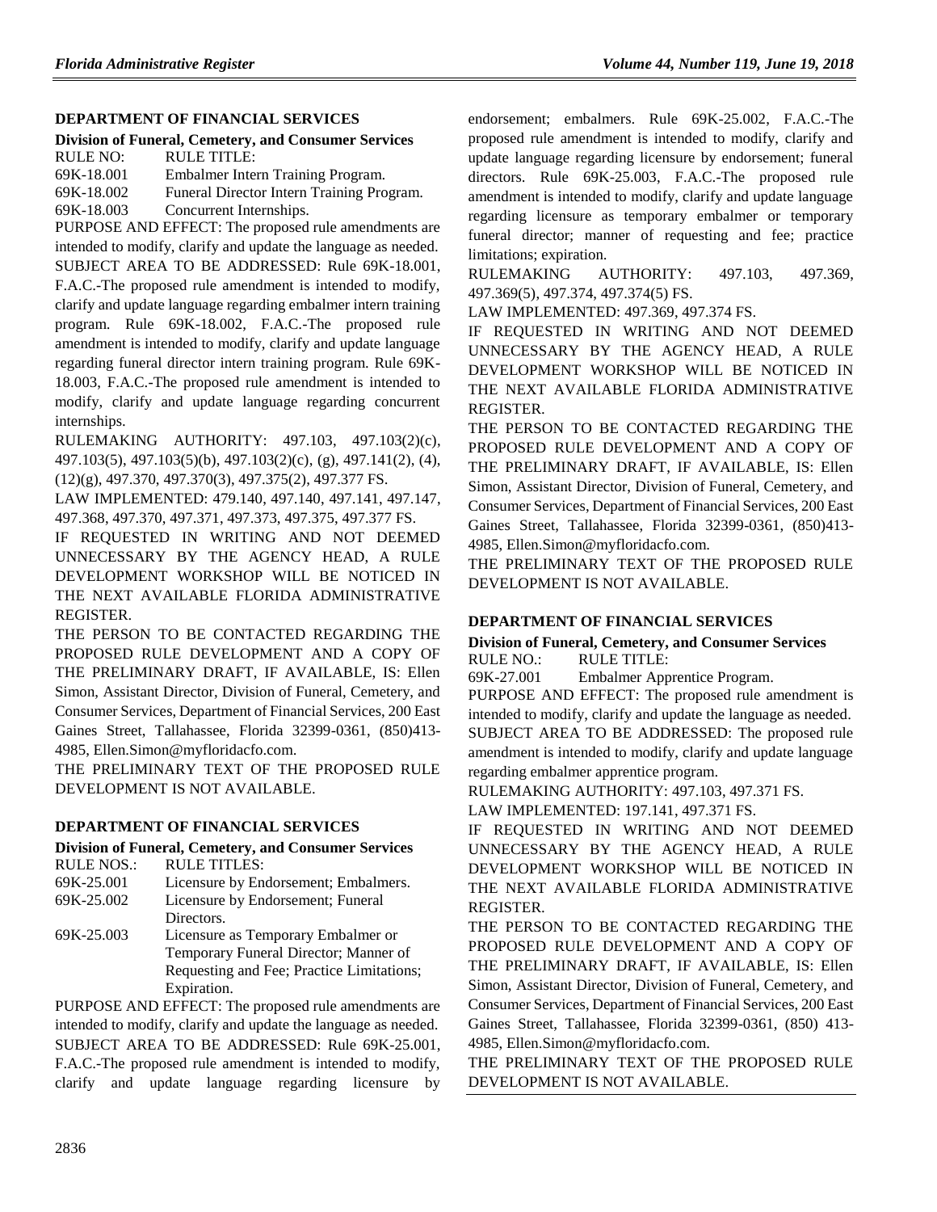### DEPARTMENT OF FINANCIAL SERVICES

**Division of Funeral, Cemetery, and Consumer Services**

| RULE NO: | RULE TITLE: |
|---|---|
| 69K-18.001 | Embalmer Intern Training Program. |
| 69K-18.002 | Funeral Director Intern Training Program. |
| 69K-18.003 | Concurrent Internships. |

PURPOSE AND EFFECT: The proposed rule amendments are intended to modify, clarify and update the language as needed.

SUBJECT AREA TO BE ADDRESSED: Rule 69K-18.001, F.A.C.-The proposed rule amendment is intended to modify, clarify and update language regarding embalmer intern training program. Rule 69K-18.002, F.A.C.-The proposed rule amendment is intended to modify, clarify and update language regarding funeral director intern training program. Rule 69K-18.003, F.A.C.-The proposed rule amendment is intended to modify, clarify and update language regarding concurrent internships.

RULEMAKING AUTHORITY: 497.103, 497.103(2)(c), 497.103(5), 497.103(5)(b), 497.103(2)(c), (g), 497.141(2), (4), (12)(g), 497.370, 497.370(3), 497.375(2), 497.377 FS.

LAW IMPLEMENTED: 479.140, 497.140, 497.141, 497.147, 497.368, 497.370, 497.371, 497.373, 497.375, 497.377 FS.

IF REQUESTED IN WRITING AND NOT DEEMED UNNECESSARY BY THE AGENCY HEAD, A RULE DEVELOPMENT WORKSHOP WILL BE NOTICED IN THE NEXT AVAILABLE FLORIDA ADMINISTRATIVE REGISTER.

THE PERSON TO BE CONTACTED REGARDING THE PROPOSED RULE DEVELOPMENT AND A COPY OF THE PRELIMINARY DRAFT, IF AVAILABLE, IS: Ellen Simon, Assistant Director, Division of Funeral, Cemetery, and Consumer Services, Department of Financial Services, 200 East Gaines Street, Tallahassee, Florida 32399-0361, (850)413-4985, Ellen.Simon@myfloridacfo.com.

THE PRELIMINARY TEXT OF THE PROPOSED RULE DEVELOPMENT IS NOT AVAILABLE.

### DEPARTMENT OF FINANCIAL SERVICES

**Division of Funeral, Cemetery, and Consumer Services**

| RULE NOS.: | RULE TITLES: |
|---|---|
| 69K-25.001 | Licensure by Endorsement; Embalmers. |
| 69K-25.002 | Licensure by Endorsement; Funeral Directors. |
| 69K-25.003 | Licensure as Temporary Embalmer or Temporary Funeral Director; Manner of Requesting and Fee; Practice Limitations; Expiration. |

PURPOSE AND EFFECT: The proposed rule amendments are intended to modify, clarify and update the language as needed.

SUBJECT AREA TO BE ADDRESSED: Rule 69K-25.001, F.A.C.-The proposed rule amendment is intended to modify, clarify and update language regarding licensure by endorsement; embalmers. Rule 69K-25.002, F.A.C.-The proposed rule amendment is intended to modify, clarify and update language regarding licensure by endorsement; funeral directors. Rule 69K-25.003, F.A.C.-The proposed rule amendment is intended to modify, clarify and update language regarding licensure as temporary embalmer or temporary funeral director; manner of requesting and fee; practice limitations; expiration.

RULEMAKING AUTHORITY: 497.103, 497.369, 497.369(5), 497.374, 497.374(5) FS.

LAW IMPLEMENTED: 497.369, 497.374 FS.

IF REQUESTED IN WRITING AND NOT DEEMED UNNECESSARY BY THE AGENCY HEAD, A RULE DEVELOPMENT WORKSHOP WILL BE NOTICED IN THE NEXT AVAILABLE FLORIDA ADMINISTRATIVE REGISTER.

THE PERSON TO BE CONTACTED REGARDING THE PROPOSED RULE DEVELOPMENT AND A COPY OF THE PRELIMINARY DRAFT, IF AVAILABLE, IS: Ellen Simon, Assistant Director, Division of Funeral, Cemetery, and Consumer Services, Department of Financial Services, 200 East Gaines Street, Tallahassee, Florida 32399-0361, (850)413-4985, Ellen.Simon@myfloridacfo.com.

THE PRELIMINARY TEXT OF THE PROPOSED RULE DEVELOPMENT IS NOT AVAILABLE.

### DEPARTMENT OF FINANCIAL SERVICES

**Division of Funeral, Cemetery, and Consumer Services**

| RULE NO.: | RULE TITLE: |
|---|---|
| 69K-27.001 | Embalmer Apprentice Program. |

PURPOSE AND EFFECT: The proposed rule amendment is intended to modify, clarify and update the language as needed.

SUBJECT AREA TO BE ADDRESSED: The proposed rule amendment is intended to modify, clarify and update language regarding embalmer apprentice program.

RULEMAKING AUTHORITY: 497.103, 497.371 FS.

LAW IMPLEMENTED: 197.141, 497.371 FS.

IF REQUESTED IN WRITING AND NOT DEEMED UNNECESSARY BY THE AGENCY HEAD, A RULE DEVELOPMENT WORKSHOP WILL BE NOTICED IN THE NEXT AVAILABLE FLORIDA ADMINISTRATIVE REGISTER.

THE PERSON TO BE CONTACTED REGARDING THE PROPOSED RULE DEVELOPMENT AND A COPY OF THE PRELIMINARY DRAFT, IF AVAILABLE, IS: Ellen Simon, Assistant Director, Division of Funeral, Cemetery, and Consumer Services, Department of Financial Services, 200 East Gaines Street, Tallahassee, Florida 32399-0361, (850) 413-4985, Ellen.Simon@myfloridacfo.com.

THE PRELIMINARY TEXT OF THE PROPOSED RULE DEVELOPMENT IS NOT AVAILABLE.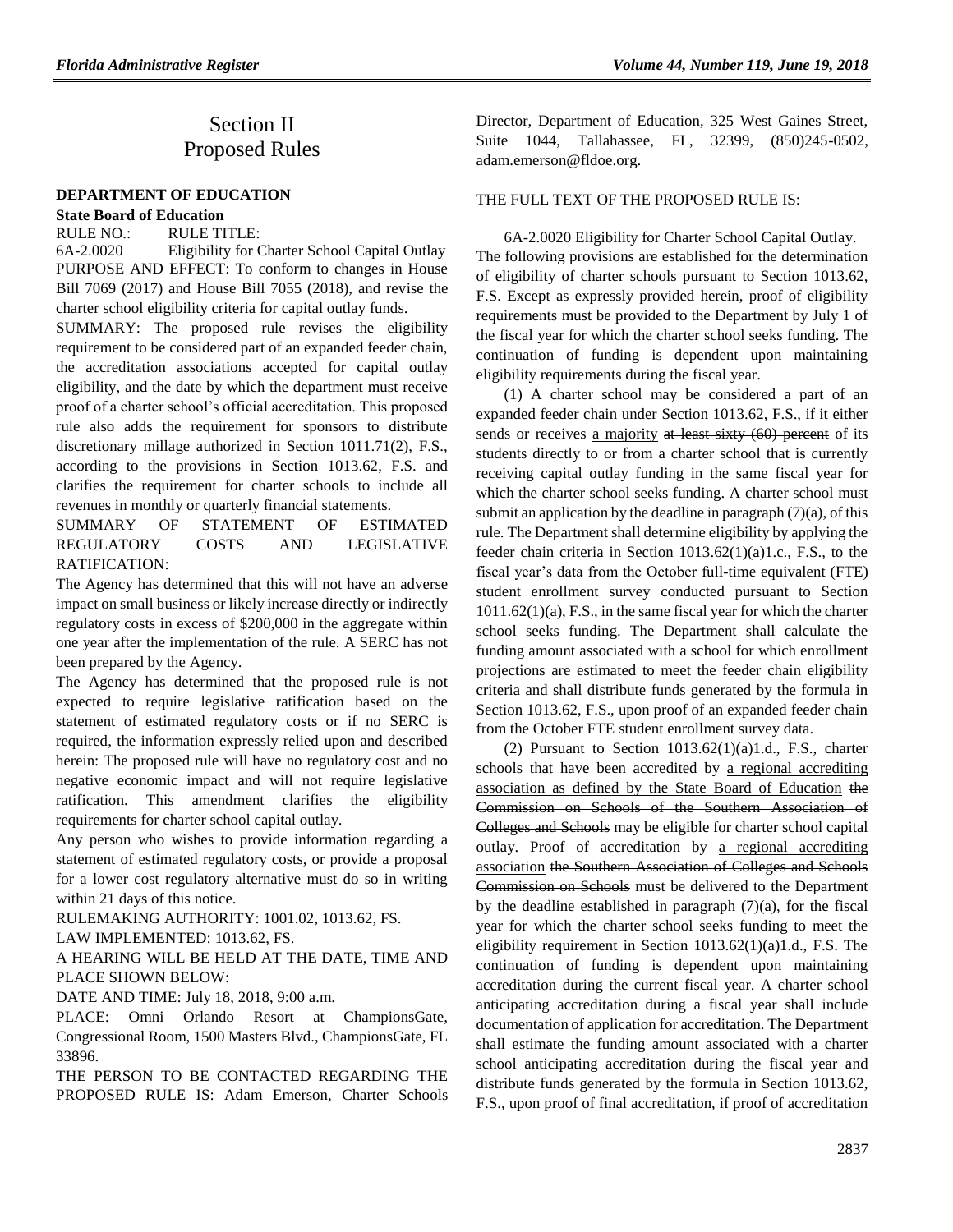# Section II
# Proposed Rules

## DEPARTMENT OF EDUCATION

### State Board of Education

RULE NO.: RULE TITLE:

6A-2.0020 Eligibility for Charter School Capital Outlay

PURPOSE AND EFFECT: To conform to changes in House Bill 7069 (2017) and House Bill 7055 (2018), and revise the charter school eligibility criteria for capital outlay funds.

SUMMARY: The proposed rule revises the eligibility requirement to be considered part of an expanded feeder chain, the accreditation associations accepted for capital outlay eligibility, and the date by which the department must receive proof of a charter school's official accreditation. This proposed rule also adds the requirement for sponsors to distribute discretionary millage authorized in Section 1011.71(2), F.S., according to the provisions in Section 1013.62, F.S. and clarifies the requirement for charter schools to include all revenues in monthly or quarterly financial statements.

SUMMARY OF STATEMENT OF ESTIMATED REGULATORY COSTS AND LEGISLATIVE RATIFICATION:

The Agency has determined that this will not have an adverse impact on small business or likely increase directly or indirectly regulatory costs in excess of $200,000 in the aggregate within one year after the implementation of the rule. A SERC has not been prepared by the Agency.

The Agency has determined that the proposed rule is not expected to require legislative ratification based on the statement of estimated regulatory costs or if no SERC is required, the information expressly relied upon and described herein: The proposed rule will have no regulatory cost and no negative economic impact and will not require legislative ratification. This amendment clarifies the eligibility requirements for charter school capital outlay.

Any person who wishes to provide information regarding a statement of estimated regulatory costs, or provide a proposal for a lower cost regulatory alternative must do so in writing within 21 days of this notice.

RULEMAKING AUTHORITY: 1001.02, 1013.62, FS.

LAW IMPLEMENTED: 1013.62, FS.

A HEARING WILL BE HELD AT THE DATE, TIME AND PLACE SHOWN BELOW:

DATE AND TIME: July 18, 2018, 9:00 a.m.

PLACE: Omni Orlando Resort at ChampionsGate, Congressional Room, 1500 Masters Blvd., ChampionsGate, FL 33896.

THE PERSON TO BE CONTACTED REGARDING THE PROPOSED RULE IS: Adam Emerson, Charter Schools Director, Department of Education, 325 West Gaines Street, Suite 1044, Tallahassee, FL, 32399, (850)245-0502, adam.emerson@fldoe.org.

THE FULL TEXT OF THE PROPOSED RULE IS:

6A-2.0020 Eligibility for Charter School Capital Outlay.

The following provisions are established for the determination of eligibility of charter schools pursuant to Section 1013.62, F.S. Except as expressly provided herein, proof of eligibility requirements must be provided to the Department by July 1 of the fiscal year for which the charter school seeks funding. The continuation of funding is dependent upon maintaining eligibility requirements during the fiscal year.

(1) A charter school may be considered a part of an expanded feeder chain under Section 1013.62, F.S., if it either sends or receives <u>a majority</u> ~~at least sixty (60) percent~~ of its students directly to or from a charter school that is currently receiving capital outlay funding in the same fiscal year for which the charter school seeks funding. A charter school must submit an application by the deadline in paragraph (7)(a), of this rule. The Department shall determine eligibility by applying the feeder chain criteria in Section 1013.62(1)(a)1.c., F.S., to the fiscal year's data from the October full-time equivalent (FTE) student enrollment survey conducted pursuant to Section 1011.62(1)(a), F.S., in the same fiscal year for which the charter school seeks funding. The Department shall calculate the funding amount associated with a school for which enrollment projections are estimated to meet the feeder chain eligibility criteria and shall distribute funds generated by the formula in Section 1013.62, F.S., upon proof of an expanded feeder chain from the October FTE student enrollment survey data.

(2) Pursuant to Section 1013.62(1)(a)1.d., F.S., charter schools that have been accredited by <u>a regional accrediting association as defined by the State Board of Education</u> ~~the Commission on Schools of the Southern Association of Colleges and Schools~~ may be eligible for charter school capital outlay. Proof of accreditation by <u>a regional accrediting association</u> ~~the Southern Association of Colleges and Schools Commission on Schools~~ must be delivered to the Department by the deadline established in paragraph (7)(a), for the fiscal year for which the charter school seeks funding to meet the eligibility requirement in Section 1013.62(1)(a)1.d., F.S. The continuation of funding is dependent upon maintaining accreditation during the current fiscal year. A charter school anticipating accreditation during a fiscal year shall include documentation of application for accreditation. The Department shall estimate the funding amount associated with a charter school anticipating accreditation during the fiscal year and distribute funds generated by the formula in Section 1013.62, F.S., upon proof of final accreditation, if proof of accreditation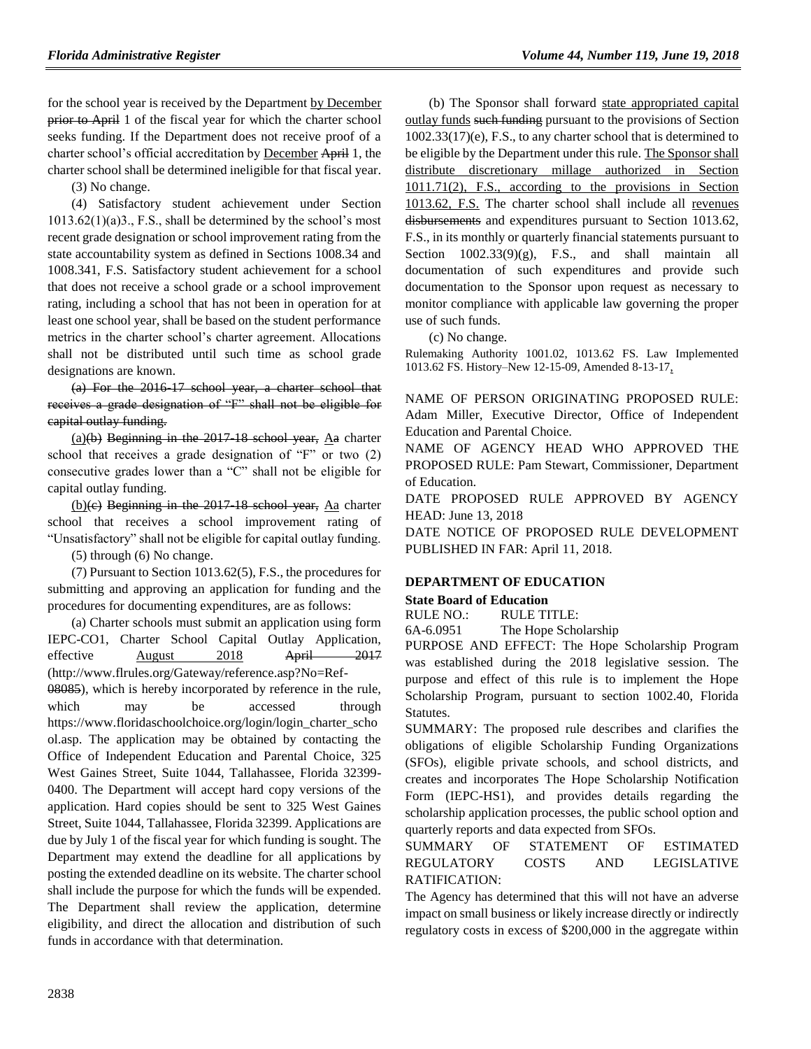for the school year is received by the Department by December ~~prior to April~~ 1 of the fiscal year for which the charter school seeks funding. If the Department does not receive proof of a charter school's official accreditation by December ~~April~~ 1, the charter school shall be determined ineligible for that fiscal year.

(3) No change.

(4) Satisfactory student achievement under Section 1013.62(1)(a)3., F.S., shall be determined by the school's most recent grade designation or school improvement rating from the state accountability system as defined in Sections 1008.34 and 1008.341, F.S. Satisfactory student achievement for a school that does not receive a school grade or a school improvement rating, including a school that has not been in operation for at least one school year, shall be based on the student performance metrics in the charter school's charter agreement. Allocations shall not be distributed until such time as school grade designations are known.

~~(a) For the 2016-17 school year, a charter school that receives a grade designation of "F" shall not be eligible for capital outlay funding.~~

(a)~~(b) Beginning in the 2017-18 school year,~~ A~~a~~ charter school that receives a grade designation of "F" or two (2) consecutive grades lower than a "C" shall not be eligible for capital outlay funding.

(b)~~(c) Beginning in the 2017-18 school year,~~ A~~a~~ charter school that receives a school improvement rating of "Unsatisfactory" shall not be eligible for capital outlay funding.

(5) through (6) No change.

(7) Pursuant to Section 1013.62(5), F.S., the procedures for submitting and approving an application for funding and the procedures for documenting expenditures, are as follows:

(a) Charter schools must submit an application using form IEPC-CO1, Charter School Capital Outlay Application, effective August 2018 ~~April 2017~~ (http://www.flrules.org/Gateway/reference.asp?No=Ref-~~08085~~), which is hereby incorporated by reference in the rule, which may be accessed through https://www.floridaschoolchoice.org/login/login_charter_school.asp. The application may be obtained by contacting the Office of Independent Education and Parental Choice, 325 West Gaines Street, Suite 1044, Tallahassee, Florida 32399-0400. The Department will accept hard copy versions of the application. Hard copies should be sent to 325 West Gaines Street, Suite 1044, Tallahassee, Florida 32399. Applications are due by July 1 of the fiscal year for which funding is sought. The Department may extend the deadline for all applications by posting the extended deadline on its website. The charter school shall include the purpose for which the funds will be expended. The Department shall review the application, determine eligibility, and direct the allocation and distribution of such funds in accordance with that determination.

(b) The Sponsor shall forward state appropriated capital outlay funds ~~such funding~~ pursuant to the provisions of Section 1002.33(17)(e), F.S., to any charter school that is determined to be eligible by the Department under this rule. The Sponsor shall distribute discretionary millage authorized in Section 1011.71(2), F.S., according to the provisions in Section 1013.62, F.S. The charter school shall include all revenues ~~disbursements~~ and expenditures pursuant to Section 1013.62, F.S., in its monthly or quarterly financial statements pursuant to Section 1002.33(9)(g), F.S., and shall maintain all documentation of such expenditures and provide such documentation to the Sponsor upon request as necessary to monitor compliance with applicable law governing the proper use of such funds.

(c) No change.

Rulemaking Authority 1001.02, 1013.62 FS. Law Implemented 1013.62 FS. History–New 12-15-09, Amended 8-13-17, .

NAME OF PERSON ORIGINATING PROPOSED RULE: Adam Miller, Executive Director, Office of Independent Education and Parental Choice.

NAME OF AGENCY HEAD WHO APPROVED THE PROPOSED RULE: Pam Stewart, Commissioner, Department of Education.

DATE PROPOSED RULE APPROVED BY AGENCY HEAD: June 13, 2018

DATE NOTICE OF PROPOSED RULE DEVELOPMENT PUBLISHED IN FAR: April 11, 2018.

## DEPARTMENT OF EDUCATION

### State Board of Education

RULE NO.: RULE TITLE:

6A-6.0951 The Hope Scholarship

PURPOSE AND EFFECT: The Hope Scholarship Program was established during the 2018 legislative session. The purpose and effect of this rule is to implement the Hope Scholarship Program, pursuant to section 1002.40, Florida Statutes.

SUMMARY: The proposed rule describes and clarifies the obligations of eligible Scholarship Funding Organizations (SFOs), eligible private schools, and school districts, and creates and incorporates The Hope Scholarship Notification Form (IEPC-HS1), and provides details regarding the scholarship application processes, the public school option and quarterly reports and data expected from SFOs.

SUMMARY OF STATEMENT OF ESTIMATED REGULATORY COSTS AND LEGISLATIVE RATIFICATION:

The Agency has determined that this will not have an adverse impact on small business or likely increase directly or indirectly regulatory costs in excess of $200,000 in the aggregate within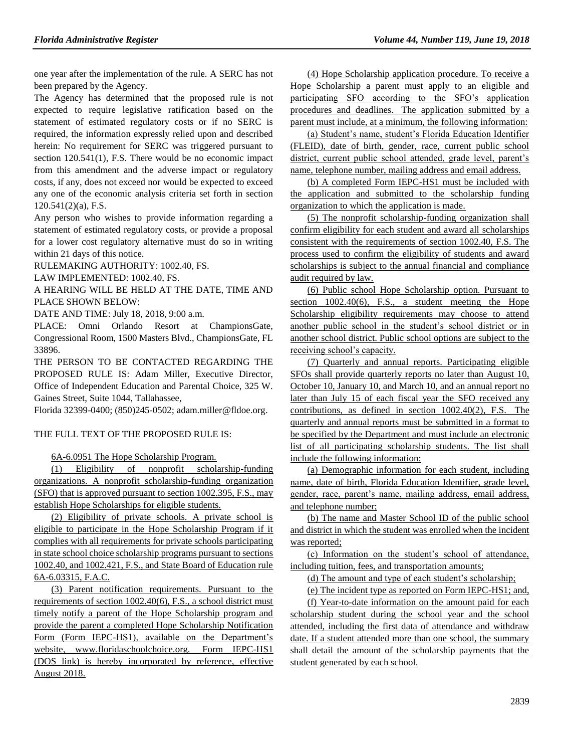one year after the implementation of the rule. A SERC has not been prepared by the Agency.

The Agency has determined that the proposed rule is not expected to require legislative ratification based on the statement of estimated regulatory costs or if no SERC is required, the information expressly relied upon and described herein: No requirement for SERC was triggered pursuant to section 120.541(1), F.S. There would be no economic impact from this amendment and the adverse impact or regulatory costs, if any, does not exceed nor would be expected to exceed any one of the economic analysis criteria set forth in section 120.541(2)(a), F.S.

Any person who wishes to provide information regarding a statement of estimated regulatory costs, or provide a proposal for a lower cost regulatory alternative must do so in writing within 21 days of this notice.

RULEMAKING AUTHORITY: 1002.40, FS.

LAW IMPLEMENTED: 1002.40, FS.

A HEARING WILL BE HELD AT THE DATE, TIME AND PLACE SHOWN BELOW:

DATE AND TIME: July 18, 2018, 9:00 a.m.

PLACE: Omni Orlando Resort at ChampionsGate, Congressional Room, 1500 Masters Blvd., ChampionsGate, FL 33896.

THE PERSON TO BE CONTACTED REGARDING THE PROPOSED RULE IS: Adam Miller, Executive Director, Office of Independent Education and Parental Choice, 325 W. Gaines Street, Suite 1044, Tallahassee, Florida 32399-0400; (850)245-0502; adam.miller@fldoe.org.

THE FULL TEXT OF THE PROPOSED RULE IS:

6A-6.0951 The Hope Scholarship Program.

(1) Eligibility of nonprofit scholarship-funding organizations. A nonprofit scholarship-funding organization (SFO) that is approved pursuant to section 1002.395, F.S., may establish Hope Scholarships for eligible students.

(2) Eligibility of private schools. A private school is eligible to participate in the Hope Scholarship Program if it complies with all requirements for private schools participating in state school choice scholarship programs pursuant to sections 1002.40, and 1002.421, F.S., and State Board of Education rule 6A-6.03315, F.A.C.

(3) Parent notification requirements. Pursuant to the requirements of section 1002.40(6), F.S., a school district must timely notify a parent of the Hope Scholarship program and provide the parent a completed Hope Scholarship Notification Form (Form IEPC-HS1), available on the Department's website, www.floridaschoolchoice.org. Form IEPC-HS1 (DOS link) is hereby incorporated by reference, effective August 2018.

(4) Hope Scholarship application procedure. To receive a Hope Scholarship a parent must apply to an eligible and participating SFO according to the SFO's application procedures and deadlines. The application submitted by a parent must include, at a minimum, the following information:

(a) Student's name, student's Florida Education Identifier (FLEID), date of birth, gender, race, current public school district, current public school attended, grade level, parent's name, telephone number, mailing address and email address.

(b) A completed Form IEPC-HS1 must be included with the application and submitted to the scholarship funding organization to which the application is made.

(5) The nonprofit scholarship-funding organization shall confirm eligibility for each student and award all scholarships consistent with the requirements of section 1002.40, F.S. The process used to confirm the eligibility of students and award scholarships is subject to the annual financial and compliance audit required by law.

(6) Public school Hope Scholarship option. Pursuant to section 1002.40(6), F.S., a student meeting the Hope Scholarship eligibility requirements may choose to attend another public school in the student's school district or in another school district. Public school options are subject to the receiving school's capacity.

(7) Quarterly and annual reports. Participating eligible SFOs shall provide quarterly reports no later than August 10, October 10, January 10, and March 10, and an annual report no later than July 15 of each fiscal year the SFO received any contributions, as defined in section 1002.40(2), F.S. The quarterly and annual reports must be submitted in a format to be specified by the Department and must include an electronic list of all participating scholarship students. The list shall include the following information:

(a) Demographic information for each student, including name, date of birth, Florida Education Identifier, grade level, gender, race, parent's name, mailing address, email address, and telephone number;

(b) The name and Master School ID of the public school and district in which the student was enrolled when the incident was reported;

(c) Information on the student's school of attendance, including tuition, fees, and transportation amounts;

(d) The amount and type of each student's scholarship;

(e) The incident type as reported on Form IEPC-HS1; and,

(f) Year-to-date information on the amount paid for each scholarship student during the school year and the school attended, including the first data of attendance and withdraw date. If a student attended more than one school, the summary shall detail the amount of the scholarship payments that the student generated by each school.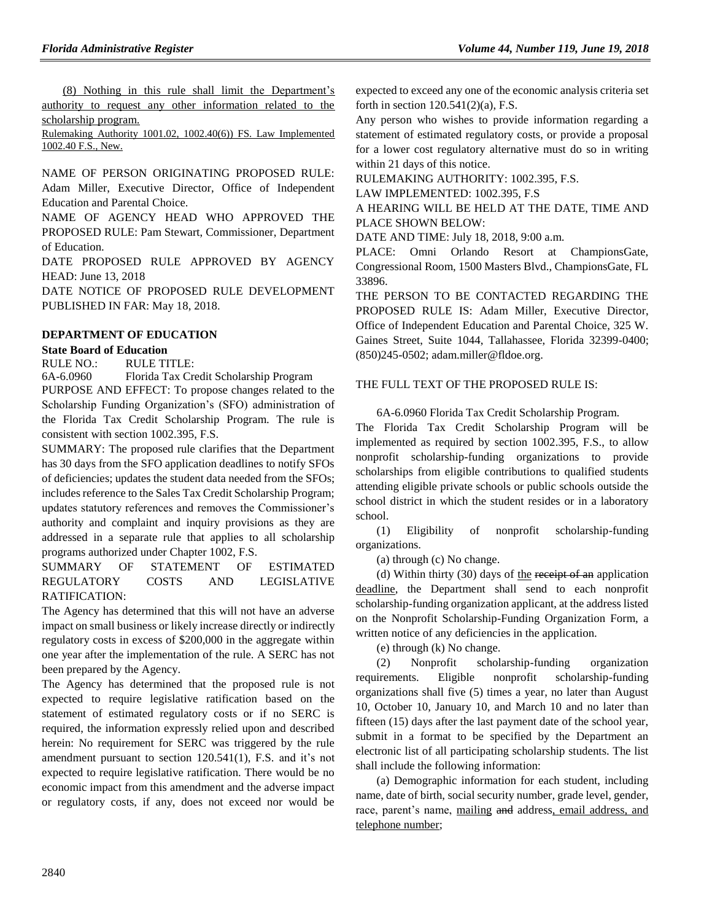(8) Nothing in this rule shall limit the Department's authority to request any other information related to the scholarship program.

Rulemaking Authority 1001.02, 1002.40(6)) FS. Law Implemented 1002.40 F.S., New.

NAME OF PERSON ORIGINATING PROPOSED RULE: Adam Miller, Executive Director, Office of Independent Education and Parental Choice.

NAME OF AGENCY HEAD WHO APPROVED THE PROPOSED RULE: Pam Stewart, Commissioner, Department of Education.

DATE PROPOSED RULE APPROVED BY AGENCY HEAD: June 13, 2018

DATE NOTICE OF PROPOSED RULE DEVELOPMENT PUBLISHED IN FAR: May 18, 2018.

## DEPARTMENT OF EDUCATION

### State Board of Education

RULE NO.: RULE TITLE:

6A-6.0960 Florida Tax Credit Scholarship Program

PURPOSE AND EFFECT: To propose changes related to the Scholarship Funding Organization's (SFO) administration of the Florida Tax Credit Scholarship Program. The rule is consistent with section 1002.395, F.S.

SUMMARY: The proposed rule clarifies that the Department has 30 days from the SFO application deadlines to notify SFOs of deficiencies; updates the student data needed from the SFOs; includes reference to the Sales Tax Credit Scholarship Program; updates statutory references and removes the Commissioner's authority and complaint and inquiry provisions as they are addressed in a separate rule that applies to all scholarship programs authorized under Chapter 1002, F.S.

SUMMARY OF STATEMENT OF ESTIMATED REGULATORY COSTS AND LEGISLATIVE RATIFICATION:

The Agency has determined that this will not have an adverse impact on small business or likely increase directly or indirectly regulatory costs in excess of $200,000 in the aggregate within one year after the implementation of the rule. A SERC has not been prepared by the Agency.

The Agency has determined that the proposed rule is not expected to require legislative ratification based on the statement of estimated regulatory costs or if no SERC is required, the information expressly relied upon and described herein: No requirement for SERC was triggered by the rule amendment pursuant to section 120.541(1), F.S. and it's not expected to require legislative ratification. There would be no economic impact from this amendment and the adverse impact or regulatory costs, if any, does not exceed nor would be expected to exceed any one of the economic analysis criteria set forth in section 120.541(2)(a), F.S.

Any person who wishes to provide information regarding a statement of estimated regulatory costs, or provide a proposal for a lower cost regulatory alternative must do so in writing within 21 days of this notice.

RULEMAKING AUTHORITY: 1002.395, F.S.

LAW IMPLEMENTED: 1002.395, F.S

A HEARING WILL BE HELD AT THE DATE, TIME AND PLACE SHOWN BELOW:

DATE AND TIME: July 18, 2018, 9:00 a.m.

PLACE: Omni Orlando Resort at ChampionsGate, Congressional Room, 1500 Masters Blvd., ChampionsGate, FL 33896.

THE PERSON TO BE CONTACTED REGARDING THE PROPOSED RULE IS: Adam Miller, Executive Director, Office of Independent Education and Parental Choice, 325 W. Gaines Street, Suite 1044, Tallahassee, Florida 32399-0400; (850)245-0502; adam.miller@fldoe.org.

THE FULL TEXT OF THE PROPOSED RULE IS:

6A-6.0960 Florida Tax Credit Scholarship Program.

The Florida Tax Credit Scholarship Program will be implemented as required by section 1002.395, F.S., to allow nonprofit scholarship-funding organizations to provide scholarships from eligible contributions to qualified students attending eligible private schools or public schools outside the school district in which the student resides or in a laboratory school.

(1) Eligibility of nonprofit scholarship-funding organizations.

(a) through (c) No change.

(d) Within thirty (30) days of the ~~receipt of an~~ application deadline, the Department shall send to each nonprofit scholarship-funding organization applicant, at the address listed on the Nonprofit Scholarship-Funding Organization Form, a written notice of any deficiencies in the application.

(e) through (k) No change.

(2) Nonprofit scholarship-funding organization requirements. Eligible nonprofit scholarship-funding organizations shall five (5) times a year, no later than August 10, October 10, January 10, and March 10 and no later than fifteen (15) days after the last payment date of the school year, submit in a format to be specified by the Department an electronic list of all participating scholarship students. The list shall include the following information:

(a) Demographic information for each student, including name, date of birth, social security number, grade level, gender, race, parent's name, mailing ~~and~~ address, email address, and telephone number;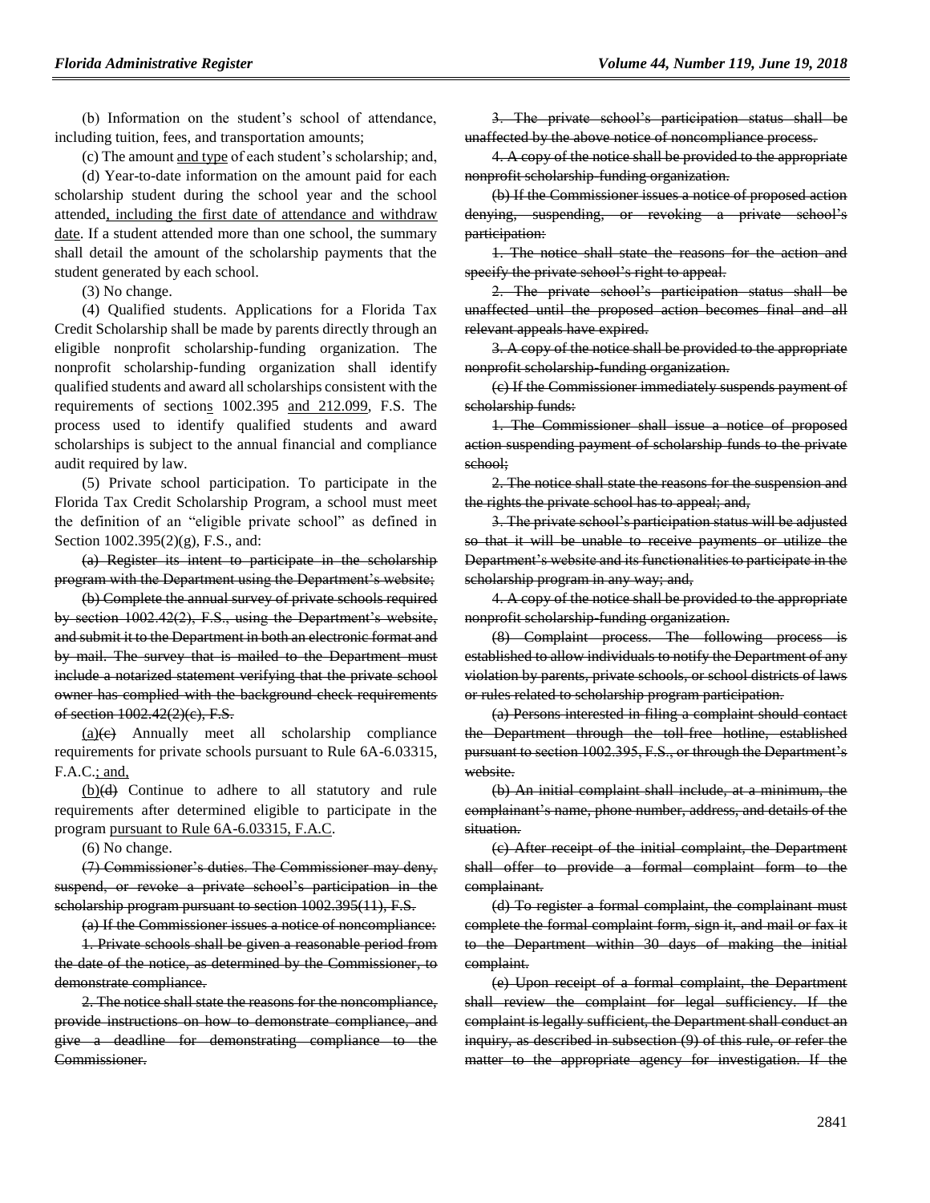(b) Information on the student's school of attendance, including tuition, fees, and transportation amounts;

(c) The amount <u>and type</u> of each student's scholarship; and,

(d) Year-to-date information on the amount paid for each scholarship student during the school year and the school attended<u>, including the first date of attendance and withdraw date</u>. If a student attended more than one school, the summary shall detail the amount of the scholarship payments that the student generated by each school.

(3) No change.

(4) Qualified students. Applications for a Florida Tax Credit Scholarship shall be made by parents directly through an eligible nonprofit scholarship-funding organization. The nonprofit scholarship-funding organization shall identify qualified students and award all scholarships consistent with the requirements of section<u>s</u> 1002.395 <u>and 212.099</u>, F.S. The process used to identify qualified students and award scholarships is subject to the annual financial and compliance audit required by law.

(5) Private school participation. To participate in the Florida Tax Credit Scholarship Program, a school must meet the definition of an "eligible private school" as defined in Section 1002.395(2)(g), F.S., and:

~~(a) Register its intent to participate in the scholarship program with the Department using the Department's website;~~

~~(b) Complete the annual survey of private schools required by section 1002.42(2), F.S., using the Department's website, and submit it to the Department in both an electronic format and by mail. The survey that is mailed to the Department must include a notarized statement verifying that the private school owner has complied with the background check requirements of section 1002.42(2)(c), F.S.~~

<u>(a)</u>~~(c)~~ Annually meet all scholarship compliance requirements for private schools pursuant to Rule 6A-6.03315, F.A.C.<u>; and,</u>

<u>(b)</u>~~(d)~~ Continue to adhere to all statutory and rule requirements after determined eligible to participate in the program <u>pursuant to Rule 6A-6.03315, F.A.C</u>.

(6) No change.

~~(7) Commissioner's duties. The Commissioner may deny, suspend, or revoke a private school's participation in the scholarship program pursuant to section 1002.395(11), F.S.~~

~~(a) If the Commissioner issues a notice of noncompliance:~~

~~1. Private schools shall be given a reasonable period from the date of the notice, as determined by the Commissioner, to demonstrate compliance.~~

~~2. The notice shall state the reasons for the noncompliance, provide instructions on how to demonstrate compliance, and give a deadline for demonstrating compliance to the Commissioner.~~

~~3. The private school's participation status shall be unaffected by the above notice of noncompliance process.~~

~~4. A copy of the notice shall be provided to the appropriate nonprofit scholarship-funding organization.~~

~~(b) If the Commissioner issues a notice of proposed action denying, suspending, or revoking a private school's participation:~~

~~1. The notice shall state the reasons for the action and specify the private school's right to appeal.~~

~~2. The private school's participation status shall be unaffected until the proposed action becomes final and all relevant appeals have expired.~~

~~3. A copy of the notice shall be provided to the appropriate nonprofit scholarship-funding organization.~~

~~(c) If the Commissioner immediately suspends payment of scholarship funds:~~

~~1. The Commissioner shall issue a notice of proposed action suspending payment of scholarship funds to the private school;~~

~~2. The notice shall state the reasons for the suspension and the rights the private school has to appeal; and,~~

~~3. The private school's participation status will be adjusted so that it will be unable to receive payments or utilize the Department's website and its functionalities to participate in the scholarship program in any way; and,~~

~~4. A copy of the notice shall be provided to the appropriate nonprofit scholarship-funding organization.~~

~~(8) Complaint process. The following process is established to allow individuals to notify the Department of any violation by parents, private schools, or school districts of laws or rules related to scholarship program participation.~~

~~(a) Persons interested in filing a complaint should contact the Department through the toll-free hotline, established pursuant to section 1002.395, F.S., or through the Department's website.~~

~~(b) An initial complaint shall include, at a minimum, the complainant's name, phone number, address, and details of the situation.~~

~~(c) After receipt of the initial complaint, the Department shall offer to provide a formal complaint form to the complainant.~~

~~(d) To register a formal complaint, the complainant must complete the formal complaint form, sign it, and mail or fax it to the Department within 30 days of making the initial complaint.~~

~~(e) Upon receipt of a formal complaint, the Department shall review the complaint for legal sufficiency. If the complaint is legally sufficient, the Department shall conduct an inquiry, as described in subsection (9) of this rule, or refer the matter to the appropriate agency for investigation. If the~~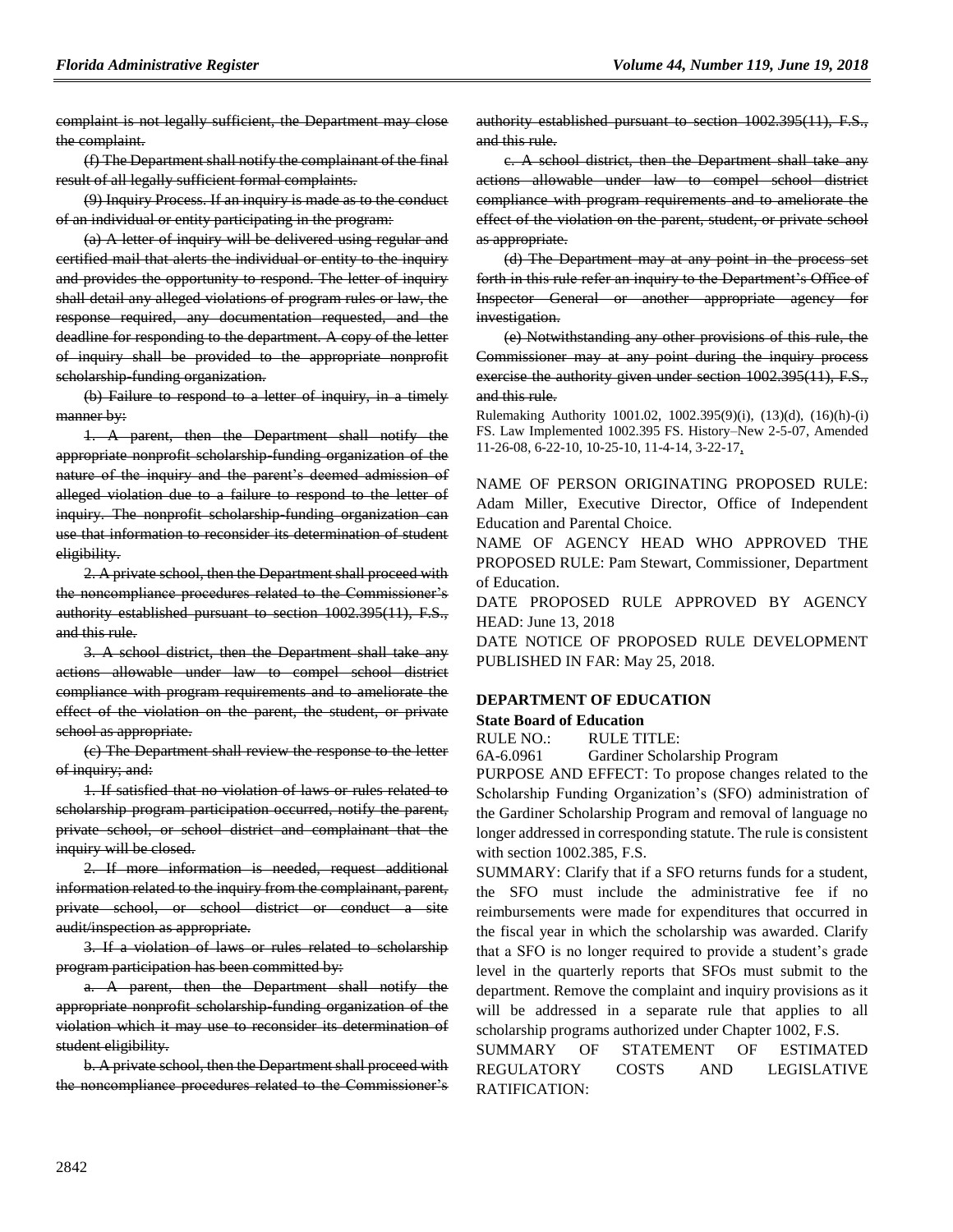complaint is not legally sufficient, the Department may close the complaint.

(f) The Department shall notify the complainant of the final result of all legally sufficient formal complaints.

(9) Inquiry Process. If an inquiry is made as to the conduct of an individual or entity participating in the program:

(a) A letter of inquiry will be delivered using regular and certified mail that alerts the individual or entity to the inquiry and provides the opportunity to respond. The letter of inquiry shall detail any alleged violations of program rules or law, the response required, any documentation requested, and the deadline for responding to the department. A copy of the letter of inquiry shall be provided to the appropriate nonprofit scholarship-funding organization.

(b) Failure to respond to a letter of inquiry, in a timely manner by:

1. A parent, then the Department shall notify the appropriate nonprofit scholarship-funding organization of the nature of the inquiry and the parent's deemed admission of alleged violation due to a failure to respond to the letter of inquiry. The nonprofit scholarship-funding organization can use that information to reconsider its determination of student eligibility.

2. A private school, then the Department shall proceed with the noncompliance procedures related to the Commissioner's authority established pursuant to section 1002.395(11), F.S., and this rule.

3. A school district, then the Department shall take any actions allowable under law to compel school district compliance with program requirements and to ameliorate the effect of the violation on the parent, the student, or private school as appropriate.

(c) The Department shall review the response to the letter of inquiry; and:

1. If satisfied that no violation of laws or rules related to scholarship program participation occurred, notify the parent, private school, or school district and complainant that the inquiry will be closed.

2. If more information is needed, request additional information related to the inquiry from the complainant, parent, private school, or school district or conduct a site audit/inspection as appropriate.

3. If a violation of laws or rules related to scholarship program participation has been committed by:

a. A parent, then the Department shall notify the appropriate nonprofit scholarship-funding organization of the violation which it may use to reconsider its determination of student eligibility.

b. A private school, then the Department shall proceed with the noncompliance procedures related to the Commissioner's authority established pursuant to section 1002.395(11), F.S., and this rule.

c. A school district, then the Department shall take any actions allowable under law to compel school district compliance with program requirements and to ameliorate the effect of the violation on the parent, student, or private school as appropriate.

(d) The Department may at any point in the process set forth in this rule refer an inquiry to the Department's Office of Inspector General or another appropriate agency for investigation.

(e) Notwithstanding any other provisions of this rule, the Commissioner may at any point during the inquiry process exercise the authority given under section 1002.395(11), F.S., and this rule.

Rulemaking Authority 1001.02, 1002.395(9)(i), (13)(d), (16)(h)-(i) FS. Law Implemented 1002.395 FS. History–New 2-5-07, Amended 11-26-08, 6-22-10, 10-25-10, 11-4-14, 3-22-17,.

NAME OF PERSON ORIGINATING PROPOSED RULE: Adam Miller, Executive Director, Office of Independent Education and Parental Choice.

NAME OF AGENCY HEAD WHO APPROVED THE PROPOSED RULE: Pam Stewart, Commissioner, Department of Education.

DATE PROPOSED RULE APPROVED BY AGENCY HEAD: June 13, 2018

DATE NOTICE OF PROPOSED RULE DEVELOPMENT PUBLISHED IN FAR: May 25, 2018.

## DEPARTMENT OF EDUCATION

### State Board of Education

RULE NO.: RULE TITLE:

6A-6.0961 Gardiner Scholarship Program

PURPOSE AND EFFECT: To propose changes related to the Scholarship Funding Organization's (SFO) administration of the Gardiner Scholarship Program and removal of language no longer addressed in corresponding statute. The rule is consistent with section 1002.385, F.S.

SUMMARY: Clarify that if a SFO returns funds for a student, the SFO must include the administrative fee if no reimbursements were made for expenditures that occurred in the fiscal year in which the scholarship was awarded. Clarify that a SFO is no longer required to provide a student's grade level in the quarterly reports that SFOs must submit to the department. Remove the complaint and inquiry provisions as it will be addressed in a separate rule that applies to all scholarship programs authorized under Chapter 1002, F.S.

SUMMARY OF STATEMENT OF ESTIMATED REGULATORY COSTS AND LEGISLATIVE RATIFICATION: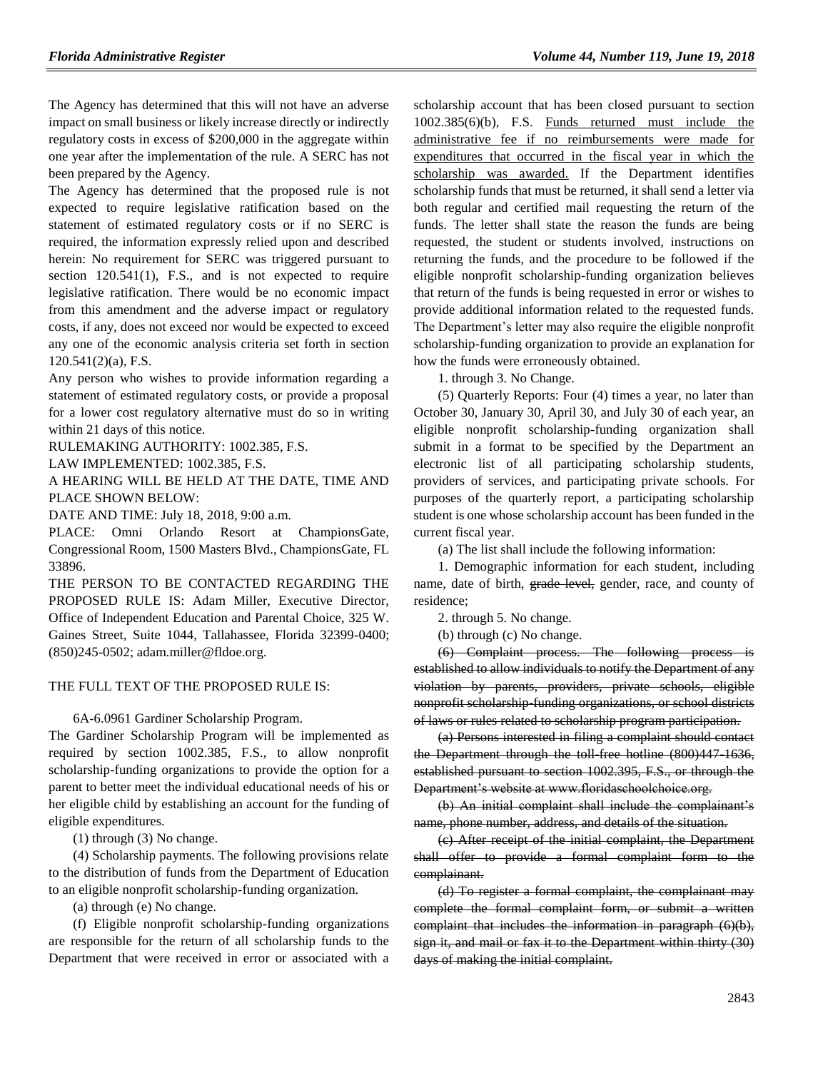The Agency has determined that this will not have an adverse impact on small business or likely increase directly or indirectly regulatory costs in excess of $200,000 in the aggregate within one year after the implementation of the rule. A SERC has not been prepared by the Agency.

The Agency has determined that the proposed rule is not expected to require legislative ratification based on the statement of estimated regulatory costs or if no SERC is required, the information expressly relied upon and described herein: No requirement for SERC was triggered pursuant to section 120.541(1), F.S., and is not expected to require legislative ratification. There would be no economic impact from this amendment and the adverse impact or regulatory costs, if any, does not exceed nor would be expected to exceed any one of the economic analysis criteria set forth in section 120.541(2)(a), F.S.

Any person who wishes to provide information regarding a statement of estimated regulatory costs, or provide a proposal for a lower cost regulatory alternative must do so in writing within 21 days of this notice.

RULEMAKING AUTHORITY: 1002.385, F.S.

LAW IMPLEMENTED: 1002.385, F.S.

A HEARING WILL BE HELD AT THE DATE, TIME AND PLACE SHOWN BELOW:

DATE AND TIME: July 18, 2018, 9:00 a.m.

PLACE: Omni Orlando Resort at ChampionsGate, Congressional Room, 1500 Masters Blvd., ChampionsGate, FL 33896.

THE PERSON TO BE CONTACTED REGARDING THE PROPOSED RULE IS: Adam Miller, Executive Director, Office of Independent Education and Parental Choice, 325 W. Gaines Street, Suite 1044, Tallahassee, Florida 32399-0400; (850)245-0502; adam.miller@fldoe.org.

THE FULL TEXT OF THE PROPOSED RULE IS:

6A-6.0961 Gardiner Scholarship Program.

The Gardiner Scholarship Program will be implemented as required by section 1002.385, F.S., to allow nonprofit scholarship-funding organizations to provide the option for a parent to better meet the individual educational needs of his or her eligible child by establishing an account for the funding of eligible expenditures.

(1) through (3) No change.

(4) Scholarship payments. The following provisions relate to the distribution of funds from the Department of Education to an eligible nonprofit scholarship-funding organization.

(a) through (e) No change.

(f) Eligible nonprofit scholarship-funding organizations are responsible for the return of all scholarship funds to the Department that were received in error or associated with a scholarship account that has been closed pursuant to section 1002.385(6)(b), F.S. <u>Funds returned must include the administrative fee if no reimbursements were made for expenditures that occurred in the fiscal year in which the scholarship was awarded.</u> If the Department identifies scholarship funds that must be returned, it shall send a letter via both regular and certified mail requesting the return of the funds. The letter shall state the reason the funds are being requested, the student or students involved, instructions on returning the funds, and the procedure to be followed if the eligible nonprofit scholarship-funding organization believes that return of the funds is being requested in error or wishes to provide additional information related to the requested funds. The Department's letter may also require the eligible nonprofit scholarship-funding organization to provide an explanation for how the funds were erroneously obtained.

1. through 3. No Change.

(5) Quarterly Reports: Four (4) times a year, no later than October 30, January 30, April 30, and July 30 of each year, an eligible nonprofit scholarship-funding organization shall submit in a format to be specified by the Department an electronic list of all participating scholarship students, providers of services, and participating private schools. For purposes of the quarterly report, a participating scholarship student is one whose scholarship account has been funded in the current fiscal year.

(a) The list shall include the following information:

1. Demographic information for each student, including name, date of birth, ~~grade level,~~ gender, race, and county of residence;

2. through 5. No change.

(b) through (c) No change.

~~(6) Complaint process. The following process is established to allow individuals to notify the Department of any violation by parents, providers, private schools, eligible nonprofit scholarship-funding organizations, or school districts of laws or rules related to scholarship program participation.~~

~~(a) Persons interested in filing a complaint should contact the Department through the toll-free hotline (800)447-1636, established pursuant to section 1002.395, F.S., or through the Department's website at www.floridaschoolchoice.org.~~

~~(b) An initial complaint shall include the complainant's name, phone number, address, and details of the situation.~~

~~(c) After receipt of the initial complaint, the Department shall offer to provide a formal complaint form to the complainant.~~

~~(d) To register a formal complaint, the complainant may complete the formal complaint form, or submit a written complaint that includes the information in paragraph (6)(b), sign it, and mail or fax it to the Department within thirty (30) days of making the initial complaint.~~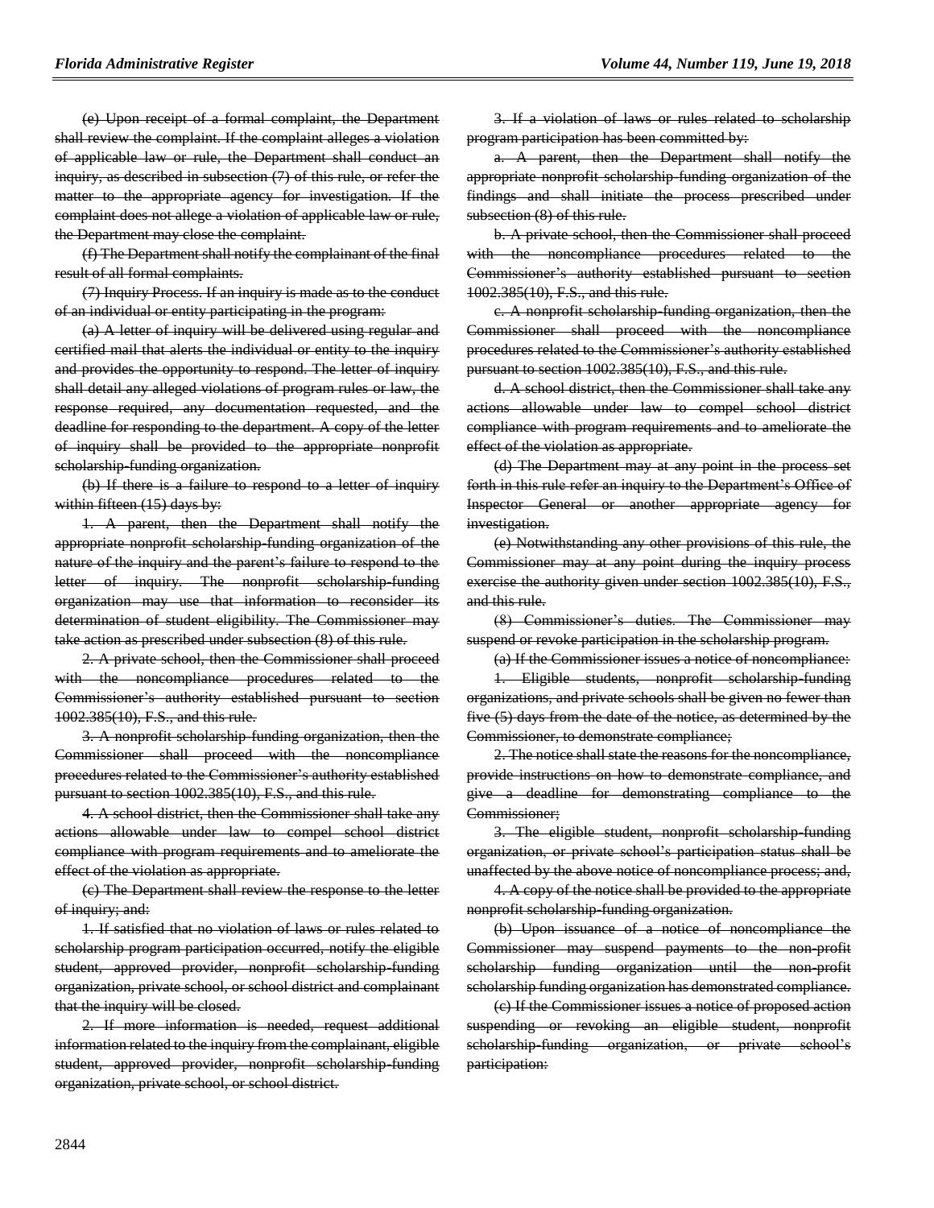~~(e) Upon receipt of a formal complaint, the Department shall review the complaint. If the complaint alleges a violation of applicable law or rule, the Department shall conduct an inquiry, as described in subsection (7) of this rule, or refer the matter to the appropriate agency for investigation. If the complaint does not allege a violation of applicable law or rule, the Department may close the complaint.~~

~~(f) The Department shall notify the complainant of the final result of all formal complaints.~~

~~(7) Inquiry Process. If an inquiry is made as to the conduct of an individual or entity participating in the program:~~

~~(a) A letter of inquiry will be delivered using regular and certified mail that alerts the individual or entity to the inquiry and provides the opportunity to respond. The letter of inquiry shall detail any alleged violations of program rules or law, the response required, any documentation requested, and the deadline for responding to the department. A copy of the letter of inquiry shall be provided to the appropriate nonprofit scholarship-funding organization.~~

~~(b) If there is a failure to respond to a letter of inquiry within fifteen (15) days by:~~

~~1. A parent, then the Department shall notify the appropriate nonprofit scholarship-funding organization of the nature of the inquiry and the parent's failure to respond to the letter of inquiry. The nonprofit scholarship-funding organization may use that information to reconsider its determination of student eligibility. The Commissioner may take action as prescribed under subsection (8) of this rule.~~

~~2. A private school, then the Commissioner shall proceed with the noncompliance procedures related to the Commissioner's authority established pursuant to section 1002.385(10), F.S., and this rule.~~

~~3. A nonprofit scholarship-funding organization, then the Commissioner shall proceed with the noncompliance procedures related to the Commissioner's authority established pursuant to section 1002.385(10), F.S., and this rule.~~

~~4. A school district, then the Commissioner shall take any actions allowable under law to compel school district compliance with program requirements and to ameliorate the effect of the violation as appropriate.~~

~~(c) The Department shall review the response to the letter of inquiry; and:~~

~~1. If satisfied that no violation of laws or rules related to scholarship program participation occurred, notify the eligible student, approved provider, nonprofit scholarship-funding organization, private school, or school district and complainant that the inquiry will be closed.~~

~~2. If more information is needed, request additional information related to the inquiry from the complainant, eligible student, approved provider, nonprofit scholarship-funding organization, private school, or school district.~~

~~3. If a violation of laws or rules related to scholarship program participation has been committed by:~~

~~a. A parent, then the Department shall notify the appropriate nonprofit scholarship-funding organization of the findings and shall initiate the process prescribed under subsection (8) of this rule.~~

~~b. A private school, then the Commissioner shall proceed with the noncompliance procedures related to the Commissioner's authority established pursuant to section 1002.385(10), F.S., and this rule.~~

~~c. A nonprofit scholarship-funding organization, then the Commissioner shall proceed with the noncompliance procedures related to the Commissioner's authority established pursuant to section 1002.385(10), F.S., and this rule.~~

~~d. A school district, then the Commissioner shall take any actions allowable under law to compel school district compliance with program requirements and to ameliorate the effect of the violation as appropriate.~~

~~(d) The Department may at any point in the process set forth in this rule refer an inquiry to the Department's Office of Inspector General or another appropriate agency for investigation.~~

~~(e) Notwithstanding any other provisions of this rule, the Commissioner may at any point during the inquiry process exercise the authority given under section 1002.385(10), F.S., and this rule.~~

~~(8) Commissioner's duties. The Commissioner may suspend or revoke participation in the scholarship program.~~

~~(a) If the Commissioner issues a notice of noncompliance:~~

~~1. Eligible students, nonprofit scholarship-funding organizations, and private schools shall be given no fewer than five (5) days from the date of the notice, as determined by the Commissioner, to demonstrate compliance;~~

~~2. The notice shall state the reasons for the noncompliance, provide instructions on how to demonstrate compliance, and give a deadline for demonstrating compliance to the Commissioner;~~

~~3. The eligible student, nonprofit scholarship-funding organization, or private school's participation status shall be unaffected by the above notice of noncompliance process; and,~~

~~4. A copy of the notice shall be provided to the appropriate nonprofit scholarship-funding organization.~~

~~(b) Upon issuance of a notice of noncompliance the Commissioner may suspend payments to the non-profit scholarship funding organization until the non-profit scholarship funding organization has demonstrated compliance.~~

~~(c) If the Commissioner issues a notice of proposed action suspending or revoking an eligible student, nonprofit scholarship-funding organization, or private school's participation:~~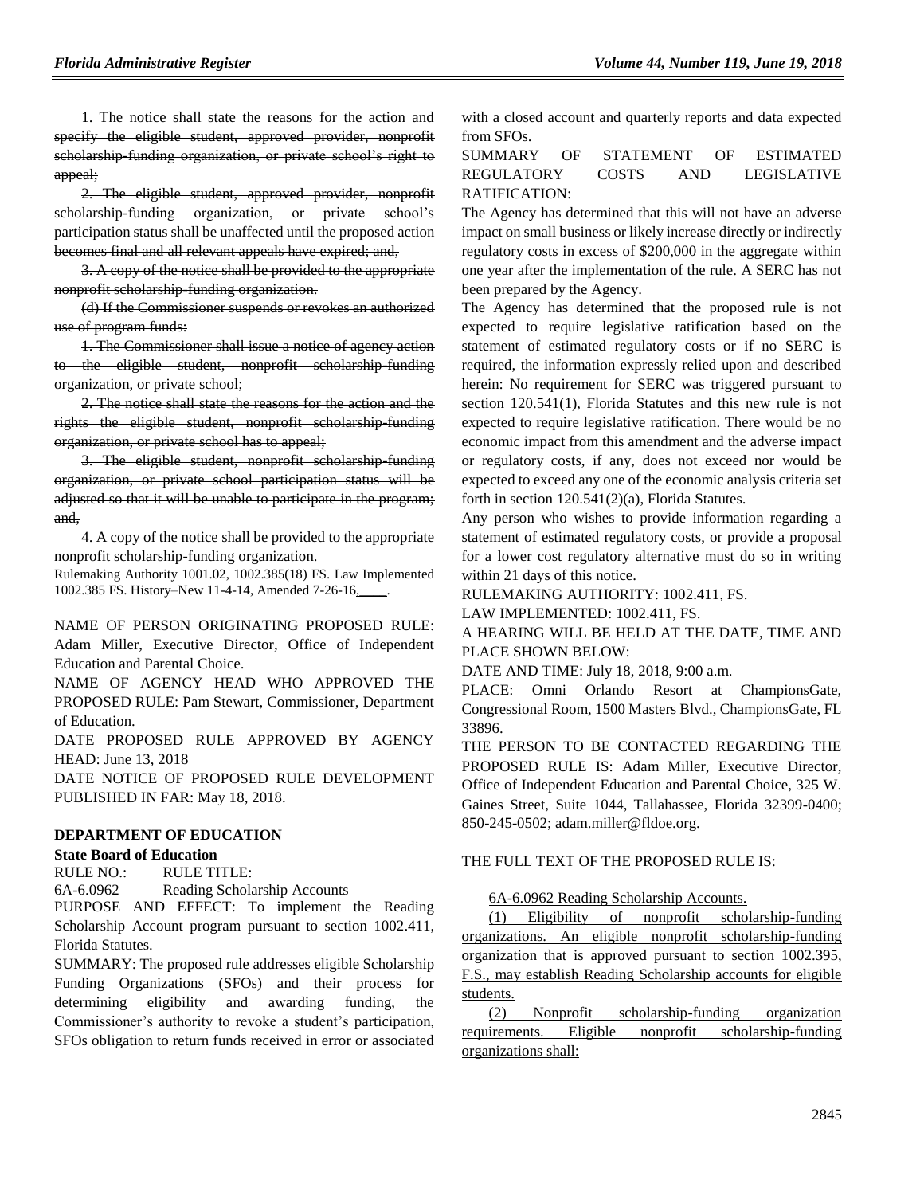~~1. The notice shall state the reasons for the action and specify the eligible student, approved provider, nonprofit scholarship-funding organization, or private school's right to appeal;~~

~~2. The eligible student, approved provider, nonprofit scholarship-funding organization, or private school's participation status shall be unaffected until the proposed action becomes final and all relevant appeals have expired; and,~~

~~3. A copy of the notice shall be provided to the appropriate nonprofit scholarship-funding organization.~~

~~(d) If the Commissioner suspends or revokes an authorized use of program funds:~~

~~1. The Commissioner shall issue a notice of agency action to the eligible student, nonprofit scholarship-funding organization, or private school;~~

~~2. The notice shall state the reasons for the action and the rights the eligible student, nonprofit scholarship-funding organization, or private school has to appeal;~~

~~3. The eligible student, nonprofit scholarship-funding organization, or private school participation status will be adjusted so that it will be unable to participate in the program; and,~~

~~4. A copy of the notice shall be provided to the appropriate nonprofit scholarship-funding organization.~~

Rulemaking Authority 1001.02, 1002.385(18) FS. Law Implemented 1002.385 FS. History–New 11-4-14, Amended 7-26-16, ____.

NAME OF PERSON ORIGINATING PROPOSED RULE: Adam Miller, Executive Director, Office of Independent Education and Parental Choice.

NAME OF AGENCY HEAD WHO APPROVED THE PROPOSED RULE: Pam Stewart, Commissioner, Department of Education.

DATE PROPOSED RULE APPROVED BY AGENCY HEAD: June 13, 2018

DATE NOTICE OF PROPOSED RULE DEVELOPMENT PUBLISHED IN FAR: May 18, 2018.

## DEPARTMENT OF EDUCATION

### State Board of Education

RULE NO.: RULE TITLE:

6A-6.0962 Reading Scholarship Accounts

PURPOSE AND EFFECT: To implement the Reading Scholarship Account program pursuant to section 1002.411, Florida Statutes.

SUMMARY: The proposed rule addresses eligible Scholarship Funding Organizations (SFOs) and their process for determining eligibility and awarding funding, the Commissioner's authority to revoke a student's participation, SFOs obligation to return funds received in error or associated with a closed account and quarterly reports and data expected from SFOs.

SUMMARY OF STATEMENT OF ESTIMATED REGULATORY COSTS AND LEGISLATIVE RATIFICATION:

The Agency has determined that this will not have an adverse impact on small business or likely increase directly or indirectly regulatory costs in excess of $200,000 in the aggregate within one year after the implementation of the rule. A SERC has not been prepared by the Agency.

The Agency has determined that the proposed rule is not expected to require legislative ratification based on the statement of estimated regulatory costs or if no SERC is required, the information expressly relied upon and described herein: No requirement for SERC was triggered pursuant to section 120.541(1), Florida Statutes and this new rule is not expected to require legislative ratification. There would be no economic impact from this amendment and the adverse impact or regulatory costs, if any, does not exceed nor would be expected to exceed any one of the economic analysis criteria set forth in section 120.541(2)(a), Florida Statutes.

Any person who wishes to provide information regarding a statement of estimated regulatory costs, or provide a proposal for a lower cost regulatory alternative must do so in writing within 21 days of this notice.

RULEMAKING AUTHORITY: 1002.411, FS.

LAW IMPLEMENTED: 1002.411, FS.

A HEARING WILL BE HELD AT THE DATE, TIME AND PLACE SHOWN BELOW:

DATE AND TIME: July 18, 2018, 9:00 a.m.

PLACE: Omni Orlando Resort at ChampionsGate, Congressional Room, 1500 Masters Blvd., ChampionsGate, FL 33896.

THE PERSON TO BE CONTACTED REGARDING THE PROPOSED RULE IS: Adam Miller, Executive Director, Office of Independent Education and Parental Choice, 325 W. Gaines Street, Suite 1044, Tallahassee, Florida 32399-0400; 850-245-0502; adam.miller@fldoe.org.

THE FULL TEXT OF THE PROPOSED RULE IS:

<u>6A-6.0962 Reading Scholarship Accounts.</u>

<u>(1) Eligibility of nonprofit scholarship-funding organizations. An eligible nonprofit scholarship-funding organization that is approved pursuant to section 1002.395, F.S., may establish Reading Scholarship accounts for eligible students.</u>

<u>(2) Nonprofit scholarship-funding organization requirements. Eligible nonprofit scholarship-funding organizations shall:</u>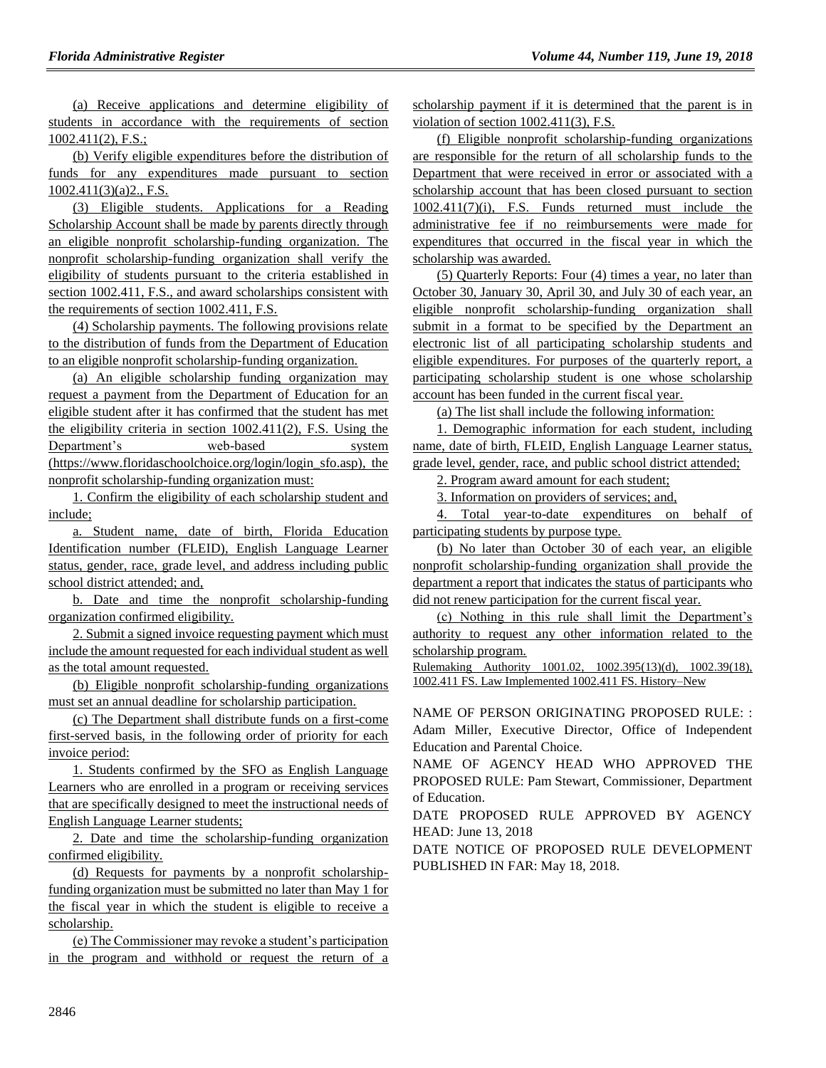(a) Receive applications and determine eligibility of students in accordance with the requirements of section 1002.411(2), F.S.;

(b) Verify eligible expenditures before the distribution of funds for any expenditures made pursuant to section 1002.411(3)(a)2., F.S.

(3) Eligible students. Applications for a Reading Scholarship Account shall be made by parents directly through an eligible nonprofit scholarship-funding organization. The nonprofit scholarship-funding organization shall verify the eligibility of students pursuant to the criteria established in section 1002.411, F.S., and award scholarships consistent with the requirements of section 1002.411, F.S.

(4) Scholarship payments. The following provisions relate to the distribution of funds from the Department of Education to an eligible nonprofit scholarship-funding organization.

(a) An eligible scholarship funding organization may request a payment from the Department of Education for an eligible student after it has confirmed that the student has met the eligibility criteria in section 1002.411(2), F.S. Using the Department's web-based system (https://www.floridaschoolchoice.org/login/login_sfo.asp), the nonprofit scholarship-funding organization must:

1. Confirm the eligibility of each scholarship student and include;

a. Student name, date of birth, Florida Education Identification number (FLEID), English Language Learner status, gender, race, grade level, and address including public school district attended; and,

b. Date and time the nonprofit scholarship-funding organization confirmed eligibility.

2. Submit a signed invoice requesting payment which must include the amount requested for each individual student as well as the total amount requested.

(b) Eligible nonprofit scholarship-funding organizations must set an annual deadline for scholarship participation.

(c) The Department shall distribute funds on a first-come first-served basis, in the following order of priority for each invoice period:

1. Students confirmed by the SFO as English Language Learners who are enrolled in a program or receiving services that are specifically designed to meet the instructional needs of English Language Learner students;

2. Date and time the scholarship-funding organization confirmed eligibility.

(d) Requests for payments by a nonprofit scholarship-funding organization must be submitted no later than May 1 for the fiscal year in which the student is eligible to receive a scholarship.

(e) The Commissioner may revoke a student's participation in the program and withhold or request the return of a scholarship payment if it is determined that the parent is in violation of section 1002.411(3), F.S.

(f) Eligible nonprofit scholarship-funding organizations are responsible for the return of all scholarship funds to the Department that were received in error or associated with a scholarship account that has been closed pursuant to section 1002.411(7)(i), F.S. Funds returned must include the administrative fee if no reimbursements were made for expenditures that occurred in the fiscal year in which the scholarship was awarded.

(5) Quarterly Reports: Four (4) times a year, no later than October 30, January 30, April 30, and July 30 of each year, an eligible nonprofit scholarship-funding organization shall submit in a format to be specified by the Department an electronic list of all participating scholarship students and eligible expenditures. For purposes of the quarterly report, a participating scholarship student is one whose scholarship account has been funded in the current fiscal year.

(a) The list shall include the following information:

1. Demographic information for each student, including name, date of birth, FLEID, English Language Learner status, grade level, gender, race, and public school district attended;

2. Program award amount for each student;

3. Information on providers of services; and,

4. Total year-to-date expenditures on behalf of participating students by purpose type.

(b) No later than October 30 of each year, an eligible nonprofit scholarship-funding organization shall provide the department a report that indicates the status of participants who did not renew participation for the current fiscal year.

(c) Nothing in this rule shall limit the Department's authority to request any other information related to the scholarship program.

Rulemaking Authority 1001.02, 1002.395(13)(d), 1002.39(18), 1002.411 FS. Law Implemented 1002.411 FS. History–New

NAME OF PERSON ORIGINATING PROPOSED RULE: : Adam Miller, Executive Director, Office of Independent Education and Parental Choice.

NAME OF AGENCY HEAD WHO APPROVED THE PROPOSED RULE: Pam Stewart, Commissioner, Department of Education.

DATE PROPOSED RULE APPROVED BY AGENCY HEAD: June 13, 2018

DATE NOTICE OF PROPOSED RULE DEVELOPMENT PUBLISHED IN FAR: May 18, 2018.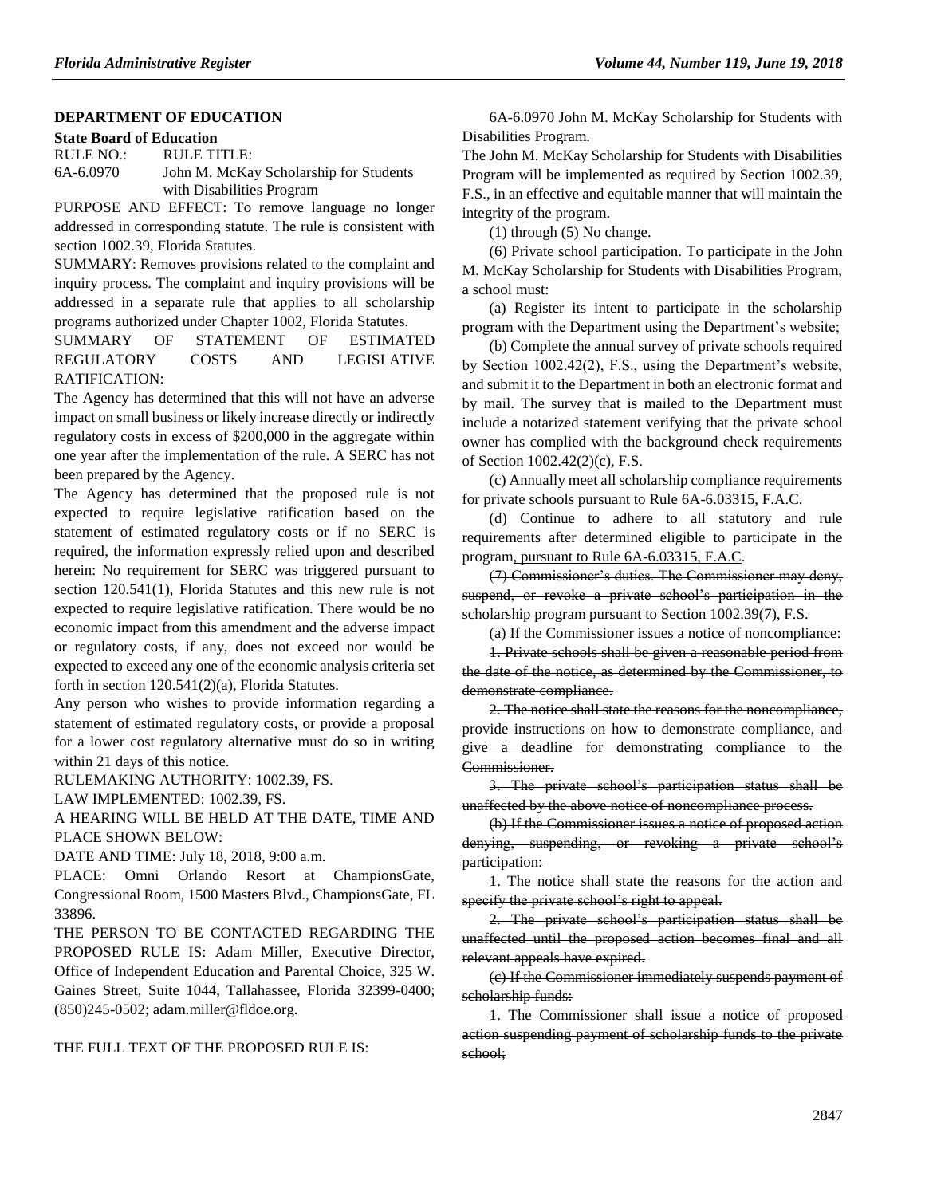**DEPARTMENT OF EDUCATION**

**State Board of Education**

RULE NO.: RULE TITLE:

6A-6.0970 John M. McKay Scholarship for Students with Disabilities Program

PURPOSE AND EFFECT: To remove language no longer addressed in corresponding statute. The rule is consistent with section 1002.39, Florida Statutes.

SUMMARY: Removes provisions related to the complaint and inquiry process. The complaint and inquiry provisions will be addressed in a separate rule that applies to all scholarship programs authorized under Chapter 1002, Florida Statutes.

SUMMARY OF STATEMENT OF ESTIMATED REGULATORY COSTS AND LEGISLATIVE RATIFICATION:

The Agency has determined that this will not have an adverse impact on small business or likely increase directly or indirectly regulatory costs in excess of $200,000 in the aggregate within one year after the implementation of the rule. A SERC has not been prepared by the Agency.

The Agency has determined that the proposed rule is not expected to require legislative ratification based on the statement of estimated regulatory costs or if no SERC is required, the information expressly relied upon and described herein: No requirement for SERC was triggered pursuant to section 120.541(1), Florida Statutes and this new rule is not expected to require legislative ratification. There would be no economic impact from this amendment and the adverse impact or regulatory costs, if any, does not exceed nor would be expected to exceed any one of the economic analysis criteria set forth in section 120.541(2)(a), Florida Statutes.

Any person who wishes to provide information regarding a statement of estimated regulatory costs, or provide a proposal for a lower cost regulatory alternative must do so in writing within 21 days of this notice.

RULEMAKING AUTHORITY: 1002.39, FS.

LAW IMPLEMENTED: 1002.39, FS.

A HEARING WILL BE HELD AT THE DATE, TIME AND PLACE SHOWN BELOW:

DATE AND TIME: July 18, 2018, 9:00 a.m.

PLACE: Omni Orlando Resort at ChampionsGate, Congressional Room, 1500 Masters Blvd., ChampionsGate, FL 33896.

THE PERSON TO BE CONTACTED REGARDING THE PROPOSED RULE IS: Adam Miller, Executive Director, Office of Independent Education and Parental Choice, 325 W. Gaines Street, Suite 1044, Tallahassee, Florida 32399-0400; (850)245-0502; adam.miller@fldoe.org.

THE FULL TEXT OF THE PROPOSED RULE IS:

6A-6.0970 John M. McKay Scholarship for Students with Disabilities Program.

The John M. McKay Scholarship for Students with Disabilities Program will be implemented as required by Section 1002.39, F.S., in an effective and equitable manner that will maintain the integrity of the program.

(1) through (5) No change.

(6) Private school participation. To participate in the John M. McKay Scholarship for Students with Disabilities Program, a school must:

(a) Register its intent to participate in the scholarship program with the Department using the Department's website;

(b) Complete the annual survey of private schools required by Section 1002.42(2), F.S., using the Department's website, and submit it to the Department in both an electronic format and by mail. The survey that is mailed to the Department must include a notarized statement verifying that the private school owner has complied with the background check requirements of Section 1002.42(2)(c), F.S.

(c) Annually meet all scholarship compliance requirements for private schools pursuant to Rule 6A-6.03315, F.A.C.

(d) Continue to adhere to all statutory and rule requirements after determined eligible to participate in the program, pursuant to Rule 6A-6.03315, F.A.C.

~~(7) Commissioner's duties. The Commissioner may deny, suspend, or revoke a private school's participation in the scholarship program pursuant to Section 1002.39(7), F.S.~~

~~(a) If the Commissioner issues a notice of noncompliance:~~

~~1. Private schools shall be given a reasonable period from the date of the notice, as determined by the Commissioner, to demonstrate compliance.~~

~~2. The notice shall state the reasons for the noncompliance, provide instructions on how to demonstrate compliance, and give a deadline for demonstrating compliance to the Commissioner.~~

~~3. The private school's participation status shall be unaffected by the above notice of noncompliance process.~~

~~(b) If the Commissioner issues a notice of proposed action denying, suspending, or revoking a private school's participation:~~

~~1. The notice shall state the reasons for the action and specify the private school's right to appeal.~~

~~2. The private school's participation status shall be unaffected until the proposed action becomes final and all relevant appeals have expired.~~

~~(c) If the Commissioner immediately suspends payment of scholarship funds:~~

~~1. The Commissioner shall issue a notice of proposed action suspending payment of scholarship funds to the private school;~~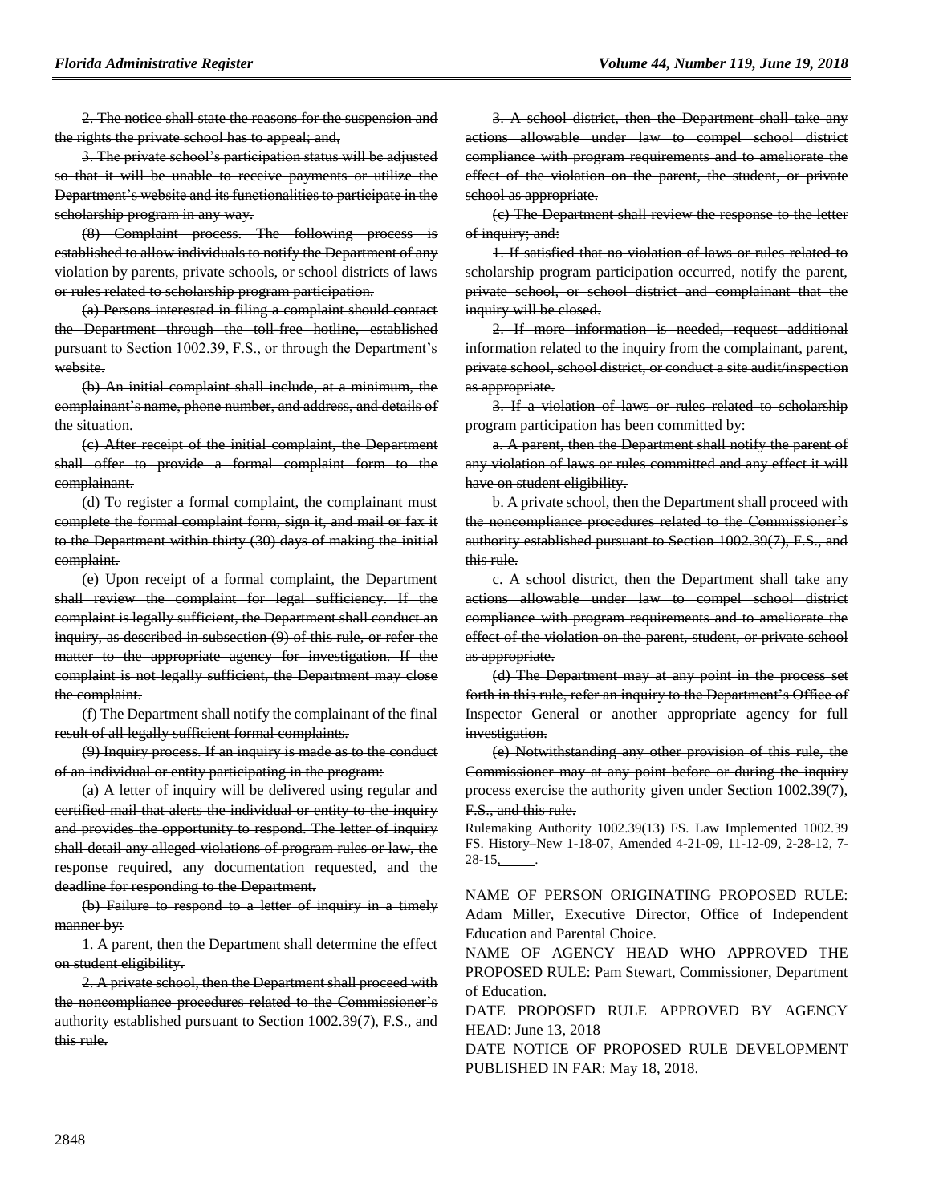2. The notice shall state the reasons for the suspension and the rights the private school has to appeal; and,

3. The private school's participation status will be adjusted so that it will be unable to receive payments or utilize the Department's website and its functionalities to participate in the scholarship program in any way.

(8) Complaint process. The following process is established to allow individuals to notify the Department of any violation by parents, private schools, or school districts of laws or rules related to scholarship program participation.

(a) Persons interested in filing a complaint should contact the Department through the toll-free hotline, established pursuant to Section 1002.39, F.S., or through the Department's website.

(b) An initial complaint shall include, at a minimum, the complainant's name, phone number, and address, and details of the situation.

(c) After receipt of the initial complaint, the Department shall offer to provide a formal complaint form to the complainant.

(d) To register a formal complaint, the complainant must complete the formal complaint form, sign it, and mail or fax it to the Department within thirty (30) days of making the initial complaint.

(e) Upon receipt of a formal complaint, the Department shall review the complaint for legal sufficiency. If the complaint is legally sufficient, the Department shall conduct an inquiry, as described in subsection (9) of this rule, or refer the matter to the appropriate agency for investigation. If the complaint is not legally sufficient, the Department may close the complaint.

(f) The Department shall notify the complainant of the final result of all legally sufficient formal complaints.

(9) Inquiry process. If an inquiry is made as to the conduct of an individual or entity participating in the program:

(a) A letter of inquiry will be delivered using regular and certified mail that alerts the individual or entity to the inquiry and provides the opportunity to respond. The letter of inquiry shall detail any alleged violations of program rules or law, the response required, any documentation requested, and the deadline for responding to the Department.

(b) Failure to respond to a letter of inquiry in a timely manner by:

1. A parent, then the Department shall determine the effect on student eligibility.

2. A private school, then the Department shall proceed with the noncompliance procedures related to the Commissioner's authority established pursuant to Section 1002.39(7), F.S., and this rule.

3. A school district, then the Department shall take any actions allowable under law to compel school district compliance with program requirements and to ameliorate the effect of the violation on the parent, the student, or private school as appropriate.

(c) The Department shall review the response to the letter of inquiry; and:

1. If satisfied that no violation of laws or rules related to scholarship program participation occurred, notify the parent, private school, or school district and complainant that the inquiry will be closed.

2. If more information is needed, request additional information related to the inquiry from the complainant, parent, private school, school district, or conduct a site audit/inspection as appropriate.

3. If a violation of laws or rules related to scholarship program participation has been committed by:

a. A parent, then the Department shall notify the parent of any violation of laws or rules committed and any effect it will have on student eligibility.

b. A private school, then the Department shall proceed with the noncompliance procedures related to the Commissioner's authority established pursuant to Section 1002.39(7), F.S., and this rule.

c. A school district, then the Department shall take any actions allowable under law to compel school district compliance with program requirements and to ameliorate the effect of the violation on the parent, student, or private school as appropriate.

(d) The Department may at any point in the process set forth in this rule, refer an inquiry to the Department's Office of Inspector General or another appropriate agency for full investigation.

(e) Notwithstanding any other provision of this rule, the Commissioner may at any point before or during the inquiry process exercise the authority given under Section 1002.39(7), F.S., and this rule.

Rulemaking Authority 1002.39(13) FS. Law Implemented 1002.39 FS. History–New 1-18-07, Amended 4-21-09, 11-12-09, 2-28-12, 7-28-15,\_\_\_\_\_.

NAME OF PERSON ORIGINATING PROPOSED RULE: Adam Miller, Executive Director, Office of Independent Education and Parental Choice.

NAME OF AGENCY HEAD WHO APPROVED THE PROPOSED RULE: Pam Stewart, Commissioner, Department of Education.

DATE PROPOSED RULE APPROVED BY AGENCY HEAD: June 13, 2018

DATE NOTICE OF PROPOSED RULE DEVELOPMENT PUBLISHED IN FAR: May 18, 2018.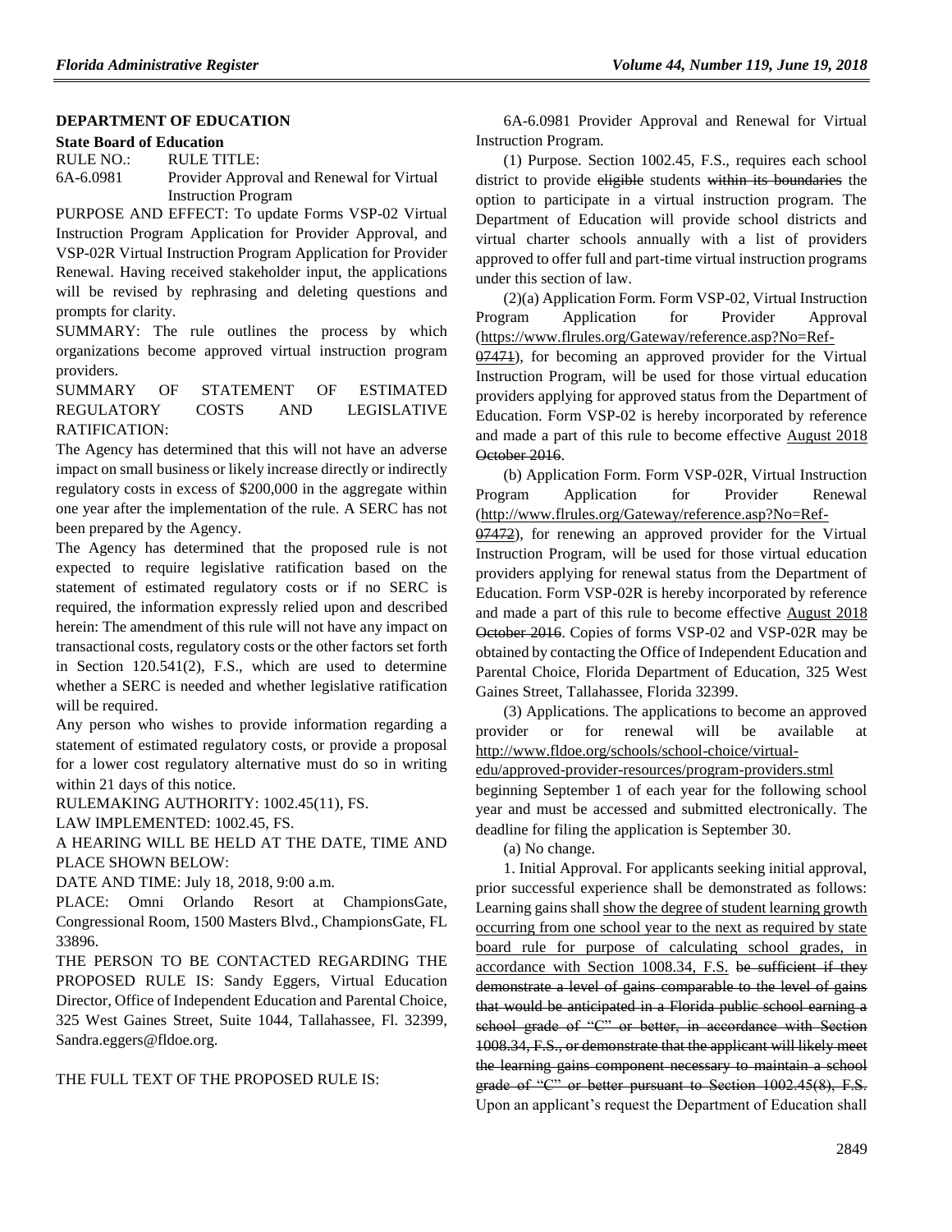## DEPARTMENT OF EDUCATION

### State Board of Education

RULE NO.: RULE TITLE:

6A-6.0981 Provider Approval and Renewal for Virtual Instruction Program

PURPOSE AND EFFECT: To update Forms VSP-02 Virtual Instruction Program Application for Provider Approval, and VSP-02R Virtual Instruction Program Application for Provider Renewal. Having received stakeholder input, the applications will be revised by rephrasing and deleting questions and prompts for clarity.

SUMMARY: The rule outlines the process by which organizations become approved virtual instruction program providers.

SUMMARY OF STATEMENT OF ESTIMATED REGULATORY COSTS AND LEGISLATIVE RATIFICATION:

The Agency has determined that this will not have an adverse impact on small business or likely increase directly or indirectly regulatory costs in excess of $200,000 in the aggregate within one year after the implementation of the rule. A SERC has not been prepared by the Agency.

The Agency has determined that the proposed rule is not expected to require legislative ratification based on the statement of estimated regulatory costs or if no SERC is required, the information expressly relied upon and described herein: The amendment of this rule will not have any impact on transactional costs, regulatory costs or the other factors set forth in Section 120.541(2), F.S., which are used to determine whether a SERC is needed and whether legislative ratification will be required.

Any person who wishes to provide information regarding a statement of estimated regulatory costs, or provide a proposal for a lower cost regulatory alternative must do so in writing within 21 days of this notice.

RULEMAKING AUTHORITY: 1002.45(11), FS.

LAW IMPLEMENTED: 1002.45, FS.

A HEARING WILL BE HELD AT THE DATE, TIME AND PLACE SHOWN BELOW:

DATE AND TIME: July 18, 2018, 9:00 a.m.

PLACE: Omni Orlando Resort at ChampionsGate, Congressional Room, 1500 Masters Blvd., ChampionsGate, FL 33896.

THE PERSON TO BE CONTACTED REGARDING THE PROPOSED RULE IS: Sandy Eggers, Virtual Education Director, Office of Independent Education and Parental Choice, 325 West Gaines Street, Suite 1044, Tallahassee, Fl. 32399, Sandra.eggers@fldoe.org.

THE FULL TEXT OF THE PROPOSED RULE IS:

6A-6.0981 Provider Approval and Renewal for Virtual Instruction Program.

(1) Purpose. Section 1002.45, F.S., requires each school district to provide ~~eligible~~ students ~~within its boundaries~~ the option to participate in a virtual instruction program. The Department of Education will provide school districts and virtual charter schools annually with a list of providers approved to offer full and part-time virtual instruction programs under this section of law.

(2)(a) Application Form. Form VSP-02, Virtual Instruction Program Application for Provider Approval (https://www.flrules.org/Gateway/reference.asp?No=Ref-07471), for becoming an approved provider for the Virtual Instruction Program, will be used for those virtual education providers applying for approved status from the Department of Education. Form VSP-02 is hereby incorporated by reference and made a part of this rule to become effective August 2018 ~~October 2016~~.

(b) Application Form. Form VSP-02R, Virtual Instruction Program Application for Provider Renewal (http://www.flrules.org/Gateway/reference.asp?No=Ref-07472), for renewing an approved provider for the Virtual Instruction Program, will be used for those virtual education providers applying for renewal status from the Department of Education. Form VSP-02R is hereby incorporated by reference and made a part of this rule to become effective August 2018 ~~October 2016~~. Copies of forms VSP-02 and VSP-02R may be obtained by contacting the Office of Independent Education and Parental Choice, Florida Department of Education, 325 West Gaines Street, Tallahassee, Florida 32399.

(3) Applications. The applications to become an approved provider or for renewal will be available at http://www.fldoe.org/schools/school-choice/virtual-edu/approved-provider-resources/program-providers.stml beginning September 1 of each year for the following school year and must be accessed and submitted electronically. The deadline for filing the application is September 30.

(a) No change.

1. Initial Approval. For applicants seeking initial approval, prior successful experience shall be demonstrated as follows: Learning gains shall show the degree of student learning growth occurring from one school year to the next as required by state board rule for purpose of calculating school grades, in accordance with Section 1008.34, F.S. ~~be sufficient if they demonstrate a level of gains comparable to the level of gains that would be anticipated in a Florida public school earning a school grade of "C" or better, in accordance with Section 1008.34, F.S., or demonstrate that the applicant will likely meet the learning gains component necessary to maintain a school grade of "C" or better pursuant to Section 1002.45(8), F.S.~~ Upon an applicant's request the Department of Education shall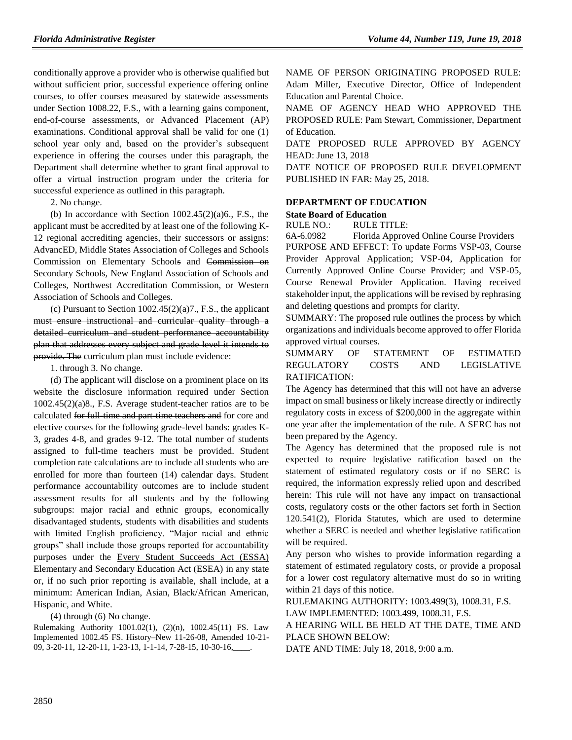conditionally approve a provider who is otherwise qualified but without sufficient prior, successful experience offering online courses, to offer courses measured by statewide assessments under Section 1008.22, F.S., with a learning gains component, end-of-course assessments, or Advanced Placement (AP) examinations. Conditional approval shall be valid for one (1) school year only and, based on the provider's subsequent experience in offering the courses under this paragraph, the Department shall determine whether to grant final approval to offer a virtual instruction program under the criteria for successful experience as outlined in this paragraph.

2. No change.

(b) In accordance with Section 1002.45(2)(a)6., F.S., the applicant must be accredited by at least one of the following K-12 regional accrediting agencies, their successors or assigns: AdvancED, Middle States Association of Colleges and Schools Commission on Elementary Schools ~~and~~ ~~Commission on~~ Secondary Schools, New England Association of Schools and Colleges, Northwest Accreditation Commission, or Western Association of Schools and Colleges.

(c) Pursuant to Section 1002.45(2)(a)7., F.S., the ~~applicant must ensure instructional and curricular quality through a detailed curriculum and student performance accountability plan that addresses every subject and grade level it intends to provide. The~~ curriculum plan must include evidence:

1. through 3. No change.

(d) The applicant will disclose on a prominent place on its website the disclosure information required under Section 1002.45(2)(a)8., F.S. Average student-teacher ratios are to be calculated ~~for full-time and part-time teachers and~~ for core and elective courses for the following grade-level bands: grades K-3, grades 4-8, and grades 9-12. The total number of students assigned to full-time teachers must be provided. Student completion rate calculations are to include all students who are enrolled for more than fourteen (14) calendar days. Student performance accountability outcomes are to include student assessment results for all students and by the following subgroups: major racial and ethnic groups, economically disadvantaged students, students with disabilities and students with limited English proficiency. "Major racial and ethnic groups" shall include those groups reported for accountability purposes under the Every Student Succeeds Act (ESSA) ~~Elementary and Secondary Education Act (ESEA)~~ in any state or, if no such prior reporting is available, shall include, at a minimum: American Indian, Asian, Black/African American, Hispanic, and White.

(4) through (6) No change.

Rulemaking Authority 1001.02(1), (2)(n), 1002.45(11) FS. Law Implemented 1002.45 FS. History–New 11-26-08, Amended 10-21-09, 3-20-11, 12-20-11, 1-23-13, 1-1-14, 7-28-15, 10-30-16, \_\_\_\_.

NAME OF PERSON ORIGINATING PROPOSED RULE: Adam Miller, Executive Director, Office of Independent Education and Parental Choice.

NAME OF AGENCY HEAD WHO APPROVED THE PROPOSED RULE: Pam Stewart, Commissioner, Department of Education.

DATE PROPOSED RULE APPROVED BY AGENCY HEAD: June 13, 2018

DATE NOTICE OF PROPOSED RULE DEVELOPMENT PUBLISHED IN FAR: May 25, 2018.

## DEPARTMENT OF EDUCATION

### State Board of Education

RULE NO.: RULE TITLE:

6A-6.0982 Florida Approved Online Course Providers

PURPOSE AND EFFECT: To update Forms VSP-03, Course Provider Approval Application; VSP-04, Application for Currently Approved Online Course Provider; and VSP-05, Course Renewal Provider Application. Having received stakeholder input, the applications will be revised by rephrasing and deleting questions and prompts for clarity.

SUMMARY: The proposed rule outlines the process by which organizations and individuals become approved to offer Florida approved virtual courses.

SUMMARY OF STATEMENT OF ESTIMATED REGULATORY COSTS AND LEGISLATIVE RATIFICATION:

The Agency has determined that this will not have an adverse impact on small business or likely increase directly or indirectly regulatory costs in excess of $200,000 in the aggregate within one year after the implementation of the rule. A SERC has not been prepared by the Agency.

The Agency has determined that the proposed rule is not expected to require legislative ratification based on the statement of estimated regulatory costs or if no SERC is required, the information expressly relied upon and described herein: This rule will not have any impact on transactional costs, regulatory costs or the other factors set forth in Section 120.541(2), Florida Statutes, which are used to determine whether a SERC is needed and whether legislative ratification will be required.

Any person who wishes to provide information regarding a statement of estimated regulatory costs, or provide a proposal for a lower cost regulatory alternative must do so in writing within 21 days of this notice.

RULEMAKING AUTHORITY: 1003.499(3), 1008.31, F.S.

LAW IMPLEMENTED: 1003.499, 1008.31, F.S.

A HEARING WILL BE HELD AT THE DATE, TIME AND PLACE SHOWN BELOW:

DATE AND TIME: July 18, 2018, 9:00 a.m.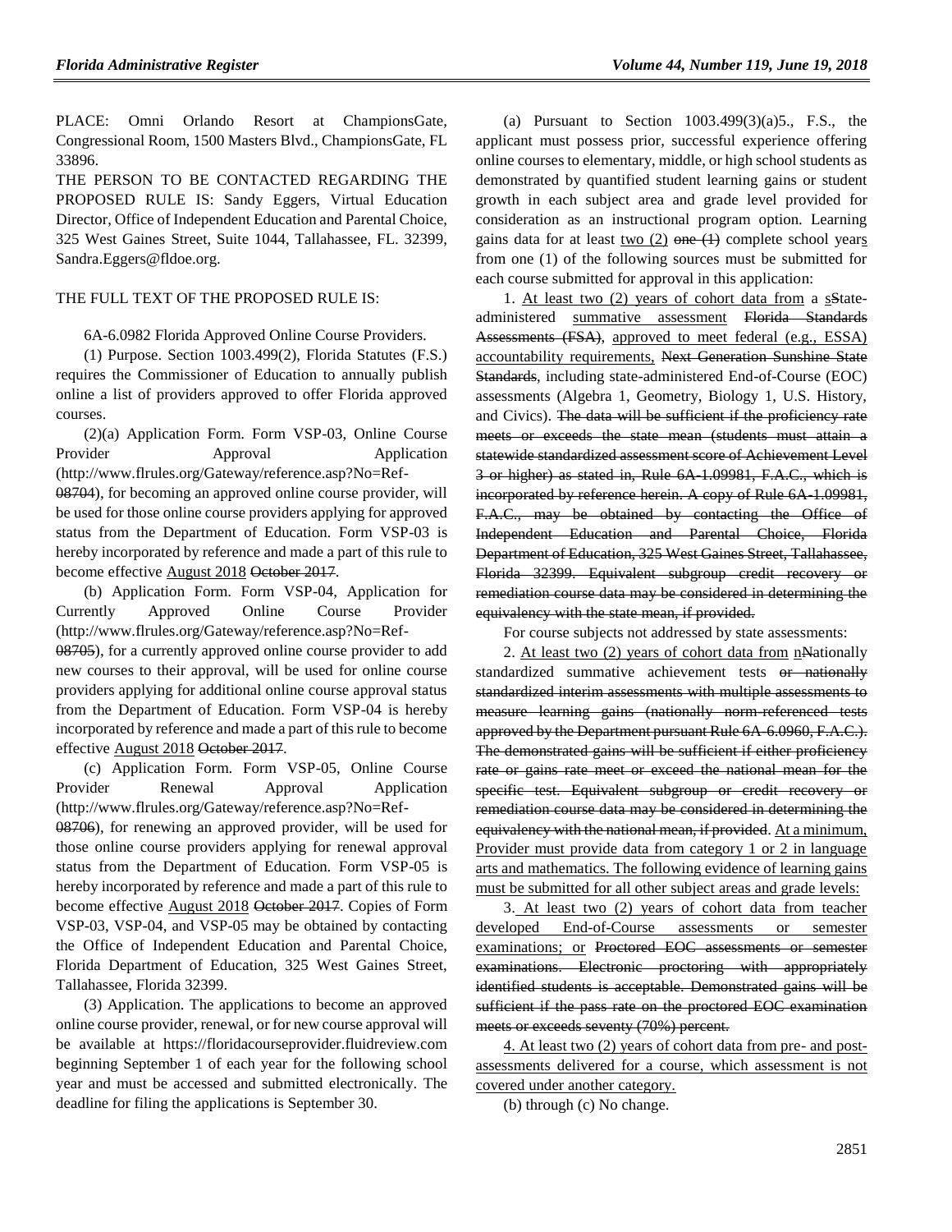PLACE: Omni Orlando Resort at ChampionsGate, Congressional Room, 1500 Masters Blvd., ChampionsGate, FL 33896.

THE PERSON TO BE CONTACTED REGARDING THE PROPOSED RULE IS: Sandy Eggers, Virtual Education Director, Office of Independent Education and Parental Choice, 325 West Gaines Street, Suite 1044, Tallahassee, FL. 32399, Sandra.Eggers@fldoe.org.

THE FULL TEXT OF THE PROPOSED RULE IS:

6A-6.0982 Florida Approved Online Course Providers.

(1) Purpose. Section 1003.499(2), Florida Statutes (F.S.) requires the Commissioner of Education to annually publish online a list of providers approved to offer Florida approved courses.

(2)(a) Application Form. Form VSP-03, Online Course Provider Approval Application (http://www.flrules.org/Gateway/reference.asp?No=Ref-08704), for becoming an approved online course provider, will be used for those online course providers applying for approved status from the Department of Education. Form VSP-03 is hereby incorporated by reference and made a part of this rule to become effective <u>August 2018</u> ~~October 2017~~.

(b) Application Form. Form VSP-04, Application for Currently Approved Online Course Provider (http://www.flrules.org/Gateway/reference.asp?No=Ref-08705), for a currently approved online course provider to add new courses to their approval, will be used for online course providers applying for additional online course approval status from the Department of Education. Form VSP-04 is hereby incorporated by reference and made a part of this rule to become effective <u>August 2018</u> ~~October 2017~~.

(c) Application Form. Form VSP-05, Online Course Provider Renewal Approval Application (http://www.flrules.org/Gateway/reference.asp?No=Ref-08706), for renewing an approved provider, will be used for those online course providers applying for renewal approval status from the Department of Education. Form VSP-05 is hereby incorporated by reference and made a part of this rule to become effective <u>August 2018</u> ~~October 2017~~. Copies of Form VSP-03, VSP-04, and VSP-05 may be obtained by contacting the Office of Independent Education and Parental Choice, Florida Department of Education, 325 West Gaines Street, Tallahassee, Florida 32399.

(3) Application. The applications to become an approved online course provider, renewal, or for new course approval will be available at https://floridacourseprovider.fluidreview.com beginning September 1 of each year for the following school year and must be accessed and submitted electronically. The deadline for filing the applications is September 30.

(a) Pursuant to Section 1003.499(3)(a)5., F.S., the applicant must possess prior, successful experience offering online courses to elementary, middle, or high school students as demonstrated by quantified student learning gains or student growth in each subject area and grade level provided for consideration as an instructional program option. Learning gains data for at least <u>two (2)</u> ~~one (1)~~ complete school year<u>s</u> from one (1) of the following sources must be submitted for each course submitted for approval in this application:

1. <u>At least two (2) years of cohort data from</u> a <u>s</u>~~S~~tate-administered <u>summative assessment</u> ~~Florida Standards Assessments (FSA)~~, <u>approved to meet federal (e.g., ESSA) accountability requirements,</u> ~~Next Generation Sunshine State Standards~~, including state-administered End-of-Course (EOC) assessments (Algebra 1, Geometry, Biology 1, U.S. History, and Civics). ~~The data will be sufficient if the proficiency rate meets or exceeds the state mean (students must attain a statewide standardized assessment score of Achievement Level 3 or higher) as stated in, Rule 6A-1.09981, F.A.C., which is incorporated by reference herein. A copy of Rule 6A-1.09981, F.A.C., may be obtained by contacting the Office of Independent Education and Parental Choice, Florida Department of Education, 325 West Gaines Street, Tallahassee, Florida 32399. Equivalent subgroup credit recovery or remediation course data may be considered in determining the equivalency with the state mean, if provided.~~

For course subjects not addressed by state assessments:

2. <u>At least two (2) years of cohort data from</u> <u>n</u>~~N~~ationally standardized summative achievement tests ~~or nationally standardized interim assessments with multiple assessments to measure learning gains (nationally norm-referenced tests approved by the Department pursuant Rule 6A-6.0960, F.A.C.). The demonstrated gains will be sufficient if either proficiency rate or gains rate meet or exceed the national mean for the specific test. Equivalent subgroup or credit recovery or remediation course data may be considered in determining the equivalency with the national mean, if provided~~. <u>At a minimum, Provider must provide data from category 1 or 2 in language arts and mathematics. The following evidence of learning gains must be submitted for all other subject areas and grade levels:</u>

3. <u>At least two (2) years of cohort data from teacher developed End-of-Course assessments or semester examinations; or</u> ~~Proctored EOC assessments or semester examinations. Electronic proctoring with appropriately identified students is acceptable. Demonstrated gains will be sufficient if the pass rate on the proctored EOC examination meets or exceeds seventy (70%) percent.~~

<u>4. At least two (2) years of cohort data from pre- and post-assessments delivered for a course, which assessment is not covered under another category.</u>

(b) through (c) No change.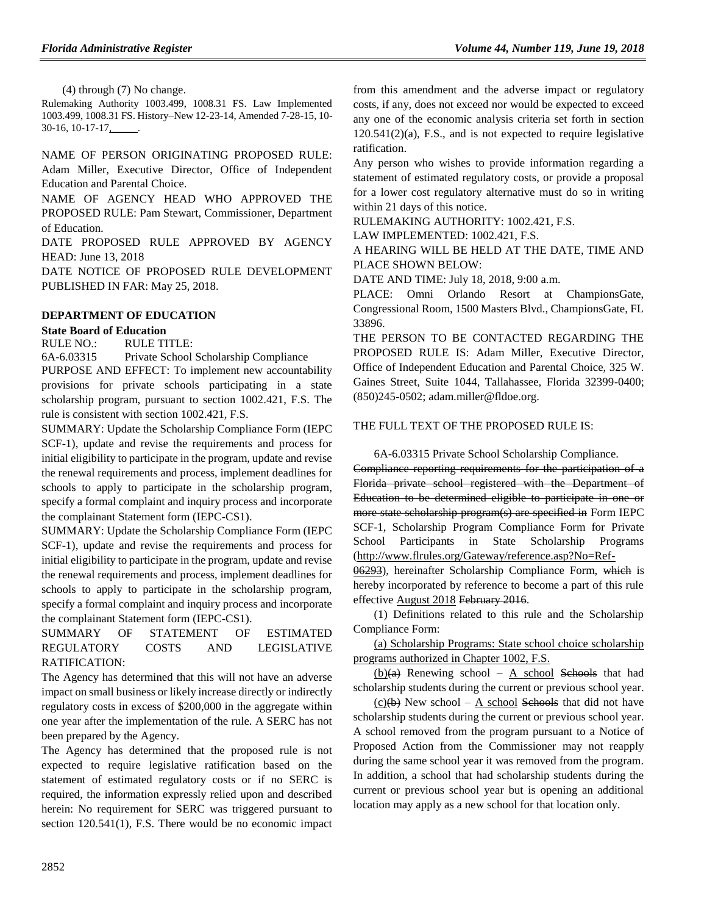(4) through (7) No change.

Rulemaking Authority 1003.499, 1008.31 FS. Law Implemented 1003.499, 1008.31 FS. History–New 12-23-14, Amended 7-28-15, 10-30-16, 10-17-17, ______.

NAME OF PERSON ORIGINATING PROPOSED RULE: Adam Miller, Executive Director, Office of Independent Education and Parental Choice.

NAME OF AGENCY HEAD WHO APPROVED THE PROPOSED RULE: Pam Stewart, Commissioner, Department of Education.

DATE PROPOSED RULE APPROVED BY AGENCY HEAD: June 13, 2018

DATE NOTICE OF PROPOSED RULE DEVELOPMENT PUBLISHED IN FAR: May 25, 2018.

## DEPARTMENT OF EDUCATION

### State Board of Education

RULE NO.: RULE TITLE:

6A-6.03315 Private School Scholarship Compliance

PURPOSE AND EFFECT: To implement new accountability provisions for private schools participating in a state scholarship program, pursuant to section 1002.421, F.S. The rule is consistent with section 1002.421, F.S.

SUMMARY: Update the Scholarship Compliance Form (IEPC SCF-1), update and revise the requirements and process for initial eligibility to participate in the program, update and revise the renewal requirements and process, implement deadlines for schools to apply to participate in the scholarship program, specify a formal complaint and inquiry process and incorporate the complainant Statement form (IEPC-CS1).

SUMMARY: Update the Scholarship Compliance Form (IEPC SCF-1), update and revise the requirements and process for initial eligibility to participate in the program, update and revise the renewal requirements and process, implement deadlines for schools to apply to participate in the scholarship program, specify a formal complaint and inquiry process and incorporate the complainant Statement form (IEPC-CS1).

SUMMARY OF STATEMENT OF ESTIMATED REGULATORY COSTS AND LEGISLATIVE RATIFICATION:

The Agency has determined that this will not have an adverse impact on small business or likely increase directly or indirectly regulatory costs in excess of $200,000 in the aggregate within one year after the implementation of the rule. A SERC has not been prepared by the Agency.

The Agency has determined that the proposed rule is not expected to require legislative ratification based on the statement of estimated regulatory costs or if no SERC is required, the information expressly relied upon and described herein: No requirement for SERC was triggered pursuant to section 120.541(1), F.S. There would be no economic impact from this amendment and the adverse impact or regulatory costs, if any, does not exceed nor would be expected to exceed any one of the economic analysis criteria set forth in section 120.541(2)(a), F.S., and is not expected to require legislative ratification.

Any person who wishes to provide information regarding a statement of estimated regulatory costs, or provide a proposal for a lower cost regulatory alternative must do so in writing within 21 days of this notice.

RULEMAKING AUTHORITY: 1002.421, F.S.

LAW IMPLEMENTED: 1002.421, F.S.

A HEARING WILL BE HELD AT THE DATE, TIME AND PLACE SHOWN BELOW:

DATE AND TIME: July 18, 2018, 9:00 a.m.

PLACE: Omni Orlando Resort at ChampionsGate, Congressional Room, 1500 Masters Blvd., ChampionsGate, FL 33896.

THE PERSON TO BE CONTACTED REGARDING THE PROPOSED RULE IS: Adam Miller, Executive Director, Office of Independent Education and Parental Choice, 325 W. Gaines Street, Suite 1044, Tallahassee, Florida 32399-0400; (850)245-0502; adam.miller@fldoe.org.

THE FULL TEXT OF THE PROPOSED RULE IS:

6A-6.03315 Private School Scholarship Compliance.

~~Compliance reporting requirements for the participation of a Florida private school registered with the Department of Education to be determined eligible to participate in one or more state scholarship program(s) are specified in~~ Form IEPC SCF-1, Scholarship Program Compliance Form for Private School Participants in State Scholarship Programs (http://www.flrules.org/Gateway/reference.asp?No=Ref-~~06293~~), hereinafter Scholarship Compliance Form, ~~which~~ is hereby incorporated by reference to become a part of this rule effective August 2018 ~~February 2016~~.

(1) Definitions related to this rule and the Scholarship Compliance Form:

(a) Scholarship Programs: State school choice scholarship programs authorized in Chapter 1002, F.S.

(b)~~(a)~~ Renewing school – A school ~~Schools~~ that had scholarship students during the current or previous school year.

(c)~~(b)~~ New school – A school ~~Schools~~ that did not have scholarship students during the current or previous school year. A school removed from the program pursuant to a Notice of Proposed Action from the Commissioner may not reapply during the same school year it was removed from the program. In addition, a school that had scholarship students during the current or previous school year but is opening an additional location may apply as a new school for that location only.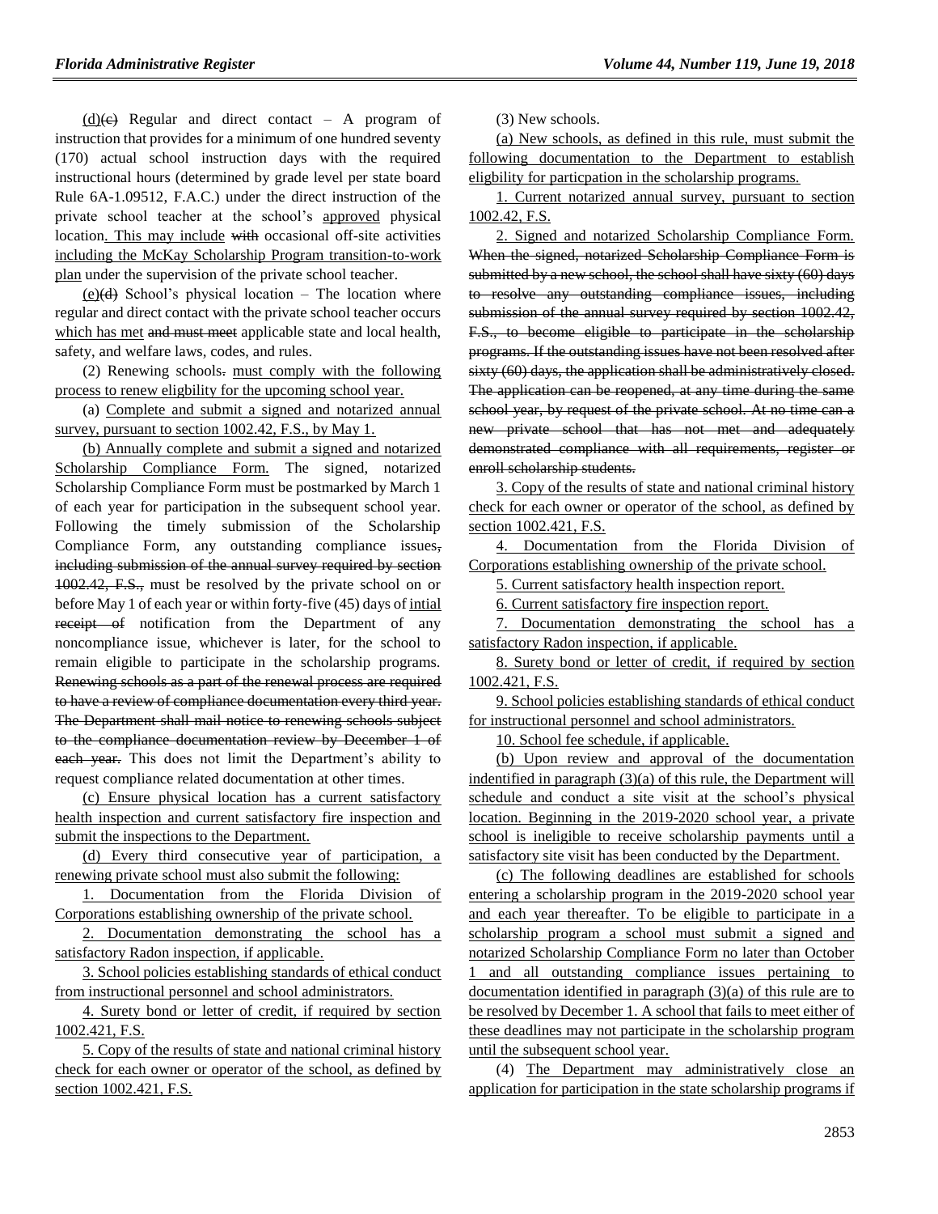(d)(c) Regular and direct contact – A program of instruction that provides for a minimum of one hundred seventy (170) actual school instruction days with the required instructional hours (determined by grade level per state board Rule 6A-1.09512, F.A.C.) under the direct instruction of the private school teacher at the school's approved physical location. This may include with occasional off-site activities including the McKay Scholarship Program transition-to-work plan under the supervision of the private school teacher.

(e)(d) School's physical location – The location where regular and direct contact with the private school teacher occurs which has met and must meet applicable state and local health, safety, and welfare laws, codes, and rules.

(2) Renewing schools. must comply with the following process to renew eligbility for the upcoming school year.

(a) Complete and submit a signed and notarized annual survey, pursuant to section 1002.42, F.S., by May 1.

(b) Annually complete and submit a signed and notarized Scholarship Compliance Form. The signed, notarized Scholarship Compliance Form must be postmarked by March 1 of each year for participation in the subsequent School year. Following the timely submission of the Scholarship Compliance Form, any outstanding compliance issues, including submission of the annual survey required by section 1002.42, F.S., must be resolved by the private school on or before May 1 of each year or within forty-five (45) days of intial receipt of notification from the Department of any noncompliance issue, whichever is later, for the school to remain eligible to participate in the scholarship programs. Renewing schools as a part of the renewal process are required to have a review of compliance documentation every third year. The Department shall mail notice to renewing schools subject to the compliance documentation review by December 1 of each year. This does not limit the Department's ability to request compliance related documentation at other times.

(c) Ensure physical location has a current satisfactory health inspection and current satisfactory fire inspection and submit the inspections to the Department.

(d) Every third consecutive year of participation, a renewing private school must also submit the following:

1. Documentation from the Florida Division of Corporations establishing ownership of the private school.

2. Documentation demonstrating the school has a satisfactory Radon inspection, if applicable.

3. School policies establishing standards of ethical conduct from instructional personnel and school administrators.

4. Surety bond or letter of credit, if required by section 1002.421, F.S.

5. Copy of the results of state and national criminal history check for each owner or operator of the school, as defined by section 1002.421, F.S.

(3) New schools.

(a) New schools, as defined in this rule, must submit the following documentation to the Department to establish eligbility for particpation in the scholarship programs.

1. Current notarized annual survey, pursuant to section 1002.42, F.S.

2. Signed and notarized Scholarship Compliance Form. When the signed, notarized Scholarship Compliance Form is submitted by a new school, the school shall have sixty (60) days to resolve any outstanding compliance issues, including submission of the annual survey required by section 1002.42, F.S., to become eligible to participate in the scholarship programs. If the outstanding issues have not been resolved after sixty (60) days, the application shall be administratively closed. The application can be reopened, at any time during the same school year, by request of the private school. At no time can a new private school that has not met and adequately demonstrated compliance with all requirements, register or enroll scholarship students.

3. Copy of the results of state and national criminal history check for each owner or operator of the school, as defined by section 1002.421, F.S.

4. Documentation from the Florida Division of Corporations establishing ownership of the private school.

5. Current satisfactory health inspection report.

6. Current satisfactory fire inspection report.

7. Documentation demonstrating the school has a satisfactory Radon inspection, if applicable.

8. Surety bond or letter of credit, if required by section 1002.421, F.S.

9. School policies establishing standards of ethical conduct for instructional personnel and school administrators.

10. School fee schedule, if applicable.

(b) Upon review and approval of the documentation indentified in paragraph (3)(a) of this rule, the Department will schedule and conduct a site visit at the school's physical location. Beginning in the 2019-2020 school year, a private school is ineligible to receive scholarship payments until a satisfactory site visit has been conducted by the Department.

(c) The following deadlines are established for schools entering a scholarship program in the 2019-2020 school year and each year thereafter. To be eligible to participate in a scholarship program a school must submit a signed and notarized Scholarship Compliance Form no later than October 1 and all outstanding compliance issues pertaining to documentation identified in paragraph (3)(a) of this rule are to be resolved by December 1. A school that fails to meet either of these deadlines may not participate in the scholarship program until the subsequent school year.

(4) The Department may administratively close an application for participation in the state scholarship programs if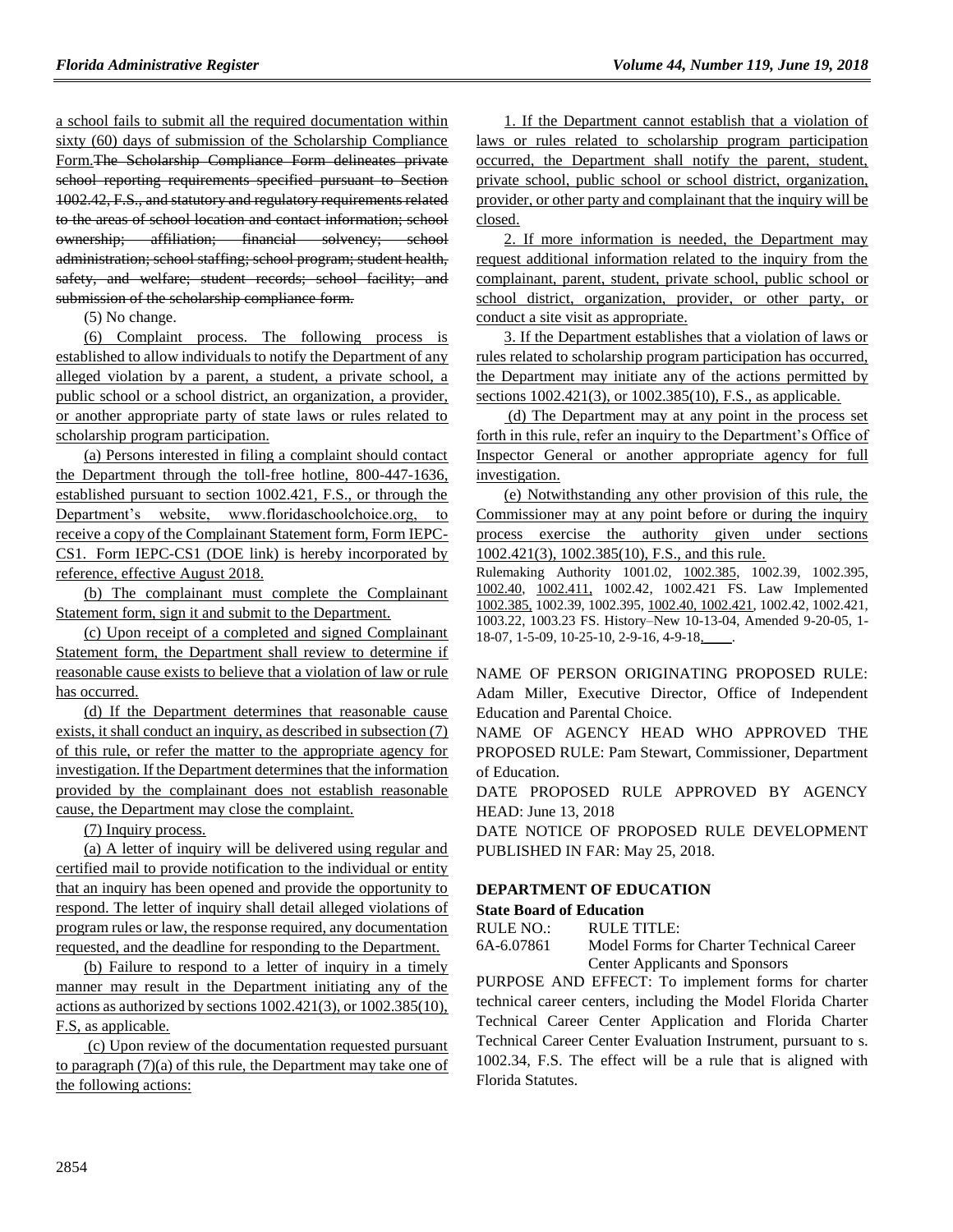a school fails to submit all the required documentation within sixty (60) days of submission of the Scholarship Compliance Form.~~The Scholarship Compliance Form delineates private school reporting requirements specified pursuant to Section 1002.42, F.S., and statutory and regulatory requirements related to the areas of school location and contact information; school ownership; affiliation; financial solvency; school administration; school staffing; school program; student health, safety, and welfare; student records; school facility; and submission of the scholarship compliance form.~~

(5) No change.

(6) Complaint process. The following process is established to allow individuals to notify the Department of any alleged violation by a parent, a student, a private school, a public school or a school district, an organization, a provider, or another appropriate party of state laws or rules related to scholarship program participation.

(a) Persons interested in filing a complaint should contact the Department through the toll-free hotline, 800-447-1636, established pursuant to section 1002.421, F.S., or through the Department's website, www.floridaschoolchoice.org, to receive a copy of the Complainant Statement form, Form IEPC-CS1. Form IEPC-CS1 (DOE link) is hereby incorporated by reference, effective August 2018.

(b) The complainant must complete the Complainant Statement form, sign it and submit to the Department.

(c) Upon receipt of a completed and signed Complainant Statement form, the Department shall review to determine if reasonable cause exists to believe that a violation of law or rule has occurred.

(d) If the Department determines that reasonable cause exists, it shall conduct an inquiry, as described in subsection (7) of this rule, or refer the matter to the appropriate agency for investigation. If the Department determines that the information provided by the complainant does not establish reasonable cause, the Department may close the complaint.

(7) Inquiry process.

(a) A letter of inquiry will be delivered using regular and certified mail to provide notification to the individual or entity that an inquiry has been opened and provide the opportunity to respond. The letter of inquiry shall detail alleged violations of program rules or law, the response required, any documentation requested, and the deadline for responding to the Department.

(b) Failure to respond to a letter of inquiry in a timely manner may result in the Department initiating any of the actions as authorized by sections 1002.421(3), or 1002.385(10), F.S, as applicable.

(c) Upon review of the documentation requested pursuant to paragraph (7)(a) of this rule, the Department may take one of the following actions:

1. If the Department cannot establish that a violation of laws or rules related to scholarship program participation occurred, the Department shall notify the parent, student, private school, public school or school district, organization, provider, or other party and complainant that the inquiry will be closed.

2. If more information is needed, the Department may request additional information related to the inquiry from the complainant, parent, student, private school, public school or school district, organization, provider, or other party, or conduct a site visit as appropriate.

3. If the Department establishes that a violation of laws or rules related to scholarship program participation has occurred, the Department may initiate any of the actions permitted by sections 1002.421(3), or 1002.385(10), F.S., as applicable.

(d) The Department may at any point in the process set forth in this rule, refer an inquiry to the Department's Office of Inspector General or another appropriate agency for full investigation.

(e) Notwithstanding any other provision of this rule, the Commissioner may at any point before or during the inquiry process exercise the authority given under sections 1002.421(3), 1002.385(10), F.S., and this rule.

Rulemaking Authority 1001.02, 1002.385, 1002.39, 1002.395, 1002.40, 1002.411, 1002.42, 1002.421 FS. Law Implemented 1002.385, 1002.39, 1002.395, 1002.40, 1002.421, 1002.42, 1002.421, 1003.22, 1003.23 FS. History–New 10-13-04, Amended 9-20-05, 1-18-07, 1-5-09, 10-25-10, 2-9-16, 4-9-18, \_\_\_\_.

NAME OF PERSON ORIGINATING PROPOSED RULE: Adam Miller, Executive Director, Office of Independent Education and Parental Choice.

NAME OF AGENCY HEAD WHO APPROVED THE PROPOSED RULE: Pam Stewart, Commissioner, Department of Education.

DATE PROPOSED RULE APPROVED BY AGENCY HEAD: June 13, 2018

DATE NOTICE OF PROPOSED RULE DEVELOPMENT PUBLISHED IN FAR: May 25, 2018.

## DEPARTMENT OF EDUCATION

### State Board of Education

RULE NO.: RULE TITLE:

6A-6.07861 Model Forms for Charter Technical Career Center Applicants and Sponsors

PURPOSE AND EFFECT: To implement forms for charter technical career centers, including the Model Florida Charter Technical Career Center Application and Florida Charter Technical Career Center Evaluation Instrument, pursuant to s. 1002.34, F.S. The effect will be a rule that is aligned with Florida Statutes.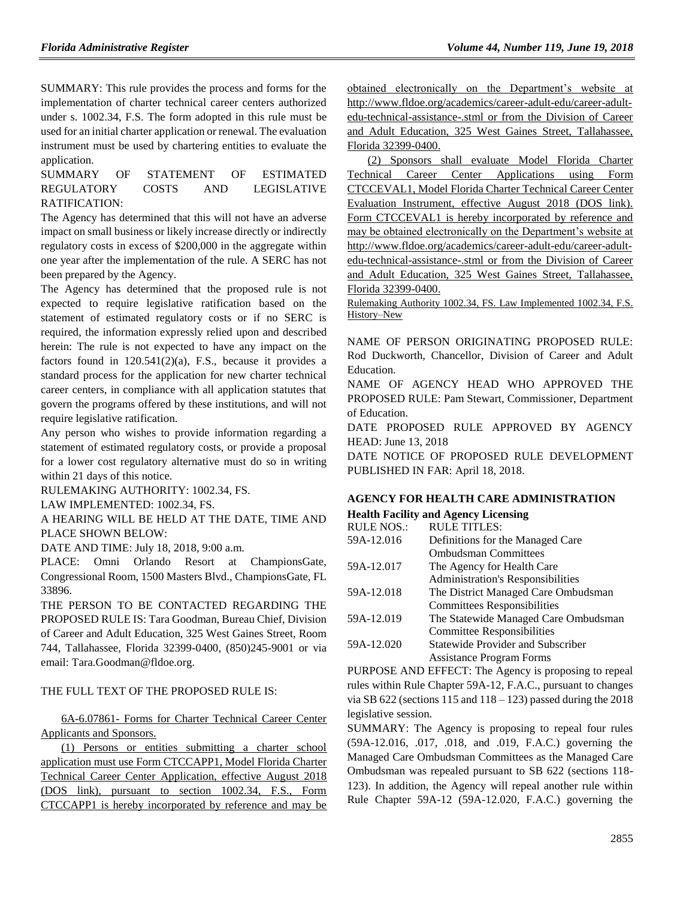SUMMARY: This rule provides the process and forms for the implementation of charter technical career centers authorized under s. 1002.34, F.S. The form adopted in this rule must be used for an initial charter application or renewal. The evaluation instrument must be used by chartering entities to evaluate the application.

SUMMARY OF STATEMENT OF ESTIMATED REGULATORY COSTS AND LEGISLATIVE RATIFICATION:

The Agency has determined that this will not have an adverse impact on small business or likely increase directly or indirectly regulatory costs in excess of $200,000 in the aggregate within one year after the implementation of the rule. A SERC has not been prepared by the Agency.

The Agency has determined that the proposed rule is not expected to require legislative ratification based on the statement of estimated regulatory costs or if no SERC is required, the information expressly relied upon and described herein: The rule is not expected to have any impact on the factors found in 120.541(2)(a), F.S., because it provides a standard process for the application for new charter technical career centers, in compliance with all application statutes that govern the programs offered by these institutions, and will not require legislative ratification.

Any person who wishes to provide information regarding a statement of estimated regulatory costs, or provide a proposal for a lower cost regulatory alternative must do so in writing within 21 days of this notice.

RULEMAKING AUTHORITY: 1002.34, FS.

LAW IMPLEMENTED: 1002.34, FS.

A HEARING WILL BE HELD AT THE DATE, TIME AND PLACE SHOWN BELOW:

DATE AND TIME: July 18, 2018, 9:00 a.m.

PLACE: Omni Orlando Resort at ChampionsGate, Congressional Room, 1500 Masters Blvd., ChampionsGate, FL 33896.

THE PERSON TO BE CONTACTED REGARDING THE PROPOSED RULE IS: Tara Goodman, Bureau Chief, Division of Career and Adult Education, 325 West Gaines Street, Room 744, Tallahassee, Florida 32399-0400, (850)245-9001 or via email: Tara.Goodman@fldoe.org.

THE FULL TEXT OF THE PROPOSED RULE IS:

6A-6.07861- Forms for Charter Technical Career Center Applicants and Sponsors.

(1) Persons or entities submitting a charter school application must use Form CTCCAPP1, Model Florida Charter Technical Career Center Application, effective August 2018 (DOS link), pursuant to section 1002.34, F.S., Form CTCCAPP1 is hereby incorporated by reference and may be obtained electronically on the Department's website at http://www.fldoe.org/academics/career-adult-edu/career-adult-edu-technical-assistance-.stml or from the Division of Career and Adult Education, 325 West Gaines Street, Tallahassee, Florida 32399-0400.

(2) Sponsors shall evaluate Model Florida Charter Technical Career Center Applications using Form CTCCEVAL1, Model Florida Charter Technical Career Center Evaluation Instrument, effective August 2018 (DOS link). Form CTCCEVAL1 is hereby incorporated by reference and may be obtained electronically on the Department's website at http://www.fldoe.org/academics/career-adult-edu/career-adult-edu-technical-assistance-.stml or from the Division of Career and Adult Education, 325 West Gaines Street, Tallahassee, Florida 32399-0400.

Rulemaking Authority 1002.34, FS. Law Implemented 1002.34, F.S. History–New

NAME OF PERSON ORIGINATING PROPOSED RULE: Rod Duckworth, Chancellor, Division of Career and Adult Education.

NAME OF AGENCY HEAD WHO APPROVED THE PROPOSED RULE: Pam Stewart, Commissioner, Department of Education.

DATE PROPOSED RULE APPROVED BY AGENCY HEAD: June 13, 2018

DATE NOTICE OF PROPOSED RULE DEVELOPMENT PUBLISHED IN FAR: April 18, 2018.

## AGENCY FOR HEALTH CARE ADMINISTRATION

### Health Facility and Agency Licensing

| RULE NOS.: | RULE TITLES: |
|---|---|
| 59A-12.016 | Definitions for the Managed Care Ombudsman Committees |
| 59A-12.017 | The Agency for Health Care Administration's Responsibilities |
| 59A-12.018 | The District Managed Care Ombudsman Committees Responsibilities |
| 59A-12.019 | The Statewide Managed Care Ombudsman Committee Responsibilities |
| 59A-12.020 | Statewide Provider and Subscriber Assistance Program Forms |

PURPOSE AND EFFECT: The Agency is proposing to repeal rules within Rule Chapter 59A-12, F.A.C., pursuant to changes via SB 622 (sections 115 and 118 – 123) passed during the 2018 legislative session.

SUMMARY: The Agency is proposing to repeal four rules (59A-12.016, .017, .018, and .019, F.A.C.) governing the Managed Care Ombudsman Committees as the Managed Care Ombudsman was repealed pursuant to SB 622 (sections 118-123). In addition, the Agency will repeal another rule within Rule Chapter 59A-12 (59A-12.020, F.A.C.) governing the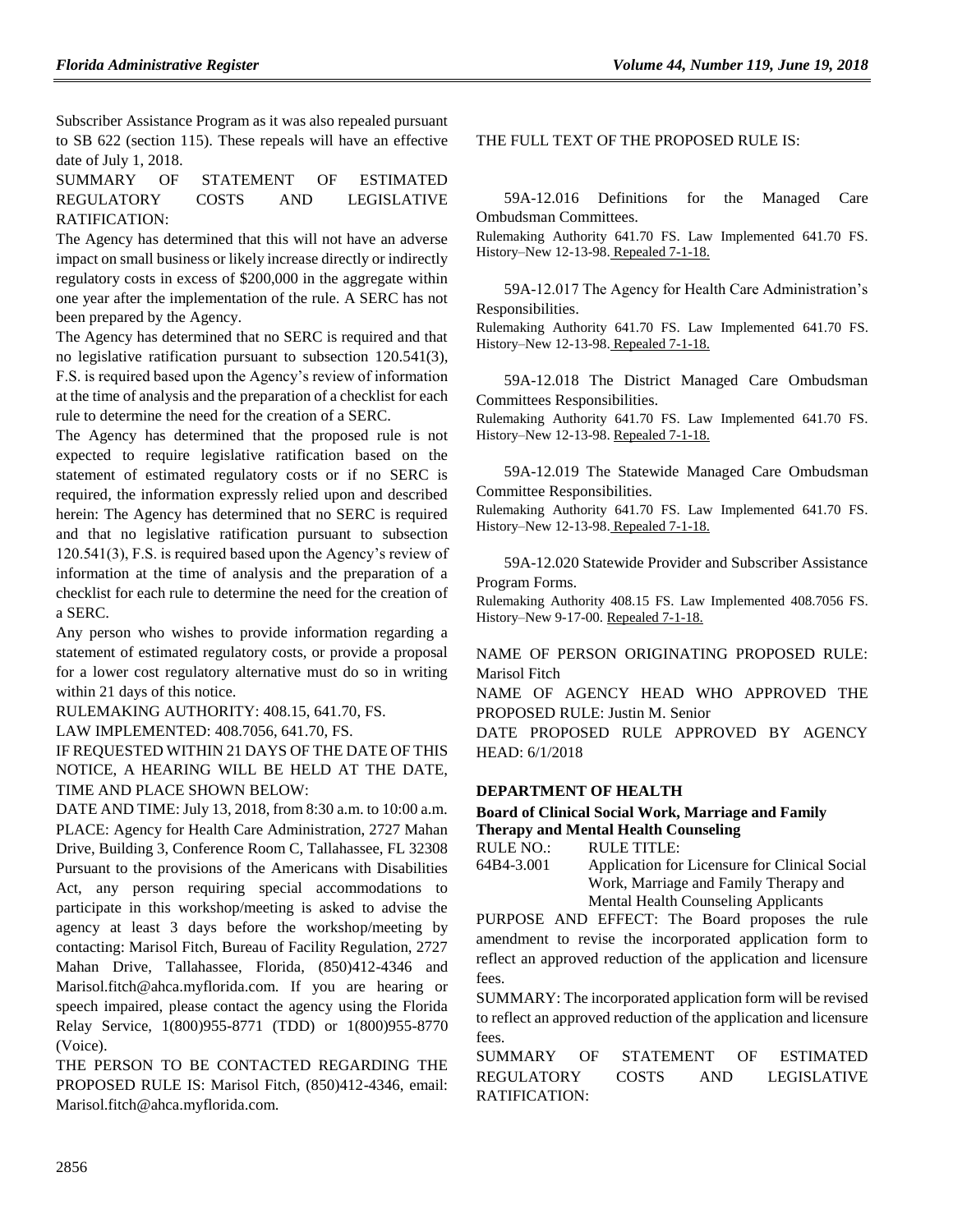Subscriber Assistance Program as it was also repealed pursuant to SB 622 (section 115). These repeals will have an effective date of July 1, 2018.

SUMMARY OF STATEMENT OF ESTIMATED REGULATORY COSTS AND LEGISLATIVE RATIFICATION:

The Agency has determined that this will not have an adverse impact on small business or likely increase directly or indirectly regulatory costs in excess of $200,000 in the aggregate within one year after the implementation of the rule. A SERC has not been prepared by the Agency.

The Agency has determined that no SERC is required and that no legislative ratification pursuant to subsection 120.541(3), F.S. is required based upon the Agency's review of information at the time of analysis and the preparation of a checklist for each rule to determine the need for the creation of a SERC.

The Agency has determined that the proposed rule is not expected to require legislative ratification based on the statement of estimated regulatory costs or if no SERC is required, the information expressly relied upon and described herein: The Agency has determined that no SERC is required and that no legislative ratification pursuant to subsection 120.541(3), F.S. is required based upon the Agency's review of information at the time of analysis and the preparation of a checklist for each rule to determine the need for the creation of a SERC.

Any person who wishes to provide information regarding a statement of estimated regulatory costs, or provide a proposal for a lower cost regulatory alternative must do so in writing within 21 days of this notice.

RULEMAKING AUTHORITY: 408.15, 641.70, FS.

LAW IMPLEMENTED: 408.7056, 641.70, FS.

IF REQUESTED WITHIN 21 DAYS OF THE DATE OF THIS NOTICE, A HEARING WILL BE HELD AT THE DATE, TIME AND PLACE SHOWN BELOW:

DATE AND TIME: July 13, 2018, from 8:30 a.m. to 10:00 a.m.

PLACE: Agency for Health Care Administration, 2727 Mahan Drive, Building 3, Conference Room C, Tallahassee, FL 32308

Pursuant to the provisions of the Americans with Disabilities Act, any person requiring special accommodations to participate in this workshop/meeting is asked to advise the agency at least 3 days before the workshop/meeting by contacting: Marisol Fitch, Bureau of Facility Regulation, 2727 Mahan Drive, Tallahassee, Florida, (850)412-4346 and Marisol.fitch@ahca.myflorida.com. If you are hearing or speech impaired, please contact the agency using the Florida Relay Service, 1(800)955-8771 (TDD) or 1(800)955-8770 (Voice).

THE PERSON TO BE CONTACTED REGARDING THE PROPOSED RULE IS: Marisol Fitch, (850)412-4346, email: Marisol.fitch@ahca.myflorida.com.

THE FULL TEXT OF THE PROPOSED RULE IS:

59A-12.016 Definitions for the Managed Care Ombudsman Committees.

Rulemaking Authority 641.70 FS. Law Implemented 641.70 FS. History–New 12-13-98. Repealed 7-1-18.

59A-12.017 The Agency for Health Care Administration's Responsibilities.

Rulemaking Authority 641.70 FS. Law Implemented 641.70 FS. History–New 12-13-98. Repealed 7-1-18.

59A-12.018 The District Managed Care Ombudsman Committees Responsibilities.

Rulemaking Authority 641.70 FS. Law Implemented 641.70 FS. History–New 12-13-98. Repealed 7-1-18.

59A-12.019 The Statewide Managed Care Ombudsman Committee Responsibilities.

Rulemaking Authority 641.70 FS. Law Implemented 641.70 FS. History–New 12-13-98. Repealed 7-1-18.

59A-12.020 Statewide Provider and Subscriber Assistance Program Forms.

Rulemaking Authority 408.15 FS. Law Implemented 408.7056 FS. History–New 9-17-00. Repealed 7-1-18.

NAME OF PERSON ORIGINATING PROPOSED RULE: Marisol Fitch

NAME OF AGENCY HEAD WHO APPROVED THE PROPOSED RULE: Justin M. Senior

DATE PROPOSED RULE APPROVED BY AGENCY HEAD: 6/1/2018

### DEPARTMENT OF HEALTH

#### Board of Clinical Social Work, Marriage and Family Therapy and Mental Health Counseling

RULE NO.: RULE TITLE:

64B4-3.001 Application for Licensure for Clinical Social Work, Marriage and Family Therapy and Mental Health Counseling Applicants

PURPOSE AND EFFECT: The Board proposes the rule amendment to revise the incorporated application form to reflect an approved reduction of the application and licensure fees.

SUMMARY: The incorporated application form will be revised to reflect an approved reduction of the application and licensure fees.

SUMMARY OF STATEMENT OF ESTIMATED REGULATORY COSTS AND LEGISLATIVE RATIFICATION: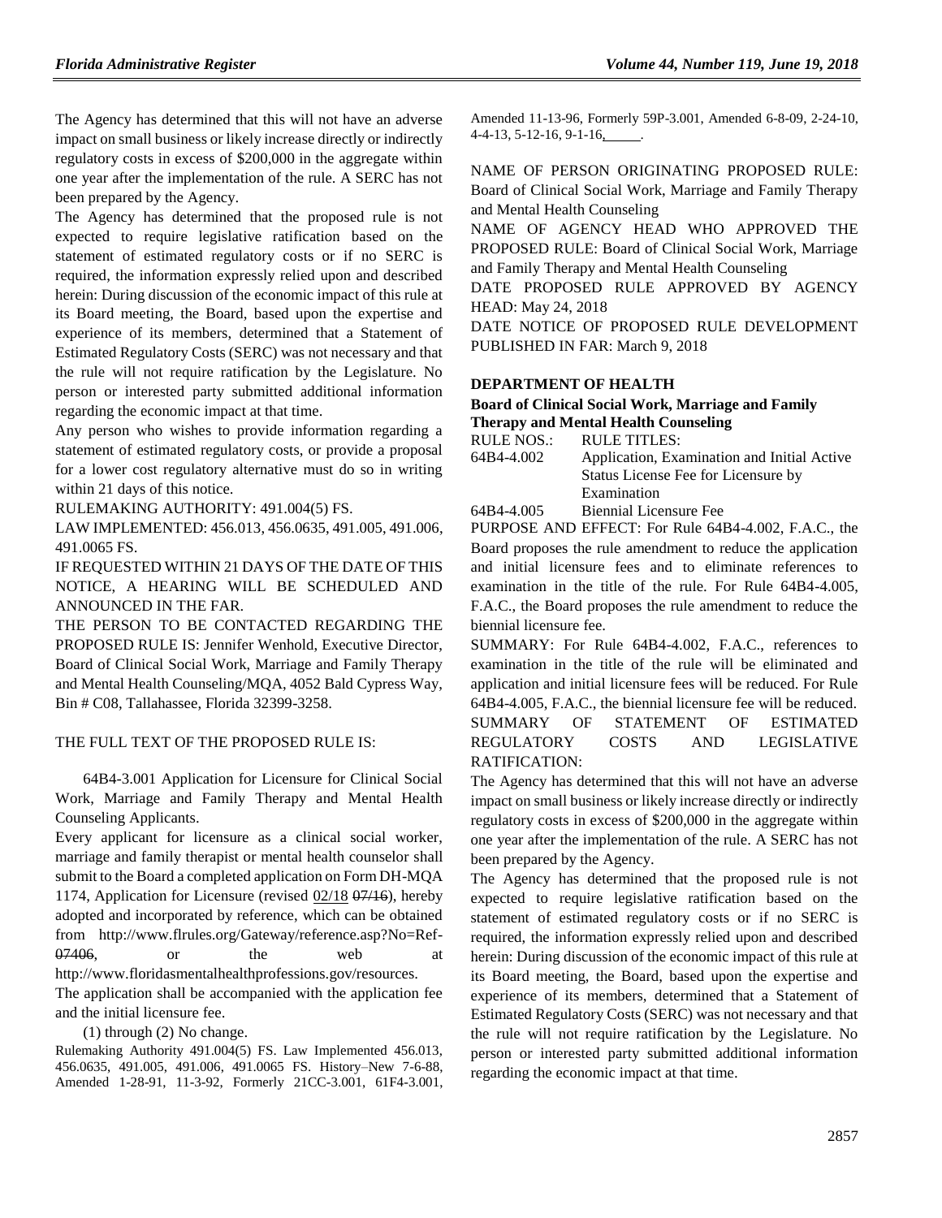The Agency has determined that this will not have an adverse impact on small business or likely increase directly or indirectly regulatory costs in excess of $200,000 in the aggregate within one year after the implementation of the rule. A SERC has not been prepared by the Agency.

The Agency has determined that the proposed rule is not expected to require legislative ratification based on the statement of estimated regulatory costs or if no SERC is required, the information expressly relied upon and described herein: During discussion of the economic impact of this rule at its Board meeting, the Board, based upon the expertise and experience of its members, determined that a Statement of Estimated Regulatory Costs (SERC) was not necessary and that the rule will not require ratification by the Legislature. No person or interested party submitted additional information regarding the economic impact at that time.

Any person who wishes to provide information regarding a statement of estimated regulatory costs, or provide a proposal for a lower cost regulatory alternative must do so in writing within 21 days of this notice.

RULEMAKING AUTHORITY: 491.004(5) FS.

LAW IMPLEMENTED: 456.013, 456.0635, 491.005, 491.006, 491.0065 FS.

IF REQUESTED WITHIN 21 DAYS OF THE DATE OF THIS NOTICE, A HEARING WILL BE SCHEDULED AND ANNOUNCED IN THE FAR.

THE PERSON TO BE CONTACTED REGARDING THE PROPOSED RULE IS: Jennifer Wenhold, Executive Director, Board of Clinical Social Work, Marriage and Family Therapy and Mental Health Counseling/MQA, 4052 Bald Cypress Way, Bin # C08, Tallahassee, Florida 32399-3258.

THE FULL TEXT OF THE PROPOSED RULE IS:

64B4-3.001 Application for Licensure for Clinical Social Work, Marriage and Family Therapy and Mental Health Counseling Applicants.

Every applicant for licensure as a clinical social worker, marriage and family therapist or mental health counselor shall submit to the Board a completed application on Form DH-MQA 1174, Application for Licensure (revised 02/18 ~~07/16~~), hereby adopted and incorporated by reference, which can be obtained from http://www.flrules.org/Gateway/reference.asp?No=Ref-~~07406~~, or the web at http://www.floridasmentalhealthprofessions.gov/resources. The application shall be accompanied with the application fee and the initial licensure fee.

(1) through (2) No change.

Rulemaking Authority 491.004(5) FS. Law Implemented 456.013, 456.0635, 491.005, 491.006, 491.0065 FS. History–New 7-6-88, Amended 1-28-91, 11-3-92, Formerly 21CC-3.001, 61F4-3.001, Amended 11-13-96, Formerly 59P-3.001, Amended 6-8-09, 2-24-10, 4-4-13, 5-12-16, 9-1-16, ______.

NAME OF PERSON ORIGINATING PROPOSED RULE: Board of Clinical Social Work, Marriage and Family Therapy and Mental Health Counseling

NAME OF AGENCY HEAD WHO APPROVED THE PROPOSED RULE: Board of Clinical Social Work, Marriage and Family Therapy and Mental Health Counseling

DATE PROPOSED RULE APPROVED BY AGENCY HEAD: May 24, 2018

DATE NOTICE OF PROPOSED RULE DEVELOPMENT PUBLISHED IN FAR: March 9, 2018

**DEPARTMENT OF HEALTH**

**Board of Clinical Social Work, Marriage and Family Therapy and Mental Health Counseling**

| RULE NOS.: | RULE TITLES: |
|---|---|
| 64B4-4.002 | Application, Examination and Initial Active Status License Fee for Licensure by Examination |
| 64B4-4.005 | Biennial Licensure Fee |

PURPOSE AND EFFECT: For Rule 64B4-4.002, F.A.C., the Board proposes the rule amendment to reduce the application and initial licensure fees and to eliminate references to examination in the title of the rule. For Rule 64B4-4.005, F.A.C., the Board proposes the rule amendment to reduce the biennial licensure fee.

SUMMARY: For Rule 64B4-4.002, F.A.C., references to examination in the title of the rule will be eliminated and application and initial licensure fees will be reduced. For Rule 64B4-4.005, F.A.C., the biennial licensure fee will be reduced.

SUMMARY OF STATEMENT OF ESTIMATED REGULATORY COSTS AND LEGISLATIVE RATIFICATION:

The Agency has determined that this will not have an adverse impact on small business or likely increase directly or indirectly regulatory costs in excess of $200,000 in the aggregate within one year after the implementation of the rule. A SERC has not been prepared by the Agency.

The Agency has determined that the proposed rule is not expected to require legislative ratification based on the statement of estimated regulatory costs or if no SERC is required, the information expressly relied upon and described herein: During discussion of the economic impact of this rule at its Board meeting, the Board, based upon the expertise and experience of its members, determined that a Statement of Estimated Regulatory Costs (SERC) was not necessary and that the rule will not require ratification by the Legislature. No person or interested party submitted additional information regarding the economic impact at that time.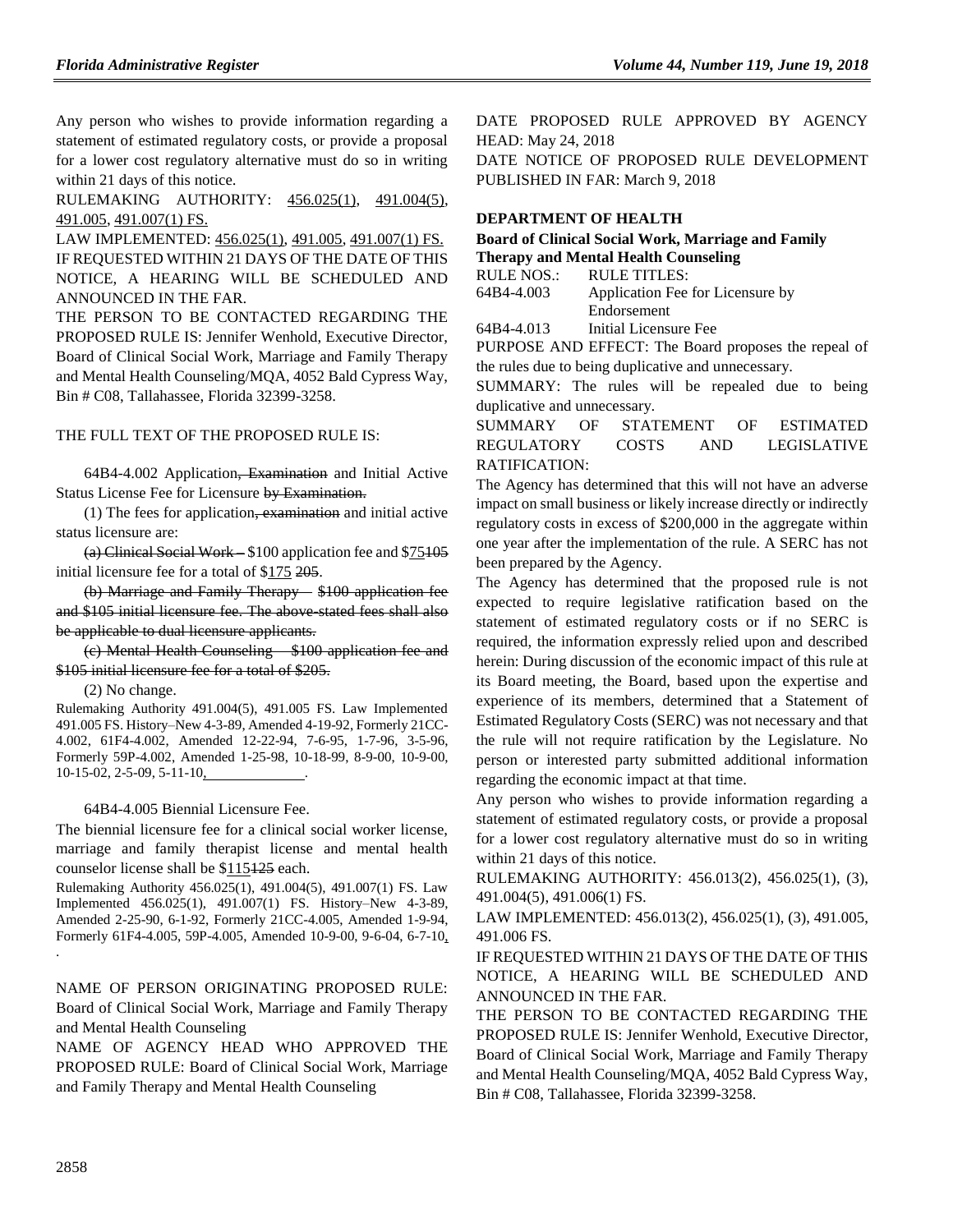Any person who wishes to provide information regarding a statement of estimated regulatory costs, or provide a proposal for a lower cost regulatory alternative must do so in writing within 21 days of this notice.

RULEMAKING AUTHORITY: 456.025(1), 491.004(5), 491.005, 491.007(1) FS.

LAW IMPLEMENTED: 456.025(1), 491.005, 491.007(1) FS.

IF REQUESTED WITHIN 21 DAYS OF THE DATE OF THIS NOTICE, A HEARING WILL BE SCHEDULED AND ANNOUNCED IN THE FAR.

THE PERSON TO BE CONTACTED REGARDING THE PROPOSED RULE IS: Jennifer Wenhold, Executive Director, Board of Clinical Social Work, Marriage and Family Therapy and Mental Health Counseling/MQA, 4052 Bald Cypress Way, Bin # C08, Tallahassee, Florida 32399-3258.

THE FULL TEXT OF THE PROPOSED RULE IS:

64B4-4.002 Application~~, Examination~~ and Initial Active Status License Fee for Licensure ~~by Examination~~.

(1) The fees for application~~, examination~~ and initial active status licensure are:

~~(a) Clinical Social Work –~~ $100 application fee and $75~~105~~ initial licensure fee for a total of $175 ~~205~~.

~~(b) Marriage and Family Therapy – $100 application fee and $105 initial licensure fee. The above-stated fees shall also be applicable to dual licensure applicants.~~

~~(c) Mental Health Counseling – $100 application fee and $105 initial licensure fee for a total of $205.~~

(2) No change.

Rulemaking Authority 491.004(5), 491.005 FS. Law Implemented 491.005 FS. History–New 4-3-89, Amended 4-19-92, Formerly 21CC-4.002, 61F4-4.002, Amended 12-22-94, 7-6-95, 1-7-96, 3-5-96, Formerly 59P-4.002, Amended 1-25-98, 10-18-99, 8-9-00, 10-9-00, 10-15-02, 2-5-09, 5-11-10, ________.

64B4-4.005 Biennial Licensure Fee.

The biennial licensure fee for a clinical social worker license, marriage and family therapist license and mental health counselor license shall be $115~~125~~ each.

Rulemaking Authority 456.025(1), 491.004(5), 491.007(1) FS. Law Implemented 456.025(1), 491.007(1) FS. History–New 4-3-89, Amended 2-25-90, 6-1-92, Formerly 21CC-4.005, Amended 1-9-94, Formerly 61F4-4.005, 59P-4.005, Amended 10-9-00, 9-6-04, 6-7-10, .

NAME OF PERSON ORIGINATING PROPOSED RULE: Board of Clinical Social Work, Marriage and Family Therapy and Mental Health Counseling

NAME OF AGENCY HEAD WHO APPROVED THE PROPOSED RULE: Board of Clinical Social Work, Marriage and Family Therapy and Mental Health Counseling

DATE PROPOSED RULE APPROVED BY AGENCY HEAD: May 24, 2018

DATE NOTICE OF PROPOSED RULE DEVELOPMENT PUBLISHED IN FAR: March 9, 2018

### DEPARTMENT OF HEALTH

**Board of Clinical Social Work, Marriage and Family Therapy and Mental Health Counseling**

| RULE NOS.: | RULE TITLES: |
|---|---|
| 64B4-4.003 | Application Fee for Licensure by Endorsement |
| 64B4-4.013 | Initial Licensure Fee |

PURPOSE AND EFFECT: The Board proposes the repeal of the rules due to being duplicative and unnecessary.

SUMMARY: The rules will be repealed due to being duplicative and unnecessary.

SUMMARY OF STATEMENT OF ESTIMATED REGULATORY COSTS AND LEGISLATIVE RATIFICATION:

The Agency has determined that this will not have an adverse impact on small business or likely increase directly or indirectly regulatory costs in excess of $200,000 in the aggregate within one year after the implementation of the rule. A SERC has not been prepared by the Agency.

The Agency has determined that the proposed rule is not expected to require legislative ratification based on the statement of estimated regulatory costs or if no SERC is required, the information expressly relied upon and described herein: During discussion of the economic impact of this rule at its Board meeting, the Board, based upon the expertise and experience of its members, determined that a Statement of Estimated Regulatory Costs (SERC) was not necessary and that the rule will not require ratification by the Legislature. No person or interested party submitted additional information regarding the economic impact at that time.

Any person who wishes to provide information regarding a statement of estimated regulatory costs, or provide a proposal for a lower cost regulatory alternative must do so in writing within 21 days of this notice.

RULEMAKING AUTHORITY: 456.013(2), 456.025(1), (3), 491.004(5), 491.006(1) FS.

LAW IMPLEMENTED: 456.013(2), 456.025(1), (3), 491.005, 491.006 FS.

IF REQUESTED WITHIN 21 DAYS OF THE DATE OF THIS NOTICE, A HEARING WILL BE SCHEDULED AND ANNOUNCED IN THE FAR.

THE PERSON TO BE CONTACTED REGARDING THE PROPOSED RULE IS: Jennifer Wenhold, Executive Director, Board of Clinical Social Work, Marriage and Family Therapy and Mental Health Counseling/MQA, 4052 Bald Cypress Way, Bin # C08, Tallahassee, Florida 32399-3258.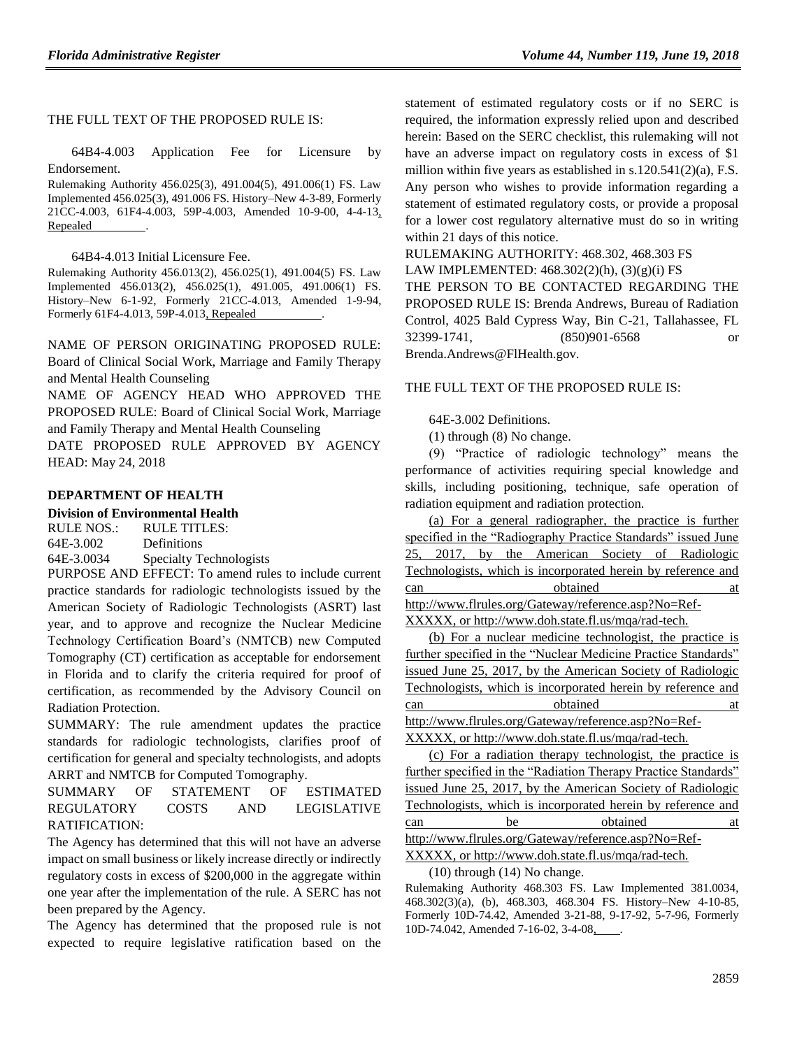THE FULL TEXT OF THE PROPOSED RULE IS:

64B4-4.003 Application Fee for Licensure by Endorsement.

Rulemaking Authority 456.025(3), 491.004(5), 491.006(1) FS. Law Implemented 456.025(3), 491.006 FS. History–New 4-3-89, Formerly 21CC-4.003, 61F4-4.003, 59P-4.003, Amended 10-9-00, 4-4-13, Repealed \_\_\_\_\_\_\_\_.

64B4-4.013 Initial Licensure Fee.

Rulemaking Authority 456.013(2), 456.025(1), 491.004(5) FS. Law Implemented 456.013(2), 456.025(1), 491.005, 491.006(1) FS. History–New 6-1-92, Formerly 21CC-4.013, Amended 1-9-94, Formerly 61F4-4.013, 59P-4.013, Repealed \_\_\_\_\_\_\_\_.

NAME OF PERSON ORIGINATING PROPOSED RULE: Board of Clinical Social Work, Marriage and Family Therapy and Mental Health Counseling

NAME OF AGENCY HEAD WHO APPROVED THE PROPOSED RULE: Board of Clinical Social Work, Marriage and Family Therapy and Mental Health Counseling

DATE PROPOSED RULE APPROVED BY AGENCY HEAD: May 24, 2018

## DEPARTMENT OF HEALTH

### Division of Environmental Health

RULE NOS.: RULE TITLES:

64E-3.002 Definitions

64E-3.0034 Specialty Technologists

PURPOSE AND EFFECT: To amend rules to include current practice standards for radiologic technologists issued by the American Society of Radiologic Technologists (ASRT) last year, and to approve and recognize the Nuclear Medicine Technology Certification Board's (NMTCB) new Computed Tomography (CT) certification as acceptable for endorsement in Florida and to clarify the criteria required for proof of certification, as recommended by the Advisory Council on Radiation Protection.

SUMMARY: The rule amendment updates the practice standards for radiologic technologists, clarifies proof of certification for general and specialty technologists, and adopts ARRT and NMTCB for Computed Tomography.

SUMMARY OF STATEMENT OF ESTIMATED REGULATORY COSTS AND LEGISLATIVE RATIFICATION:

The Agency has determined that this will not have an adverse impact on small business or likely increase directly or indirectly regulatory costs in excess of $200,000 in the aggregate within one year after the implementation of the rule. A SERC has not been prepared by the Agency.

The Agency has determined that the proposed rule is not expected to require legislative ratification based on the statement of estimated regulatory costs or if no SERC is required, the information expressly relied upon and described herein: Based on the SERC checklist, this rulemaking will not have an adverse impact on regulatory costs in excess of $1 million within five years as established in s.120.541(2)(a), F.S.

Any person who wishes to provide information regarding a statement of estimated regulatory costs, or provide a proposal for a lower cost regulatory alternative must do so in writing within 21 days of this notice.

RULEMAKING AUTHORITY: 468.302, 468.303 FS

LAW IMPLEMENTED: 468.302(2)(h), (3)(g)(i) FS

THE PERSON TO BE CONTACTED REGARDING THE PROPOSED RULE IS: Brenda Andrews, Bureau of Radiation Control, 4025 Bald Cypress Way, Bin C-21, Tallahassee, FL 32399-1741, (850)901-6568 or Brenda.Andrews@FlHealth.gov.

THE FULL TEXT OF THE PROPOSED RULE IS:

64E-3.002 Definitions.

(1) through (8) No change.

(9) "Practice of radiologic technology" means the performance of activities requiring special knowledge and skills, including positioning, technique, safe operation of radiation equipment and radiation protection.

(a) For a general radiographer, the practice is further specified in the "Radiography Practice Standards" issued June 25, 2017, by the American Society of Radiologic Technologists, which is incorporated herein by reference and can obtained at http://www.flrules.org/Gateway/reference.asp?No=Ref-XXXXX, or http://www.doh.state.fl.us/mqa/rad-tech.

(b) For a nuclear medicine technologist, the practice is further specified in the "Nuclear Medicine Practice Standards" issued June 25, 2017, by the American Society of Radiologic Technologists, which is incorporated herein by reference and can obtained at http://www.flrules.org/Gateway/reference.asp?No=Ref-XXXXX, or http://www.doh.state.fl.us/mqa/rad-tech.

(c) For a radiation therapy technologist, the practice is further specified in the "Radiation Therapy Practice Standards" issued June 25, 2017, by the American Society of Radiologic Technologists, which is incorporated herein by reference and can be obtained at http://www.flrules.org/Gateway/reference.asp?No=Ref-XXXXX, or http://www.doh.state.fl.us/mqa/rad-tech.

(10) through (14) No change.

Rulemaking Authority 468.303 FS. Law Implemented 381.0034, 468.302(3)(a), (b), 468.303, 468.304 FS. History–New 4-10-85, Formerly 10D-74.42, Amended 3-21-88, 9-17-92, 5-7-96, Formerly 10D-74.042, Amended 7-16-02, 3-4-08, \_\_\_\_.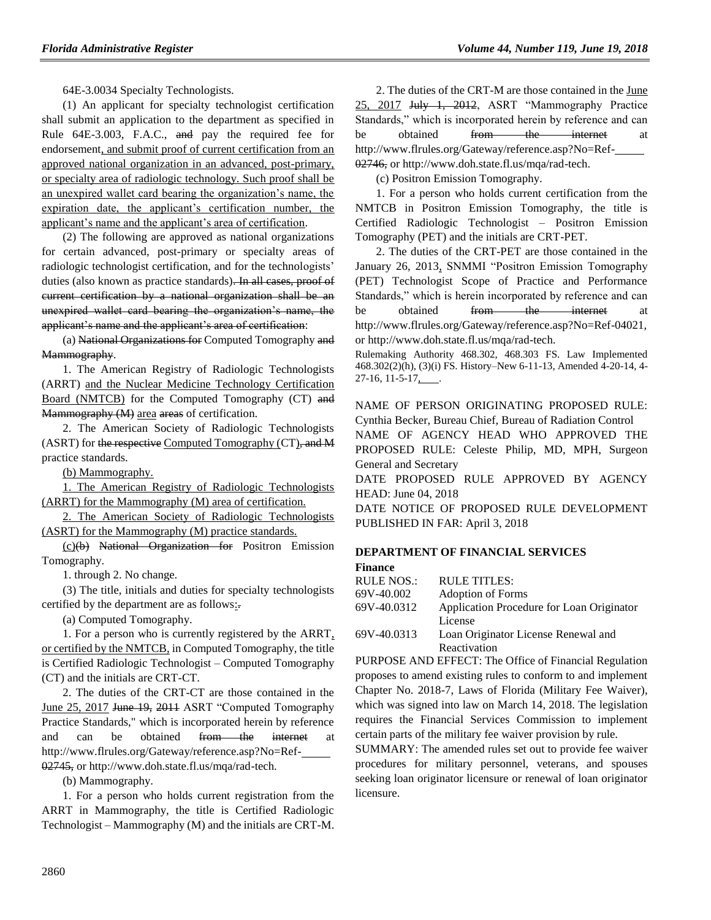64E-3.0034 Specialty Technologists.

(1) An applicant for specialty technologist certification shall submit an application to the department as specified in Rule 64E-3.003, F.A.C., and pay the required fee for endorsement, and submit proof of current certification from an approved national organization in an advanced, post-primary, or specialty area of radiologic technology. Such proof shall be an unexpired wallet card bearing the organization's name, the expiration date, the applicant's certification number, the applicant's name and the applicant's area of certification.

(2) The following are approved as national organizations for certain advanced, post-primary or specialty areas of radiologic technologist certification, and for the technologists' duties (also known as practice standards). In all cases, proof of current certification by a national organization shall be an unexpired wallet card bearing the organization's name, the applicant's name and the applicant's area of certification:

(a) National Organizations for Computed Tomography and Mammography.

1. The American Registry of Radiologic Technologists (ARRT) and the Nuclear Medicine Technology Certification Board (NMTCB) for the Computed Tomography (CT) and Mammography (M) area areas of certification.

2. The American Society of Radiologic Technologists (ASRT) for the respective Computed Tomography (CT), and M practice standards.

(b) Mammography.

1. The American Registry of Radiologic Technologists (ARRT) for the Mammography (M) area of certification.

2. The American Society of Radiologic Technologists (ASRT) for the Mammography (M) practice standards.

(c)(b) National Organization for Positron Emission Tomography.

1. through 2. No change.

(3) The title, initials and duties for specialty technologists certified by the department are as follows:.

(a) Computed Tomography.

1. For a person who is currently registered by the ARRT, or certified by the NMTCB, in Computed Tomography, the title is Certified Radiologic Technologist – Computed Tomography (CT) and the initials are CRT-CT.

2. The duties of the CRT-CT are those contained in the June 25, 2017 June 19, 2011 ASRT "Computed Tomography Practice Standards," which is incorporated herein by reference and can be obtained from the internet at http://www.flrules.org/Gateway/reference.asp?No=Ref-\_\_\_\_\_ 02745, or http://www.doh.state.fl.us/mqa/rad-tech.

(b) Mammography.

1. For a person who holds current registration from the ARRT in Mammography, the title is Certified Radiologic Technologist – Mammography (M) and the initials are CRT-M.

2. The duties of the CRT-M are those contained in the June 25, 2017 July 1, 2012, ASRT "Mammography Practice Standards," which is incorporated herein by reference and can be obtained from the internet at http://www.flrules.org/Gateway/reference.asp?No=Ref-\_\_\_\_\_ 02746, or http://www.doh.state.fl.us/mqa/rad-tech.

(c) Positron Emission Tomography.

1. For a person who holds current certification from the NMTCB in Positron Emission Tomography, the title is Certified Radiologic Technologist – Positron Emission Tomography (PET) and the initials are CRT-PET.

2. The duties of the CRT-PET are those contained in the January 26, 2013, SNMMI "Positron Emission Tomography (PET) Technologist Scope of Practice and Performance Standards," which is herein incorporated by reference and can be obtained from the internet at http://www.flrules.org/Gateway/reference.asp?No=Ref-04021, or http://www.doh.state.fl.us/mqa/rad-tech.

Rulemaking Authority 468.302, 468.303 FS. Law Implemented 468.302(2)(h), (3)(i) FS. History–New 6-11-13, Amended 4-20-14, 4-27-16, 11-5-17, \_\_\_\_.

NAME OF PERSON ORIGINATING PROPOSED RULE: Cynthia Becker, Bureau Chief, Bureau of Radiation Control

NAME OF AGENCY HEAD WHO APPROVED THE PROPOSED RULE: Celeste Philip, MD, MPH, Surgeon General and Secretary

DATE PROPOSED RULE APPROVED BY AGENCY HEAD: June 04, 2018

DATE NOTICE OF PROPOSED RULE DEVELOPMENT PUBLISHED IN FAR: April 3, 2018

## DEPARTMENT OF FINANCIAL SERVICES

### Finance

| RULE NOS.: | RULE TITLES: |
|---|---|
| 69V-40.002 | Adoption of Forms |
| 69V-40.0312 | Application Procedure for Loan Originator License |
| 69V-40.0313 | Loan Originator License Renewal and Reactivation |

PURPOSE AND EFFECT: The Office of Financial Regulation proposes to amend existing rules to conform to and implement Chapter No. 2018-7, Laws of Florida (Military Fee Waiver), which was signed into law on March 14, 2018. The legislation requires the Financial Services Commission to implement certain parts of the military fee waiver provision by rule.

SUMMARY: The amended rules set out to provide fee waiver procedures for military personnel, veterans, and spouses seeking loan originator licensure or renewal of loan originator licensure.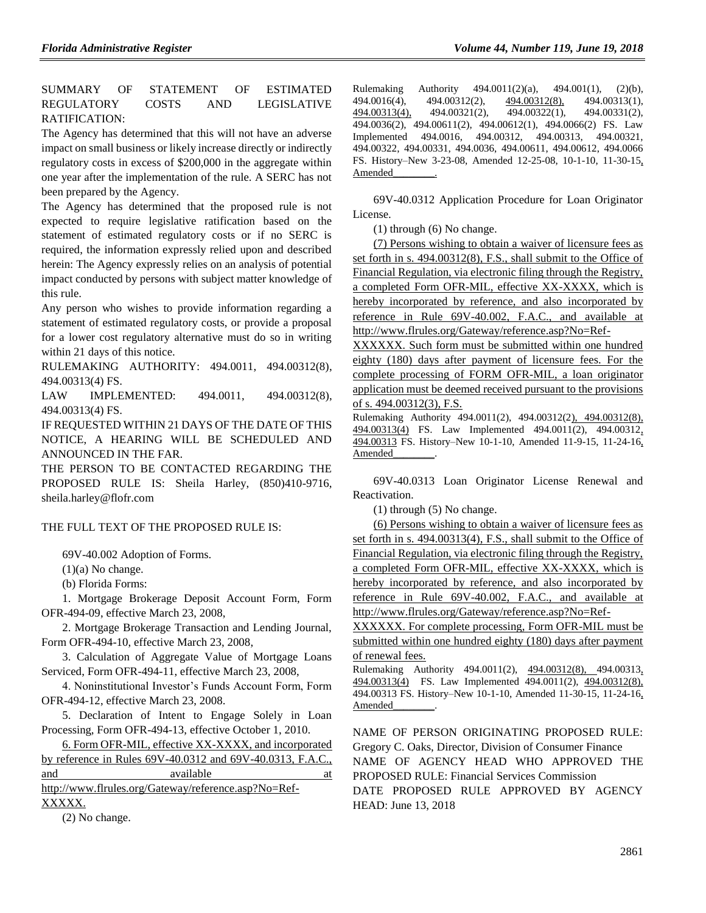SUMMARY OF STATEMENT OF ESTIMATED REGULATORY COSTS AND LEGISLATIVE RATIFICATION:

The Agency has determined that this will not have an adverse impact on small business or likely increase directly or indirectly regulatory costs in excess of $200,000 in the aggregate within one year after the implementation of the rule. A SERC has not been prepared by the Agency.

The Agency has determined that the proposed rule is not expected to require legislative ratification based on the statement of estimated regulatory costs or if no SERC is required, the information expressly relied upon and described herein: The Agency expressly relies on an analysis of potential impact conducted by persons with subject matter knowledge of this rule.

Any person who wishes to provide information regarding a statement of estimated regulatory costs, or provide a proposal for a lower cost regulatory alternative must do so in writing within 21 days of this notice.

RULEMAKING AUTHORITY: 494.0011, 494.00312(8), 494.00313(4) FS.

LAW IMPLEMENTED: 494.0011, 494.00312(8), 494.00313(4) FS.

IF REQUESTED WITHIN 21 DAYS OF THE DATE OF THIS NOTICE, A HEARING WILL BE SCHEDULED AND ANNOUNCED IN THE FAR.

THE PERSON TO BE CONTACTED REGARDING THE PROPOSED RULE IS: Sheila Harley, (850)410-9716, sheila.harley@flofr.com

THE FULL TEXT OF THE PROPOSED RULE IS:

69V-40.002 Adoption of Forms.

(1)(a) No change.

(b) Florida Forms:

1. Mortgage Brokerage Deposit Account Form, Form OFR-494-09, effective March 23, 2008,

2. Mortgage Brokerage Transaction and Lending Journal, Form OFR-494-10, effective March 23, 2008,

3. Calculation of Aggregate Value of Mortgage Loans Serviced, Form OFR-494-11, effective March 23, 2008,

4. Noninstitutional Investor's Funds Account Form, Form OFR-494-12, effective March 23, 2008.

5. Declaration of Intent to Engage Solely in Loan Processing, Form OFR-494-13, effective October 1, 2010.

6. Form OFR-MIL, effective XX-XXXX, and incorporated by reference in Rules 69V-40.0312 and 69V-40.0313, F.A.C., and available at http://www.flrules.org/Gateway/reference.asp?No=Ref-XXXXX.

(2) No change.

Rulemaking Authority 494.0011(2)(a), 494.001(1), (2)(b), 494.0016(4), 494.00312(2), 494.00312(8), 494.00313(1), 494.00313(4), 494.00321(2), 494.00322(1), 494.00331(2), 494.0036(2), 494.00611(2), 494.00612(1), 494.0066(2) FS. Law Implemented 494.0016, 494.00312, 494.00313, 494.00321, 494.00322, 494.00331, 494.0036, 494.00611, 494.00612, 494.0066 FS. History–New 3-23-08, Amended 12-25-08, 10-1-10, 11-30-15, Amended________.

69V-40.0312 Application Procedure for Loan Originator License.

(1) through (6) No change.

(7) Persons wishing to obtain a waiver of licensure fees as set forth in s. 494.00312(8), F.S., shall submit to the Office of Financial Regulation, via electronic filing through the Registry, a completed Form OFR-MIL, effective XX-XXXX, which is hereby incorporated by reference, and also incorporated by reference in Rule 69V-40.002, F.A.C., and available at http://www.flrules.org/Gateway/reference.asp?No=Ref-XXXXXX. Such form must be submitted within one hundred eighty (180) days after payment of licensure fees. For the complete processing of FORM OFR-MIL, a loan originator application must be deemed received pursuant to the provisions of s. 494.00312(3), F.S.

Rulemaking Authority 494.0011(2), 494.00312(2), 494.00312(8), 494.00313(4) FS. Law Implemented 494.0011(2), 494.00312, 494.00313 FS. History–New 10-1-10, Amended 11-9-15, 11-24-16, Amended________.

69V-40.0313 Loan Originator License Renewal and Reactivation.

(1) through (5) No change.

(6) Persons wishing to obtain a waiver of licensure fees as set forth in s. 494.00313(4), F.S., shall submit to the Office of Financial Regulation, via electronic filing through the Registry, a completed Form OFR-MIL, effective XX-XXXX, which is hereby incorporated by reference, and also incorporated by reference in Rule 69V-40.002, F.A.C., and available at http://www.flrules.org/Gateway/reference.asp?No=Ref-XXXXXX. For complete processing, Form OFR-MIL must be submitted within one hundred eighty (180) days after payment of renewal fees.

Rulemaking Authority 494.0011(2), 494.00312(8), 494.00313, 494.00313(4) FS. Law Implemented 494.0011(2), 494.00312(8), 494.00313 FS. History–New 10-1-10, Amended 11-30-15, 11-24-16, Amended________.

NAME OF PERSON ORIGINATING PROPOSED RULE: Gregory C. Oaks, Director, Division of Consumer Finance

NAME OF AGENCY HEAD WHO APPROVED THE PROPOSED RULE: Financial Services Commission

DATE PROPOSED RULE APPROVED BY AGENCY HEAD: June 13, 2018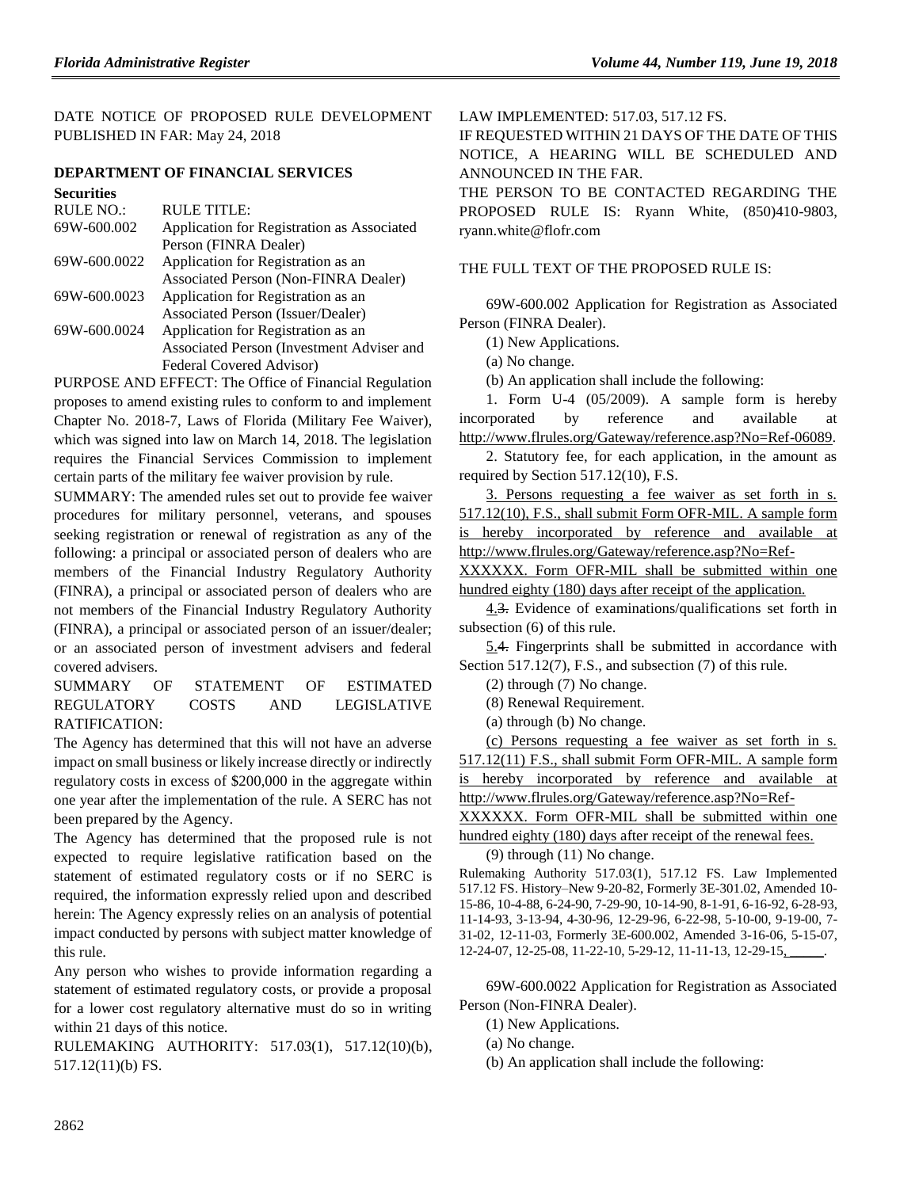DATE NOTICE OF PROPOSED RULE DEVELOPMENT PUBLISHED IN FAR: May 24, 2018

### DEPARTMENT OF FINANCIAL SERVICES

**Securities**

| RULE NO.: | RULE TITLE: |
| --- | --- |
| 69W-600.002 | Application for Registration as Associated Person (FINRA Dealer) |
| 69W-600.0022 | Application for Registration as an Associated Person (Non-FINRA Dealer) |
| 69W-600.0023 | Application for Registration as an Associated Person (Issuer/Dealer) |
| 69W-600.0024 | Application for Registration as an Associated Person (Investment Adviser and Federal Covered Advisor) |

PURPOSE AND EFFECT: The Office of Financial Regulation proposes to amend existing rules to conform to and implement Chapter No. 2018-7, Laws of Florida (Military Fee Waiver), which was signed into law on March 14, 2018. The legislation requires the Financial Services Commission to implement certain parts of the military fee waiver provision by rule.

SUMMARY: The amended rules set out to provide fee waiver procedures for military personnel, veterans, and spouses seeking registration or renewal of registration as any of the following: a principal or associated person of dealers who are members of the Financial Industry Regulatory Authority (FINRA), a principal or associated person of dealers who are not members of the Financial Industry Regulatory Authority (FINRA), a principal or associated person of an issuer/dealer; or an associated person of investment advisers and federal covered advisers.

SUMMARY OF STATEMENT OF ESTIMATED REGULATORY COSTS AND LEGISLATIVE RATIFICATION:

The Agency has determined that this will not have an adverse impact on small business or likely increase directly or indirectly regulatory costs in excess of $200,000 in the aggregate within one year after the implementation of the rule. A SERC has not been prepared by the Agency.

The Agency has determined that the proposed rule is not expected to require legislative ratification based on the statement of estimated regulatory costs or if no SERC is required, the information expressly relied upon and described herein: The Agency expressly relies on an analysis of potential impact conducted by persons with subject matter knowledge of this rule.

Any person who wishes to provide information regarding a statement of estimated regulatory costs, or provide a proposal for a lower cost regulatory alternative must do so in writing within 21 days of this notice.

RULEMAKING AUTHORITY: 517.03(1), 517.12(10)(b), 517.12(11)(b) FS.

LAW IMPLEMENTED: 517.03, 517.12 FS.

IF REQUESTED WITHIN 21 DAYS OF THE DATE OF THIS NOTICE, A HEARING WILL BE SCHEDULED AND ANNOUNCED IN THE FAR.

THE PERSON TO BE CONTACTED REGARDING THE PROPOSED RULE IS: Ryann White, (850)410-9803, ryann.white@flofr.com

THE FULL TEXT OF THE PROPOSED RULE IS:

69W-600.002 Application for Registration as Associated Person (FINRA Dealer).

(1) New Applications.

(a) No change.

(b) An application shall include the following:

1. Form U-4 (05/2009). A sample form is hereby incorporated by reference and available at http://www.flrules.org/Gateway/reference.asp?No=Ref-06089.

2. Statutory fee, for each application, in the amount as required by Section 517.12(10), F.S.

3. Persons requesting a fee waiver as set forth in s. 517.12(10), F.S., shall submit Form OFR-MIL. A sample form is hereby incorporated by reference and available at http://www.flrules.org/Gateway/reference.asp?No=Ref-XXXXXX. Form OFR-MIL shall be submitted within one hundred eighty (180) days after receipt of the application.

4.~~3.~~ Evidence of examinations/qualifications set forth in subsection (6) of this rule.

5.~~4.~~ Fingerprints shall be submitted in accordance with Section 517.12(7), F.S., and subsection (7) of this rule.

(2) through (7) No change.

(8) Renewal Requirement.

(a) through (b) No change.

(c) Persons requesting a fee waiver as set forth in s. 517.12(11) F.S., shall submit Form OFR-MIL. A sample form is hereby incorporated by reference and available at http://www.flrules.org/Gateway/reference.asp?No=Ref-XXXXXX. Form OFR-MIL shall be submitted within one hundred eighty (180) days after receipt of the renewal fees.

(9) through (11) No change.

Rulemaking Authority 517.03(1), 517.12 FS. Law Implemented 517.12 FS. History–New 9-20-82, Formerly 3E-301.02, Amended 10-15-86, 10-4-88, 6-24-90, 7-29-90, 10-14-90, 8-1-91, 6-16-92, 6-28-93, 11-14-93, 3-13-94, 4-30-96, 12-29-96, 6-22-98, 5-10-00, 9-19-00, 7-31-02, 12-11-03, Formerly 3E-600.002, Amended 3-16-06, 5-15-07, 12-24-07, 12-25-08, 11-22-10, 5-29-12, 11-11-13, 12-29-15, \_\_\_\_\_.

69W-600.0022 Application for Registration as Associated Person (Non-FINRA Dealer).

(1) New Applications.

(a) No change.

(b) An application shall include the following: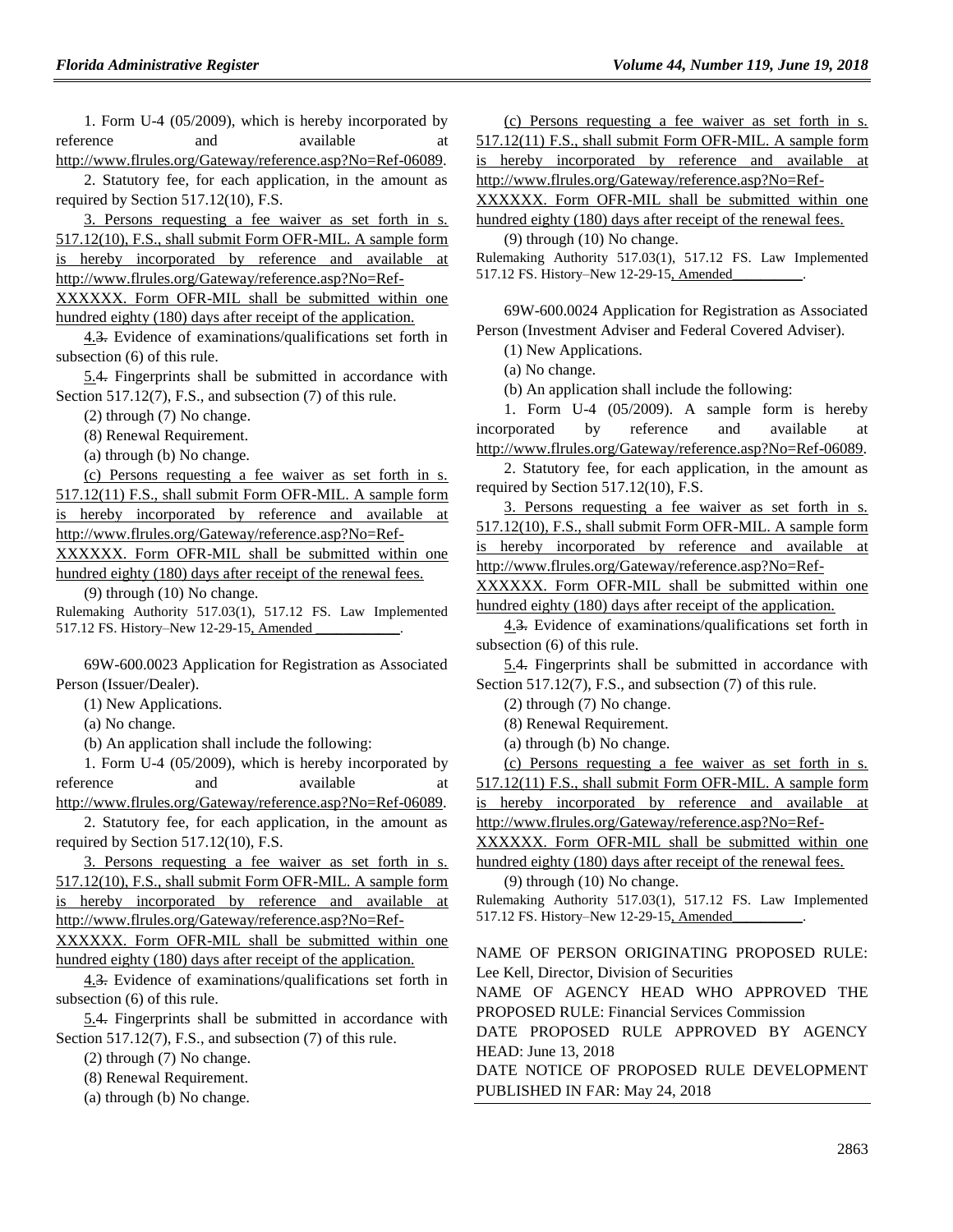1. Form U-4 (05/2009), which is hereby incorporated by reference and available at http://www.flrules.org/Gateway/reference.asp?No=Ref-06089.

2. Statutory fee, for each application, in the amount as required by Section 517.12(10), F.S.

3. Persons requesting a fee waiver as set forth in s. 517.12(10), F.S., shall submit Form OFR-MIL. A sample form is hereby incorporated by reference and available at http://www.flrules.org/Gateway/reference.asp?No=Ref-XXXXXX. Form OFR-MIL shall be submitted within one hundred eighty (180) days after receipt of the application.

4.~~3.~~ Evidence of examinations/qualifications set forth in subsection (6) of this rule.

5.~~4.~~ Fingerprints shall be submitted in accordance with Section 517.12(7), F.S., and subsection (7) of this rule.

(2) through (7) No change.

(8) Renewal Requirement.

(a) through (b) No change.

(c) Persons requesting a fee waiver as set forth in s. 517.12(11) F.S., shall submit Form OFR-MIL. A sample form is hereby incorporated by reference and available at http://www.flrules.org/Gateway/reference.asp?No=Ref-XXXXXX. Form OFR-MIL shall be submitted within one hundred eighty (180) days after receipt of the renewal fees.

(9) through (10) No change.

Rulemaking Authority 517.03(1), 517.12 FS. Law Implemented 517.12 FS. History–New 12-29-15, Amended ___________.

69W-600.0023 Application for Registration as Associated Person (Issuer/Dealer).

(1) New Applications.

(a) No change.

(b) An application shall include the following:

1. Form U-4 (05/2009), which is hereby incorporated by reference and available at http://www.flrules.org/Gateway/reference.asp?No=Ref-06089.

2. Statutory fee, for each application, in the amount as required by Section 517.12(10), F.S.

3. Persons requesting a fee waiver as set forth in s. 517.12(10), F.S., shall submit Form OFR-MIL. A sample form is hereby incorporated by reference and available at http://www.flrules.org/Gateway/reference.asp?No=Ref-XXXXXX. Form OFR-MIL shall be submitted within one hundred eighty (180) days after receipt of the application.

4.~~3.~~ Evidence of examinations/qualifications set forth in subsection (6) of this rule.

5.~~4.~~ Fingerprints shall be submitted in accordance with Section 517.12(7), F.S., and subsection (7) of this rule.

(2) through (7) No change.

(8) Renewal Requirement.

(a) through (b) No change.

(c) Persons requesting a fee waiver as set forth in s. 517.12(11) F.S., shall submit Form OFR-MIL. A sample form is hereby incorporated by reference and available at http://www.flrules.org/Gateway/reference.asp?No=Ref-XXXXXX. Form OFR-MIL shall be submitted within one hundred eighty (180) days after receipt of the renewal fees.

(9) through (10) No change.

Rulemaking Authority 517.03(1), 517.12 FS. Law Implemented 517.12 FS. History–New 12-29-15, Amended _________.

69W-600.0024 Application for Registration as Associated Person (Investment Adviser and Federal Covered Adviser).

(1) New Applications.

(a) No change.

(b) An application shall include the following:

1. Form U-4 (05/2009). A sample form is hereby incorporated by reference and available at http://www.flrules.org/Gateway/reference.asp?No=Ref-06089.

2. Statutory fee, for each application, in the amount as required by Section 517.12(10), F.S.

3. Persons requesting a fee waiver as set forth in s. 517.12(10), F.S., shall submit Form OFR-MIL. A sample form is hereby incorporated by reference and available at http://www.flrules.org/Gateway/reference.asp?No=Ref-XXXXXX. Form OFR-MIL shall be submitted within one hundred eighty (180) days after receipt of the application.

4.~~3.~~ Evidence of examinations/qualifications set forth in subsection (6) of this rule.

5.~~4.~~ Fingerprints shall be submitted in accordance with Section 517.12(7), F.S., and subsection (7) of this rule.

(2) through (7) No change.

(8) Renewal Requirement.

(a) through (b) No change.

(c) Persons requesting a fee waiver as set forth in s. 517.12(11) F.S., shall submit Form OFR-MIL. A sample form is hereby incorporated by reference and available at http://www.flrules.org/Gateway/reference.asp?No=Ref-XXXXXX. Form OFR-MIL shall be submitted within one hundred eighty (180) days after receipt of the renewal fees.

(9) through (10) No change.

Rulemaking Authority 517.03(1), 517.12 FS. Law Implemented 517.12 FS. History–New 12-29-15, Amended _________.

NAME OF PERSON ORIGINATING PROPOSED RULE: Lee Kell, Director, Division of Securities

NAME OF AGENCY HEAD WHO APPROVED THE PROPOSED RULE: Financial Services Commission

DATE PROPOSED RULE APPROVED BY AGENCY HEAD: June 13, 2018

DATE NOTICE OF PROPOSED RULE DEVELOPMENT PUBLISHED IN FAR: May 24, 2018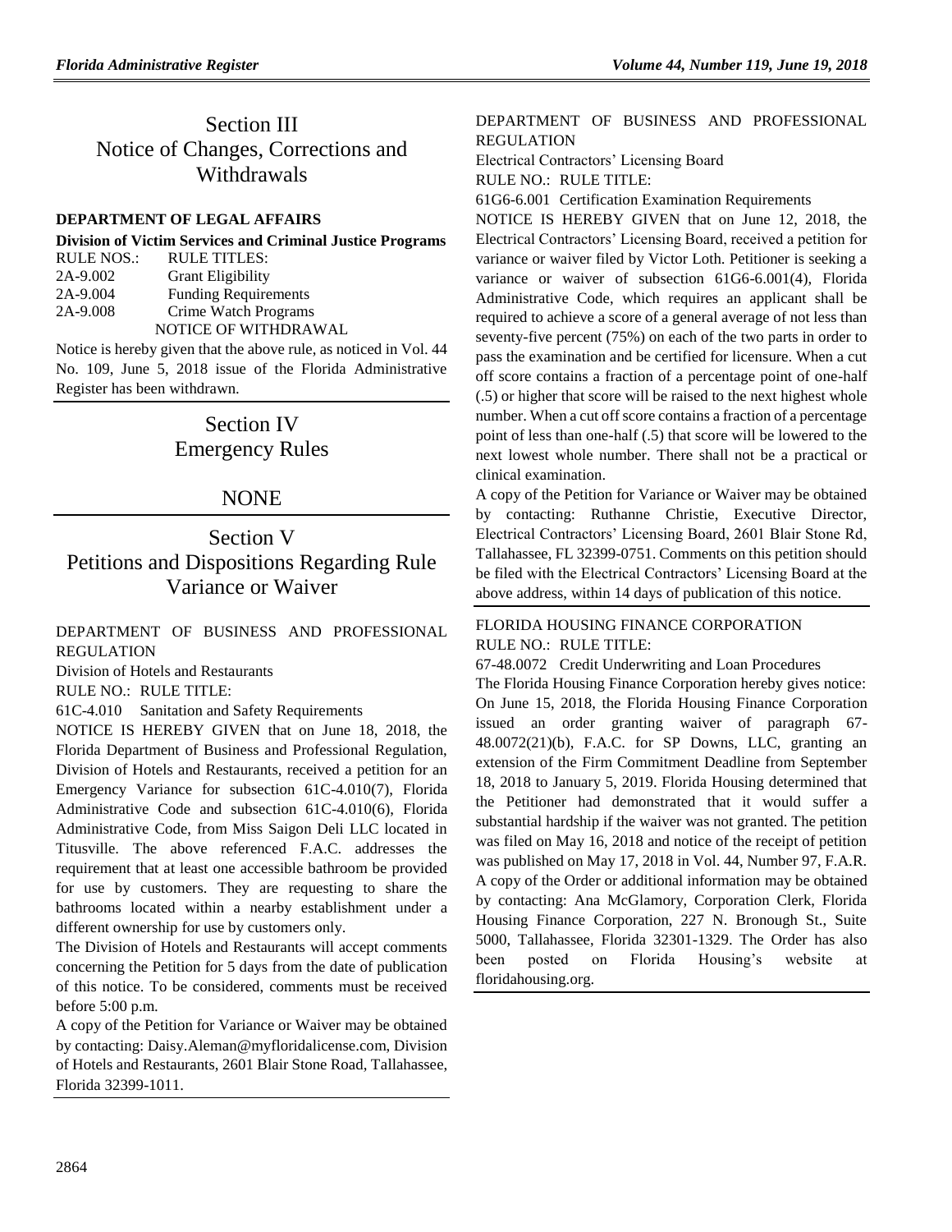# Section III
# Notice of Changes, Corrections and Withdrawals

**DEPARTMENT OF LEGAL AFFAIRS**

**Division of Victim Services and Criminal Justice Programs**

| RULE NOS.: | RULE TITLES: |
|---|---|
| 2A-9.002 | Grant Eligibility |
| 2A-9.004 | Funding Requirements |
| 2A-9.008 | Crime Watch Programs |

NOTICE OF WITHDRAWAL

Notice is hereby given that the above rule, as noticed in Vol. 44 No. 109, June 5, 2018 issue of the Florida Administrative Register has been withdrawn.

# Section IV
# Emergency Rules

# NONE

# Section V
# Petitions and Dispositions Regarding Rule Variance or Waiver

DEPARTMENT OF BUSINESS AND PROFESSIONAL REGULATION

Division of Hotels and Restaurants

RULE NO.: RULE TITLE:

61C-4.010 Sanitation and Safety Requirements

NOTICE IS HEREBY GIVEN that on June 18, 2018, the Florida Department of Business and Professional Regulation, Division of Hotels and Restaurants, received a petition for an Emergency Variance for subsection 61C-4.010(7), Florida Administrative Code and subsection 61C-4.010(6), Florida Administrative Code, from Miss Saigon Deli LLC located in Titusville. The above referenced F.A.C. addresses the requirement that at least one accessible bathroom be provided for use by customers. They are requesting to share the bathrooms located within a nearby establishment under a different ownership for use by customers only.

The Division of Hotels and Restaurants will accept comments concerning the Petition for 5 days from the date of publication of this notice. To be considered, comments must be received before 5:00 p.m.

A copy of the Petition for Variance or Waiver may be obtained by contacting: Daisy.Aleman@myfloridalicense.com, Division of Hotels and Restaurants, 2601 Blair Stone Road, Tallahassee, Florida 32399-1011.

DEPARTMENT OF BUSINESS AND PROFESSIONAL REGULATION

Electrical Contractors' Licensing Board

RULE NO.: RULE TITLE:

61G6-6.001 Certification Examination Requirements

NOTICE IS HEREBY GIVEN that on June 12, 2018, the Electrical Contractors' Licensing Board, received a petition for variance or waiver filed by Victor Loth. Petitioner is seeking a variance or waiver of subsection 61G6-6.001(4), Florida Administrative Code, which requires an applicant shall be required to achieve a score of a general average of not less than seventy-five percent (75%) on each of the two parts in order to pass the examination and be certified for licensure. When a cut off score contains a fraction of a percentage point of one-half (.5) or higher that score will be raised to the next highest whole number. When a cut off score contains a fraction of a percentage point of less than one-half (.5) that score will be lowered to the next lowest whole number. There shall not be a practical or clinical examination.

A copy of the Petition for Variance or Waiver may be obtained by contacting: Ruthanne Christie, Executive Director, Electrical Contractors' Licensing Board, 2601 Blair Stone Rd, Tallahassee, FL 32399-0751. Comments on this petition should be filed with the Electrical Contractors' Licensing Board at the above address, within 14 days of publication of this notice.

FLORIDA HOUSING FINANCE CORPORATION

RULE NO.: RULE TITLE:

67-48.0072 Credit Underwriting and Loan Procedures

The Florida Housing Finance Corporation hereby gives notice: On June 15, 2018, the Florida Housing Finance Corporation issued an order granting waiver of paragraph 67-48.0072(21)(b), F.A.C. for SP Downs, LLC, granting an extension of the Firm Commitment Deadline from September 18, 2018 to January 5, 2019. Florida Housing determined that the Petitioner had demonstrated that it would suffer a substantial hardship if the waiver was not granted. The petition was filed on May 16, 2018 and notice of the receipt of petition was published on May 17, 2018 in Vol. 44, Number 97, F.A.R. A copy of the Order or additional information may be obtained by contacting: Ana McGlamory, Corporation Clerk, Florida Housing Finance Corporation, 227 N. Bronough St., Suite 5000, Tallahassee, Florida 32301-1329. The Order has also been posted on Florida Housing's website at floridahousing.org.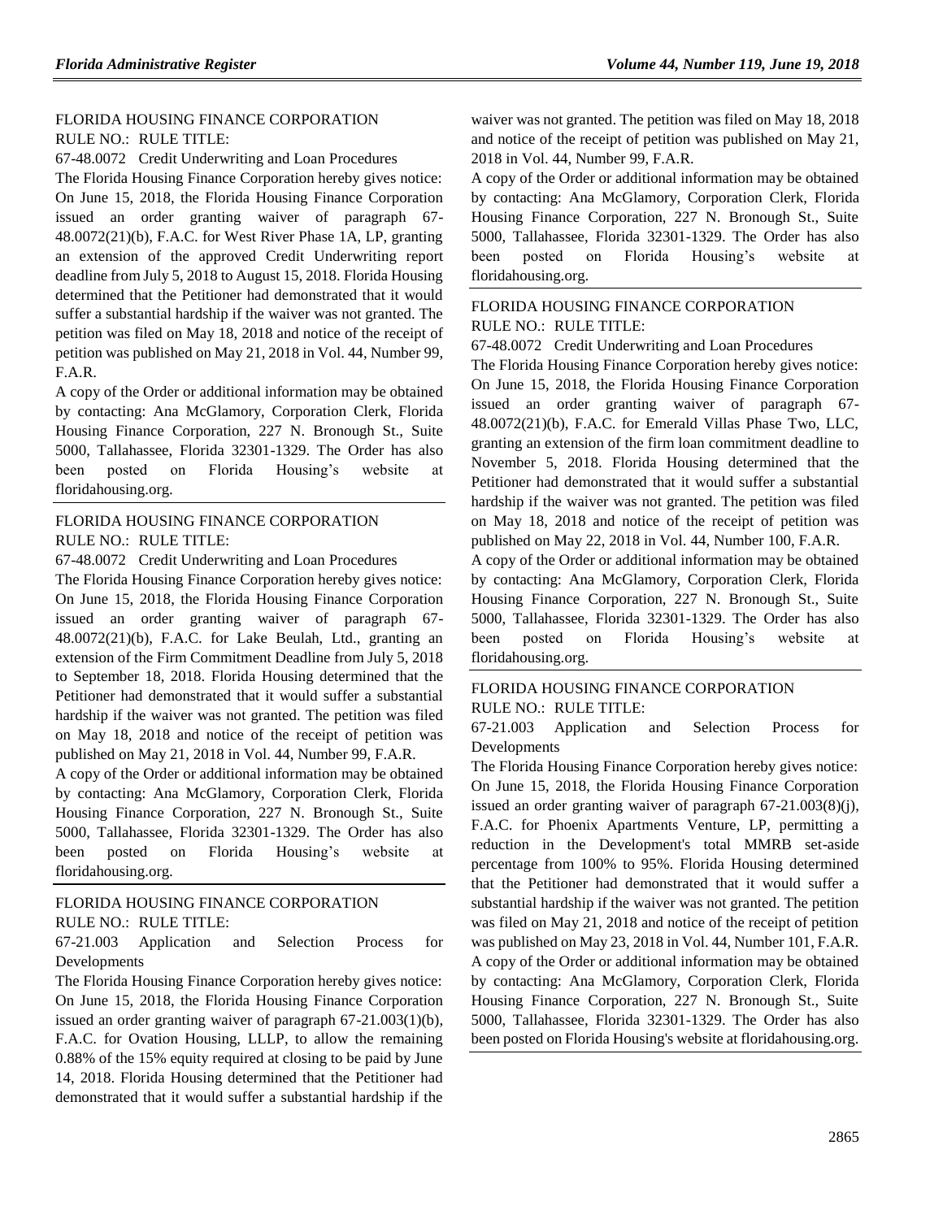FLORIDA HOUSING FINANCE CORPORATION

RULE NO.: RULE TITLE:

67-48.0072 Credit Underwriting and Loan Procedures

The Florida Housing Finance Corporation hereby gives notice: On June 15, 2018, the Florida Housing Finance Corporation issued an order granting waiver of paragraph 67-48.0072(21)(b), F.A.C. for West River Phase 1A, LP, granting an extension of the approved Credit Underwriting report deadline from July 5, 2018 to August 15, 2018. Florida Housing determined that the Petitioner had demonstrated that it would suffer a substantial hardship if the waiver was not granted. The petition was filed on May 18, 2018 and notice of the receipt of petition was published on May 21, 2018 in Vol. 44, Number 99, F.A.R.

A copy of the Order or additional information may be obtained by contacting: Ana McGlamory, Corporation Clerk, Florida Housing Finance Corporation, 227 N. Bronough St., Suite 5000, Tallahassee, Florida 32301-1329. The Order has also been posted on Florida Housing's website at floridahousing.org.

---

FLORIDA HOUSING FINANCE CORPORATION

RULE NO.: RULE TITLE:

67-48.0072 Credit Underwriting and Loan Procedures

The Florida Housing Finance Corporation hereby gives notice: On June 15, 2018, the Florida Housing Finance Corporation issued an order granting waiver of paragraph 67-48.0072(21)(b), F.A.C. for Lake Beulah, Ltd., granting an extension of the Firm Commitment Deadline from July 5, 2018 to September 18, 2018. Florida Housing determined that the Petitioner had demonstrated that it would suffer a substantial hardship if the waiver was not granted. The petition was filed on May 18, 2018 and notice of the receipt of petition was published on May 21, 2018 in Vol. 44, Number 99, F.A.R.

A copy of the Order or additional information may be obtained by contacting: Ana McGlamory, Corporation Clerk, Florida Housing Finance Corporation, 227 N. Bronough St., Suite 5000, Tallahassee, Florida 32301-1329. The Order has also been posted on Florida Housing's website at floridahousing.org.

---

FLORIDA HOUSING FINANCE CORPORATION

RULE NO.: RULE TITLE:

67-21.003 Application and Selection Process for Developments

The Florida Housing Finance Corporation hereby gives notice: On June 15, 2018, the Florida Housing Finance Corporation issued an order granting waiver of paragraph 67-21.003(1)(b), F.A.C. for Ovation Housing, LLLP, to allow the remaining 0.88% of the 15% equity required at closing to be paid by June 14, 2018. Florida Housing determined that the Petitioner had demonstrated that it would suffer a substantial hardship if the waiver was not granted. The petition was filed on May 18, 2018 and notice of the receipt of petition was published on May 21, 2018 in Vol. 44, Number 99, F.A.R.

A copy of the Order or additional information may be obtained by contacting: Ana McGlamory, Corporation Clerk, Florida Housing Finance Corporation, 227 N. Bronough St., Suite 5000, Tallahassee, Florida 32301-1329. The Order has also been posted on Florida Housing's website at floridahousing.org.

---

FLORIDA HOUSING FINANCE CORPORATION

RULE NO.: RULE TITLE:

67-48.0072 Credit Underwriting and Loan Procedures

The Florida Housing Finance Corporation hereby gives notice: On June 15, 2018, the Florida Housing Finance Corporation issued an order granting waiver of paragraph 67-48.0072(21)(b), F.A.C. for Emerald Villas Phase Two, LLC, granting an extension of the firm loan commitment deadline to November 5, 2018. Florida Housing determined that the Petitioner had demonstrated that it would suffer a substantial hardship if the waiver was not granted. The petition was filed on May 18, 2018 and notice of the receipt of petition was published on May 22, 2018 in Vol. 44, Number 100, F.A.R.

A copy of the Order or additional information may be obtained by contacting: Ana McGlamory, Corporation Clerk, Florida Housing Finance Corporation, 227 N. Bronough St., Suite 5000, Tallahassee, Florida 32301-1329. The Order has also been posted on Florida Housing's website at floridahousing.org.

---

FLORIDA HOUSING FINANCE CORPORATION

RULE NO.: RULE TITLE:

67-21.003 Application and Selection Process for Developments

The Florida Housing Finance Corporation hereby gives notice: On June 15, 2018, the Florida Housing Finance Corporation issued an order granting waiver of paragraph 67-21.003(8)(j), F.A.C. for Phoenix Apartments Venture, LP, permitting a reduction in the Development's total MMRB set-aside percentage from 100% to 95%. Florida Housing determined that the Petitioner had demonstrated that it would suffer a substantial hardship if the waiver was not granted. The petition was filed on May 21, 2018 and notice of the receipt of petition was published on May 23, 2018 in Vol. 44, Number 101, F.A.R.

A copy of the Order or additional information may be obtained by contacting: Ana McGlamory, Corporation Clerk, Florida Housing Finance Corporation, 227 N. Bronough St., Suite 5000, Tallahassee, Florida 32301-1329. The Order has also been posted on Florida Housing's website at floridahousing.org.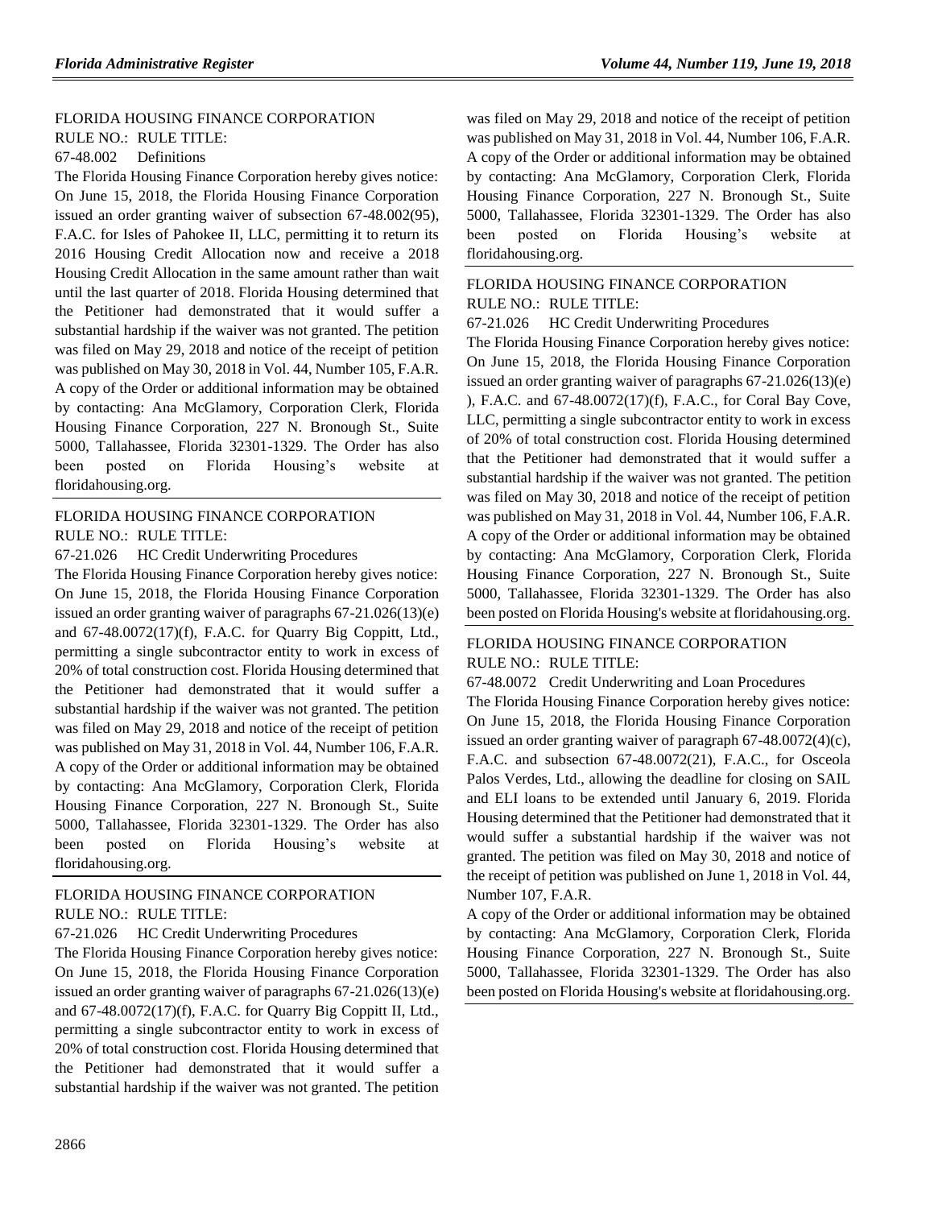FLORIDA HOUSING FINANCE CORPORATION

RULE NO.: RULE TITLE:

67-48.002 Definitions

The Florida Housing Finance Corporation hereby gives notice: On June 15, 2018, the Florida Housing Finance Corporation issued an order granting waiver of subsection 67-48.002(95), F.A.C. for Isles of Pahokee II, LLC, permitting it to return its 2016 Housing Credit Allocation now and receive a 2018 Housing Credit Allocation in the same amount rather than wait until the last quarter of 2018. Florida Housing determined that the Petitioner had demonstrated that it would suffer a substantial hardship if the waiver was not granted. The petition was filed on May 29, 2018 and notice of the receipt of petition was published on May 30, 2018 in Vol. 44, Number 105, F.A.R. A copy of the Order or additional information may be obtained by contacting: Ana McGlamory, Corporation Clerk, Florida Housing Finance Corporation, 227 N. Bronough St., Suite 5000, Tallahassee, Florida 32301-1329. The Order has also been posted on Florida Housing's website at floridahousing.org.

FLORIDA HOUSING FINANCE CORPORATION

RULE NO.: RULE TITLE:

67-21.026 HC Credit Underwriting Procedures

The Florida Housing Finance Corporation hereby gives notice: On June 15, 2018, the Florida Housing Finance Corporation issued an order granting waiver of paragraphs 67-21.026(13)(e) and 67-48.0072(17)(f), F.A.C. for Quarry Big Coppitt, Ltd., permitting a single subcontractor entity to work in excess of 20% of total construction cost. Florida Housing determined that the Petitioner had demonstrated that it would suffer a substantial hardship if the waiver was not granted. The petition was filed on May 29, 2018 and notice of the receipt of petition was published on May 31, 2018 in Vol. 44, Number 106, F.A.R. A copy of the Order or additional information may be obtained by contacting: Ana McGlamory, Corporation Clerk, Florida Housing Finance Corporation, 227 N. Bronough St., Suite 5000, Tallahassee, Florida 32301-1329. The Order has also been posted on Florida Housing's website at floridahousing.org.

FLORIDA HOUSING FINANCE CORPORATION

RULE NO.: RULE TITLE:

67-21.026 HC Credit Underwriting Procedures

The Florida Housing Finance Corporation hereby gives notice: On June 15, 2018, the Florida Housing Finance Corporation issued an order granting waiver of paragraphs 67-21.026(13)(e) and 67-48.0072(17)(f), F.A.C. for Quarry Big Coppitt II, Ltd., permitting a single subcontractor entity to work in excess of 20% of total construction cost. Florida Housing determined that the Petitioner had demonstrated that it would suffer a substantial hardship if the waiver was not granted. The petition was filed on May 29, 2018 and notice of the receipt of petition was published on May 31, 2018 in Vol. 44, Number 106, F.A.R. A copy of the Order or additional information may be obtained by contacting: Ana McGlamory, Corporation Clerk, Florida Housing Finance Corporation, 227 N. Bronough St., Suite 5000, Tallahassee, Florida 32301-1329. The Order has also been posted on Florida Housing's website at floridahousing.org.

FLORIDA HOUSING FINANCE CORPORATION

RULE NO.: RULE TITLE:

67-21.026 HC Credit Underwriting Procedures

The Florida Housing Finance Corporation hereby gives notice: On June 15, 2018, the Florida Housing Finance Corporation issued an order granting waiver of paragraphs 67-21.026(13)(e) ), F.A.C. and 67-48.0072(17)(f), F.A.C., for Coral Bay Cove, LLC, permitting a single subcontractor entity to work in excess of 20% of total construction cost. Florida Housing determined that the Petitioner had demonstrated that it would suffer a substantial hardship if the waiver was not granted. The petition was filed on May 30, 2018 and notice of the receipt of petition was published on May 31, 2018 in Vol. 44, Number 106, F.A.R. A copy of the Order or additional information may be obtained by contacting: Ana McGlamory, Corporation Clerk, Florida Housing Finance Corporation, 227 N. Bronough St., Suite 5000, Tallahassee, Florida 32301-1329. The Order has also been posted on Florida Housing's website at floridahousing.org.

FLORIDA HOUSING FINANCE CORPORATION

RULE NO.: RULE TITLE:

67-48.0072 Credit Underwriting and Loan Procedures

The Florida Housing Finance Corporation hereby gives notice: On June 15, 2018, the Florida Housing Finance Corporation issued an order granting waiver of paragraph 67-48.0072(4)(c), F.A.C. and subsection 67-48.0072(21), F.A.C., for Osceola Palos Verdes, Ltd., allowing the deadline for closing on SAIL and ELI loans to be extended until January 6, 2019. Florida Housing determined that the Petitioner had demonstrated that it would suffer a substantial hardship if the waiver was not granted. The petition was filed on May 30, 2018 and notice of the receipt of petition was published on June 1, 2018 in Vol. 44, Number 107, F.A.R.

A copy of the Order or additional information may be obtained by contacting: Ana McGlamory, Corporation Clerk, Florida Housing Finance Corporation, 227 N. Bronough St., Suite 5000, Tallahassee, Florida 32301-1329. The Order has also been posted on Florida Housing's website at floridahousing.org.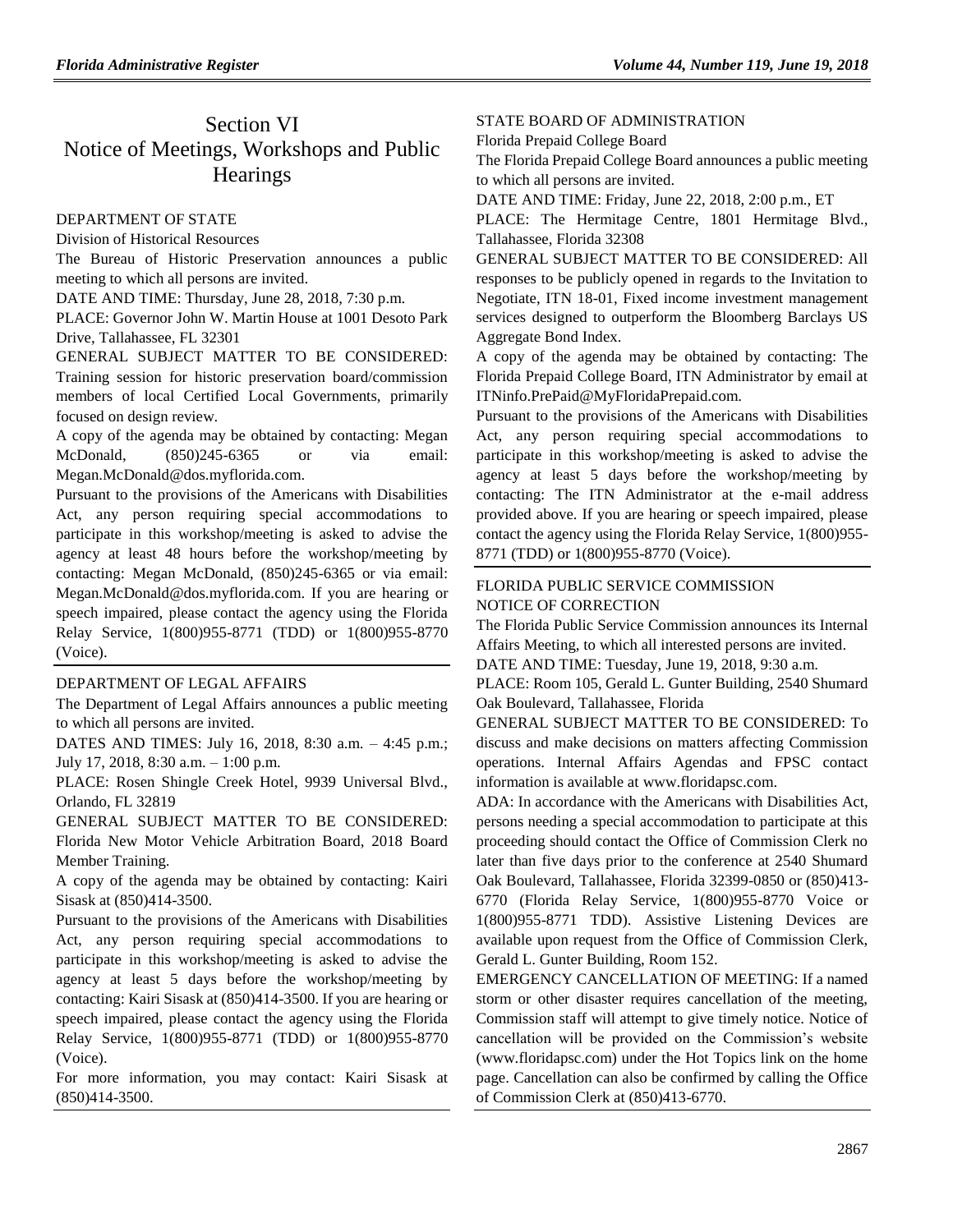# Section VI
# Notice of Meetings, Workshops and Public Hearings

## DEPARTMENT OF STATE

Division of Historical Resources

The Bureau of Historic Preservation announces a public meeting to which all persons are invited.

DATE AND TIME: Thursday, June 28, 2018, 7:30 p.m.

PLACE: Governor John W. Martin House at 1001 Desoto Park Drive, Tallahassee, FL 32301

GENERAL SUBJECT MATTER TO BE CONSIDERED: Training session for historic preservation board/commission members of local Certified Local Governments, primarily focused on design review.

A copy of the agenda may be obtained by contacting: Megan McDonald, (850)245-6365 or via email: Megan.McDonald@dos.myflorida.com.

Pursuant to the provisions of the Americans with Disabilities Act, any person requiring special accommodations to participate in this workshop/meeting is asked to advise the agency at least 48 hours before the workshop/meeting by contacting: Megan McDonald, (850)245-6365 or via email: Megan.McDonald@dos.myflorida.com. If you are hearing or speech impaired, please contact the agency using the Florida Relay Service, 1(800)955-8771 (TDD) or 1(800)955-8770 (Voice).

## DEPARTMENT OF LEGAL AFFAIRS

The Department of Legal Affairs announces a public meeting to which all persons are invited.

DATES AND TIMES: July 16, 2018, 8:30 a.m. – 4:45 p.m.; July 17, 2018, 8:30 a.m. – 1:00 p.m.

PLACE: Rosen Shingle Creek Hotel, 9939 Universal Blvd., Orlando, FL 32819

GENERAL SUBJECT MATTER TO BE CONSIDERED: Florida New Motor Vehicle Arbitration Board, 2018 Board Member Training.

A copy of the agenda may be obtained by contacting: Kairi Sisask at (850)414-3500.

Pursuant to the provisions of the Americans with Disabilities Act, any person requiring special accommodations to participate in this workshop/meeting is asked to advise the agency at least 5 days before the workshop/meeting by contacting: Kairi Sisask at (850)414-3500. If you are hearing or speech impaired, please contact the agency using the Florida Relay Service, 1(800)955-8771 (TDD) or 1(800)955-8770 (Voice).

For more information, you may contact: Kairi Sisask at (850)414-3500.

## STATE BOARD OF ADMINISTRATION

Florida Prepaid College Board

The Florida Prepaid College Board announces a public meeting to which all persons are invited.

DATE AND TIME: Friday, June 22, 2018, 2:00 p.m., ET

PLACE: The Hermitage Centre, 1801 Hermitage Blvd., Tallahassee, Florida 32308

GENERAL SUBJECT MATTER TO BE CONSIDERED: All responses to be publicly opened in regards to the Invitation to Negotiate, ITN 18-01, Fixed income investment management services designed to outperform the Bloomberg Barclays US Aggregate Bond Index.

A copy of the agenda may be obtained by contacting: The Florida Prepaid College Board, ITN Administrator by email at ITNinfo.PrePaid@MyFloridaPrepaid.com.

Pursuant to the provisions of the Americans with Disabilities Act, any person requiring special accommodations to participate in this workshop/meeting is asked to advise the agency at least 5 days before the workshop/meeting by contacting: The ITN Administrator at the e-mail address provided above. If you are hearing or speech impaired, please contact the agency using the Florida Relay Service, 1(800)955-8771 (TDD) or 1(800)955-8770 (Voice).

## FLORIDA PUBLIC SERVICE COMMISSION

NOTICE OF CORRECTION

The Florida Public Service Commission announces its Internal Affairs Meeting, to which all interested persons are invited.

DATE AND TIME: Tuesday, June 19, 2018, 9:30 a.m.

PLACE: Room 105, Gerald L. Gunter Building, 2540 Shumard Oak Boulevard, Tallahassee, Florida

GENERAL SUBJECT MATTER TO BE CONSIDERED: To discuss and make decisions on matters affecting Commission operations. Internal Affairs Agendas and FPSC contact information is available at www.floridapsc.com.

ADA: In accordance with the Americans with Disabilities Act, persons needing a special accommodation to participate at this proceeding should contact the Office of Commission Clerk no later than five days prior to the conference at 2540 Shumard Oak Boulevard, Tallahassee, Florida 32399-0850 or (850)413-6770 (Florida Relay Service, 1(800)955-8770 Voice or 1(800)955-8771 TDD). Assistive Listening Devices are available upon request from the Office of Commission Clerk, Gerald L. Gunter Building, Room 152.

EMERGENCY CANCELLATION OF MEETING: If a named storm or other disaster requires cancellation of the meeting, Commission staff will attempt to give timely notice. Notice of cancellation will be provided on the Commission's website (www.floridapsc.com) under the Hot Topics link on the home page. Cancellation can also be confirmed by calling the Office of Commission Clerk at (850)413-6770.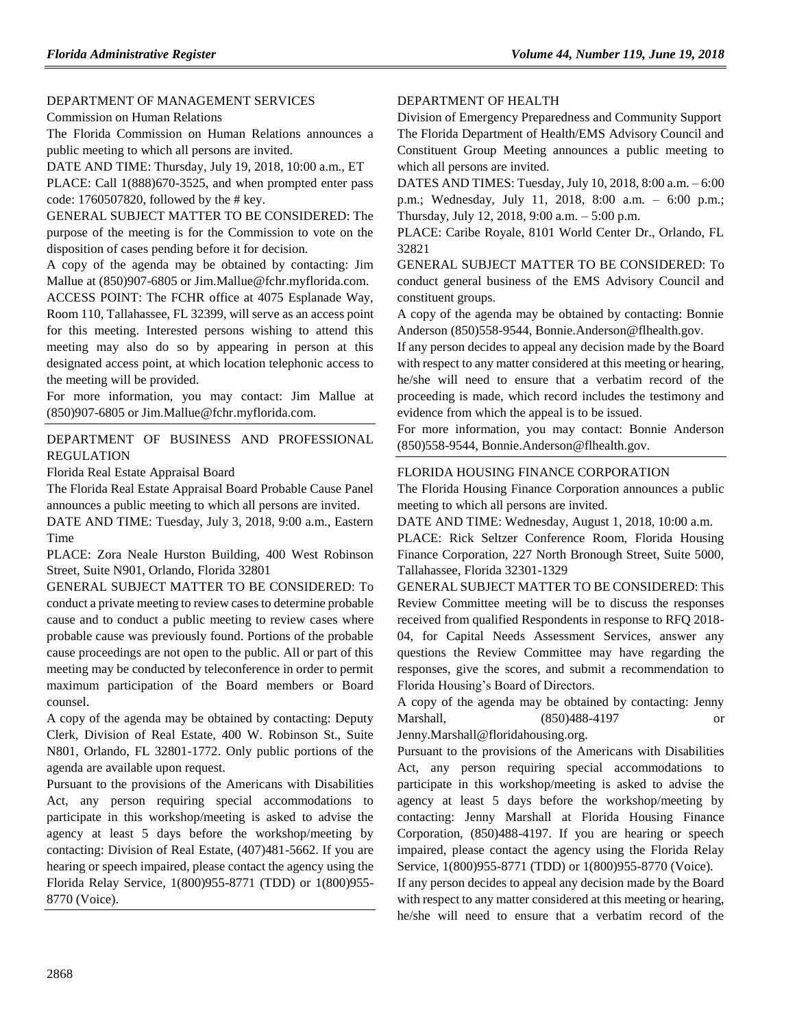DEPARTMENT OF MANAGEMENT SERVICES

Commission on Human Relations

The Florida Commission on Human Relations announces a public meeting to which all persons are invited.

DATE AND TIME: Thursday, July 19, 2018, 10:00 a.m., ET

PLACE: Call 1(888)670-3525, and when prompted enter pass code: 1760507820, followed by the # key.

GENERAL SUBJECT MATTER TO BE CONSIDERED: The purpose of the meeting is for the Commission to vote on the disposition of cases pending before it for decision.

A copy of the agenda may be obtained by contacting: Jim Mallue at (850)907-6805 or Jim.Mallue@fchr.myflorida.com.

ACCESS POINT: The FCHR office at 4075 Esplanade Way, Room 110, Tallahassee, FL 32399, will serve as an access point for this meeting. Interested persons wishing to attend this meeting may also do so by appearing in person at this designated access point, at which location telephonic access to the meeting will be provided.

For more information, you may contact: Jim Mallue at (850)907-6805 or Jim.Mallue@fchr.myflorida.com.

---

DEPARTMENT OF BUSINESS AND PROFESSIONAL REGULATION

Florida Real Estate Appraisal Board

The Florida Real Estate Appraisal Board Probable Cause Panel announces a public meeting to which all persons are invited.

DATE AND TIME: Tuesday, July 3, 2018, 9:00 a.m., Eastern Time

PLACE: Zora Neale Hurston Building, 400 West Robinson Street, Suite N901, Orlando, Florida 32801

GENERAL SUBJECT MATTER TO BE CONSIDERED: To conduct a private meeting to review cases to determine probable cause and to conduct a public meeting to review cases where probable cause was previously found. Portions of the probable cause proceedings are not open to the public. All or part of this meeting may be conducted by teleconference in order to permit maximum participation of the Board members or Board counsel.

A copy of the agenda may be obtained by contacting: Deputy Clerk, Division of Real Estate, 400 W. Robinson St., Suite N801, Orlando, FL 32801-1772. Only public portions of the agenda are available upon request.

Pursuant to the provisions of the Americans with Disabilities Act, any person requiring special accommodations to participate in this workshop/meeting is asked to advise the agency at least 5 days before the workshop/meeting by contacting: Division of Real Estate, (407)481-5662. If you are hearing or speech impaired, please contact the agency using the Florida Relay Service, 1(800)955-8771 (TDD) or 1(800)955-8770 (Voice).

---

DEPARTMENT OF HEALTH

Division of Emergency Preparedness and Community Support

The Florida Department of Health/EMS Advisory Council and Constituent Group Meeting announces a public meeting to which all persons are invited.

DATES AND TIMES: Tuesday, July 10, 2018, 8:00 a.m. – 6:00 p.m.; Wednesday, July 11, 2018, 8:00 a.m. – 6:00 p.m.; Thursday, July 12, 2018, 9:00 a.m. – 5:00 p.m.

PLACE: Caribe Royale, 8101 World Center Dr., Orlando, FL 32821

GENERAL SUBJECT MATTER TO BE CONSIDERED: To conduct general business of the EMS Advisory Council and constituent groups.

A copy of the agenda may be obtained by contacting: Bonnie Anderson (850)558-9544, Bonnie.Anderson@flhealth.gov.

If any person decides to appeal any decision made by the Board with respect to any matter considered at this meeting or hearing, he/she will need to ensure that a verbatim record of the proceeding is made, which record includes the testimony and evidence from which the appeal is to be issued.

For more information, you may contact: Bonnie Anderson (850)558-9544, Bonnie.Anderson@flhealth.gov.

---

FLORIDA HOUSING FINANCE CORPORATION

The Florida Housing Finance Corporation announces a public meeting to which all persons are invited.

DATE AND TIME: Wednesday, August 1, 2018, 10:00 a.m.

PLACE: Rick Seltzer Conference Room, Florida Housing Finance Corporation, 227 North Bronough Street, Suite 5000, Tallahassee, Florida 32301-1329

GENERAL SUBJECT MATTER TO BE CONSIDERED: This Review Committee meeting will be to discuss the responses received from qualified Respondents in response to RFQ 2018-04, for Capital Needs Assessment Services, answer any questions the Review Committee may have regarding the responses, give the scores, and submit a recommendation to Florida Housing's Board of Directors.

A copy of the agenda may be obtained by contacting: Jenny Marshall, (850)488-4197 or Jenny.Marshall@floridahousing.org.

Pursuant to the provisions of the Americans with Disabilities Act, any person requiring special accommodations to participate in this workshop/meeting is asked to advise the agency at least 5 days before the workshop/meeting by contacting: Jenny Marshall at Florida Housing Finance Corporation, (850)488-4197. If you are hearing or speech impaired, please contact the agency using the Florida Relay Service, 1(800)955-8771 (TDD) or 1(800)955-8770 (Voice).

If any person decides to appeal any decision made by the Board with respect to any matter considered at this meeting or hearing, he/she will need to ensure that a verbatim record of the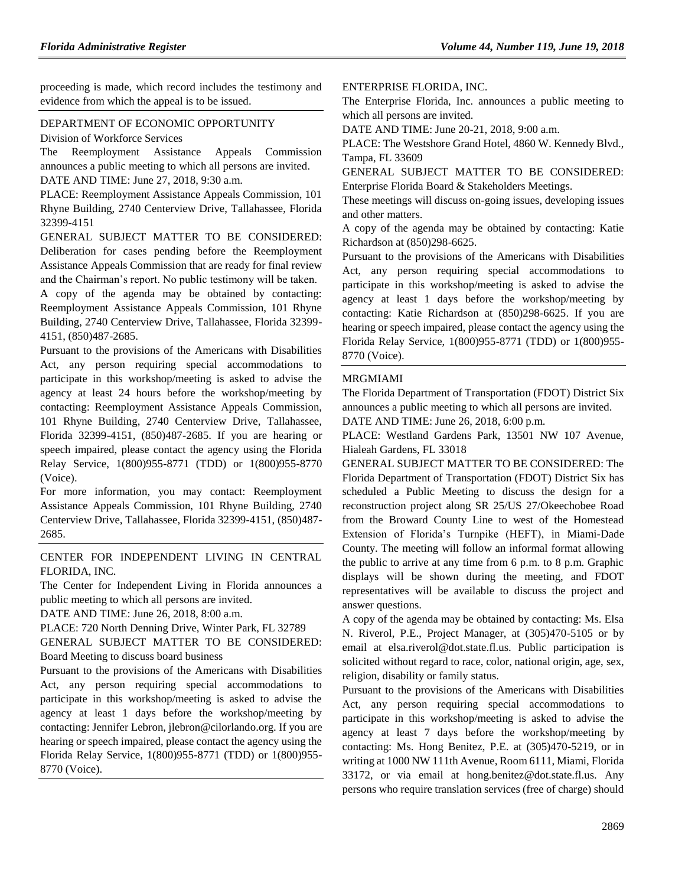proceeding is made, which record includes the testimony and evidence from which the appeal is to be issued.

DEPARTMENT OF ECONOMIC OPPORTUNITY

Division of Workforce Services

The Reemployment Assistance Appeals Commission announces a public meeting to which all persons are invited.

DATE AND TIME: June 27, 2018, 9:30 a.m.

PLACE: Reemployment Assistance Appeals Commission, 101 Rhyne Building, 2740 Centerview Drive, Tallahassee, Florida 32399-4151

GENERAL SUBJECT MATTER TO BE CONSIDERED: Deliberation for cases pending before the Reemployment Assistance Appeals Commission that are ready for final review and the Chairman's report. No public testimony will be taken.

A copy of the agenda may be obtained by contacting: Reemployment Assistance Appeals Commission, 101 Rhyne Building, 2740 Centerview Drive, Tallahassee, Florida 32399-4151, (850)487-2685.

Pursuant to the provisions of the Americans with Disabilities Act, any person requiring special accommodations to participate in this workshop/meeting is asked to advise the agency at least 24 hours before the workshop/meeting by contacting: Reemployment Assistance Appeals Commission, 101 Rhyne Building, 2740 Centerview Drive, Tallahassee, Florida 32399-4151, (850)487-2685. If you are hearing or speech impaired, please contact the agency using the Florida Relay Service, 1(800)955-8771 (TDD) or 1(800)955-8770 (Voice).

For more information, you may contact: Reemployment Assistance Appeals Commission, 101 Rhyne Building, 2740 Centerview Drive, Tallahassee, Florida 32399-4151, (850)487-2685.

CENTER FOR INDEPENDENT LIVING IN CENTRAL FLORIDA, INC.

The Center for Independent Living in Florida announces a public meeting to which all persons are invited.

DATE AND TIME: June 26, 2018, 8:00 a.m.

PLACE: 720 North Denning Drive, Winter Park, FL 32789

GENERAL SUBJECT MATTER TO BE CONSIDERED: Board Meeting to discuss board business

Pursuant to the provisions of the Americans with Disabilities Act, any person requiring special accommodations to participate in this workshop/meeting is asked to advise the agency at least 1 days before the workshop/meeting by contacting: Jennifer Lebron, jlebron@cilorlando.org. If you are hearing or speech impaired, please contact the agency using the Florida Relay Service, 1(800)955-8771 (TDD) or 1(800)955-8770 (Voice).

ENTERPRISE FLORIDA, INC.

The Enterprise Florida, Inc. announces a public meeting to which all persons are invited.

DATE AND TIME: June 20-21, 2018, 9:00 a.m.

PLACE: The Westshore Grand Hotel, 4860 W. Kennedy Blvd., Tampa, FL 33609

GENERAL SUBJECT MATTER TO BE CONSIDERED: Enterprise Florida Board & Stakeholders Meetings.

These meetings will discuss on-going issues, developing issues and other matters.

A copy of the agenda may be obtained by contacting: Katie Richardson at (850)298-6625.

Pursuant to the provisions of the Americans with Disabilities Act, any person requiring special accommodations to participate in this workshop/meeting is asked to advise the agency at least 1 days before the workshop/meeting by contacting: Katie Richardson at (850)298-6625. If you are hearing or speech impaired, please contact the agency using the Florida Relay Service, 1(800)955-8771 (TDD) or 1(800)955-8770 (Voice).

MRGMIAMI

The Florida Department of Transportation (FDOT) District Six announces a public meeting to which all persons are invited.

DATE AND TIME: June 26, 2018, 6:00 p.m.

PLACE: Westland Gardens Park, 13501 NW 107 Avenue, Hialeah Gardens, FL 33018

GENERAL SUBJECT MATTER TO BE CONSIDERED: The Florida Department of Transportation (FDOT) District Six has scheduled a Public Meeting to discuss the design for a reconstruction project along SR 25/US 27/Okeechobee Road from the Broward County Line to west of the Homestead Extension of Florida's Turnpike (HEFT), in Miami-Dade County. The meeting will follow an informal format allowing the public to arrive at any time from 6 p.m. to 8 p.m. Graphic displays will be shown during the meeting, and FDOT representatives will be available to discuss the project and answer questions.

A copy of the agenda may be obtained by contacting: Ms. Elsa N. Riverol, P.E., Project Manager, at (305)470-5105 or by email at elsa.riverol@dot.state.fl.us. Public participation is solicited without regard to race, color, national origin, age, sex, religion, disability or family status.

Pursuant to the provisions of the Americans with Disabilities Act, any person requiring special accommodations to participate in this workshop/meeting is asked to advise the agency at least 7 days before the workshop/meeting by contacting: Ms. Hong Benitez, P.E. at (305)470-5219, or in writing at 1000 NW 111th Avenue, Room 6111, Miami, Florida 33172, or via email at hong.benitez@dot.state.fl.us. Any persons who require translation services (free of charge) should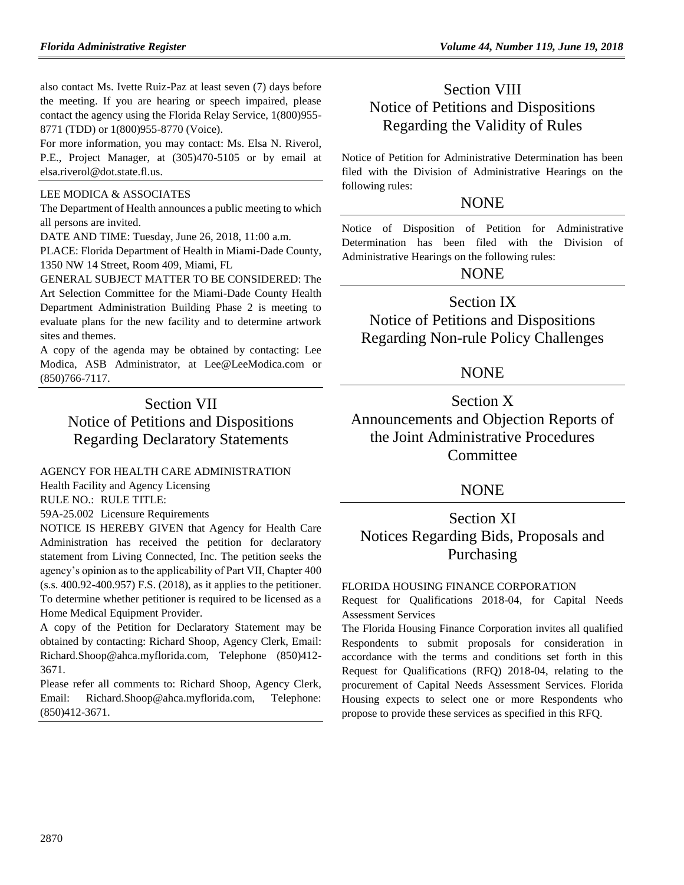also contact Ms. Ivette Ruiz-Paz at least seven (7) days before the meeting. If you are hearing or speech impaired, please contact the agency using the Florida Relay Service, 1(800)955-8771 (TDD) or 1(800)955-8770 (Voice).

For more information, you may contact: Ms. Elsa N. Riverol, P.E., Project Manager, at (305)470-5105 or by email at elsa.riverol@dot.state.fl.us.

LEE MODICA & ASSOCIATES

The Department of Health announces a public meeting to which all persons are invited.

DATE AND TIME: Tuesday, June 26, 2018, 11:00 a.m.

PLACE: Florida Department of Health in Miami-Dade County, 1350 NW 14 Street, Room 409, Miami, FL

GENERAL SUBJECT MATTER TO BE CONSIDERED: The Art Selection Committee for the Miami-Dade County Health Department Administration Building Phase 2 is meeting to evaluate plans for the new facility and to determine artwork sites and themes.

A copy of the agenda may be obtained by contacting: Lee Modica, ASB Administrator, at Lee@LeeModica.com or (850)766-7117.

## Section VII Notice of Petitions and Dispositions Regarding Declaratory Statements

AGENCY FOR HEALTH CARE ADMINISTRATION

Health Facility and Agency Licensing

RULE NO.: RULE TITLE:

59A-25.002 Licensure Requirements

NOTICE IS HEREBY GIVEN that Agency for Health Care Administration has received the petition for declaratory statement from Living Connected, Inc. The petition seeks the agency's opinion as to the applicability of Part VII, Chapter 400 (s.s. 400.92-400.957) F.S. (2018), as it applies to the petitioner. To determine whether petitioner is required to be licensed as a Home Medical Equipment Provider.

A copy of the Petition for Declaratory Statement may be obtained by contacting: Richard Shoop, Agency Clerk, Email: Richard.Shoop@ahca.myflorida.com, Telephone (850)412-3671.

Please refer all comments to: Richard Shoop, Agency Clerk, Email: Richard.Shoop@ahca.myflorida.com, Telephone: (850)412-3671.

## Section VIII Notice of Petitions and Dispositions Regarding the Validity of Rules

Notice of Petition for Administrative Determination has been filed with the Division of Administrative Hearings on the following rules:

NONE

Notice of Disposition of Petition for Administrative Determination has been filed with the Division of Administrative Hearings on the following rules:

NONE

## Section IX Notice of Petitions and Dispositions Regarding Non-rule Policy Challenges

NONE

## Section X Announcements and Objection Reports of the Joint Administrative Procedures Committee

NONE

## Section XI Notices Regarding Bids, Proposals and Purchasing

FLORIDA HOUSING FINANCE CORPORATION

Request for Qualifications 2018-04, for Capital Needs Assessment Services

The Florida Housing Finance Corporation invites all qualified Respondents to submit proposals for consideration in accordance with the terms and conditions set forth in this Request for Qualifications (RFQ) 2018-04, relating to the procurement of Capital Needs Assessment Services. Florida Housing expects to select one or more Respondents who propose to provide these services as specified in this RFQ.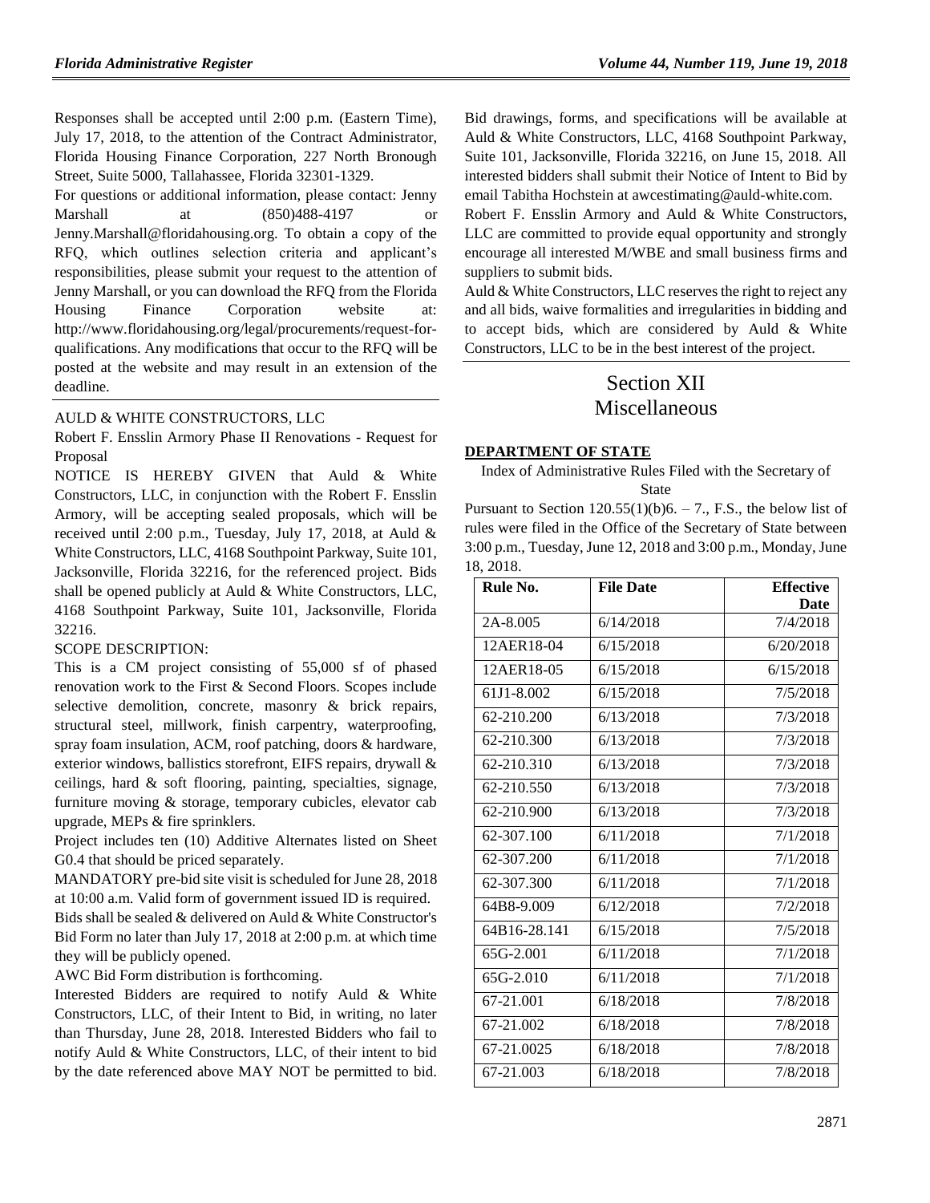Responses shall be accepted until 2:00 p.m. (Eastern Time), July 17, 2018, to the attention of the Contract Administrator, Florida Housing Finance Corporation, 227 North Bronough Street, Suite 5000, Tallahassee, Florida 32301-1329.

For questions or additional information, please contact: Jenny Marshall at (850)488-4197 or Jenny.Marshall@floridahousing.org. To obtain a copy of the RFQ, which outlines selection criteria and applicant's responsibilities, please submit your request to the attention of Jenny Marshall, or you can download the RFQ from the Florida Housing Finance Corporation website at: http://www.floridahousing.org/legal/procurements/request-for-qualifications. Any modifications that occur to the RFQ will be posted at the website and may result in an extension of the deadline.

AULD & WHITE CONSTRUCTORS, LLC

Robert F. Ensslin Armory Phase II Renovations - Request for Proposal

NOTICE IS HEREBY GIVEN that Auld & White Constructors, LLC, in conjunction with the Robert F. Ensslin Armory, will be accepting sealed proposals, which will be received until 2:00 p.m., Tuesday, July 17, 2018, at Auld & White Constructors, LLC, 4168 Southpoint Parkway, Suite 101, Jacksonville, Florida 32216, for the referenced project. Bids shall be opened publicly at Auld & White Constructors, LLC, 4168 Southpoint Parkway, Suite 101, Jacksonville, Florida 32216.

SCOPE DESCRIPTION:

This is a CM project consisting of 55,000 sf of phased renovation work to the First & Second Floors. Scopes include selective demolition, concrete, masonry & brick repairs, structural steel, millwork, finish carpentry, waterproofing, spray foam insulation, ACM, roof patching, doors & hardware, exterior windows, ballistics storefront, EIFS repairs, drywall & ceilings, hard & soft flooring, painting, specialties, signage, furniture moving & storage, temporary cubicles, elevator cab upgrade, MEPs & fire sprinklers.

Project includes ten (10) Additive Alternates listed on Sheet G0.4 that should be priced separately.

MANDATORY pre-bid site visit is scheduled for June 28, 2018 at 10:00 a.m. Valid form of government issued ID is required.

Bids shall be sealed & delivered on Auld & White Constructor's Bid Form no later than July 17, 2018 at 2:00 p.m. at which time they will be publicly opened.

AWC Bid Form distribution is forthcoming.

Interested Bidders are required to notify Auld & White Constructors, LLC, of their Intent to Bid, in writing, no later than Thursday, June 28, 2018. Interested Bidders who fail to notify Auld & White Constructors, LLC, of their intent to bid by the date referenced above MAY NOT be permitted to bid. Bid drawings, forms, and specifications will be available at Auld & White Constructors, LLC, 4168 Southpoint Parkway, Suite 101, Jacksonville, Florida 32216, on June 15, 2018. All interested bidders shall submit their Notice of Intent to Bid by email Tabitha Hochstein at awcestimating@auld-white.com.

Robert F. Ensslin Armory and Auld & White Constructors, LLC are committed to provide equal opportunity and strongly encourage all interested M/WBE and small business firms and suppliers to submit bids.

Auld & White Constructors, LLC reserves the right to reject any and all bids, waive formalities and irregularities in bidding and to accept bids, which are considered by Auld & White Constructors, LLC to be in the best interest of the project.

# Section XII
# Miscellaneous

**DEPARTMENT OF STATE**

Index of Administrative Rules Filed with the Secretary of State

Pursuant to Section 120.55(1)(b)6. – 7., F.S., the below list of rules were filed in the Office of the Secretary of State between 3:00 p.m., Tuesday, June 12, 2018 and 3:00 p.m., Monday, June 18, 2018.

| Rule No. | File Date | Effective Date |
|---|---|---|
| 2A-8.005 | 6/14/2018 | 7/4/2018 |
| 12AER18-04 | 6/15/2018 | 6/20/2018 |
| 12AER18-05 | 6/15/2018 | 6/15/2018 |
| 61J1-8.002 | 6/15/2018 | 7/5/2018 |
| 62-210.200 | 6/13/2018 | 7/3/2018 |
| 62-210.300 | 6/13/2018 | 7/3/2018 |
| 62-210.310 | 6/13/2018 | 7/3/2018 |
| 62-210.550 | 6/13/2018 | 7/3/2018 |
| 62-210.900 | 6/13/2018 | 7/3/2018 |
| 62-307.100 | 6/11/2018 | 7/1/2018 |
| 62-307.200 | 6/11/2018 | 7/1/2018 |
| 62-307.300 | 6/11/2018 | 7/1/2018 |
| 64B8-9.009 | 6/12/2018 | 7/2/2018 |
| 64B16-28.141 | 6/15/2018 | 7/5/2018 |
| 65G-2.001 | 6/11/2018 | 7/1/2018 |
| 65G-2.010 | 6/11/2018 | 7/1/2018 |
| 67-21.001 | 6/18/2018 | 7/8/2018 |
| 67-21.002 | 6/18/2018 | 7/8/2018 |
| 67-21.0025 | 6/18/2018 | 7/8/2018 |
| 67-21.003 | 6/18/2018 | 7/8/2018 |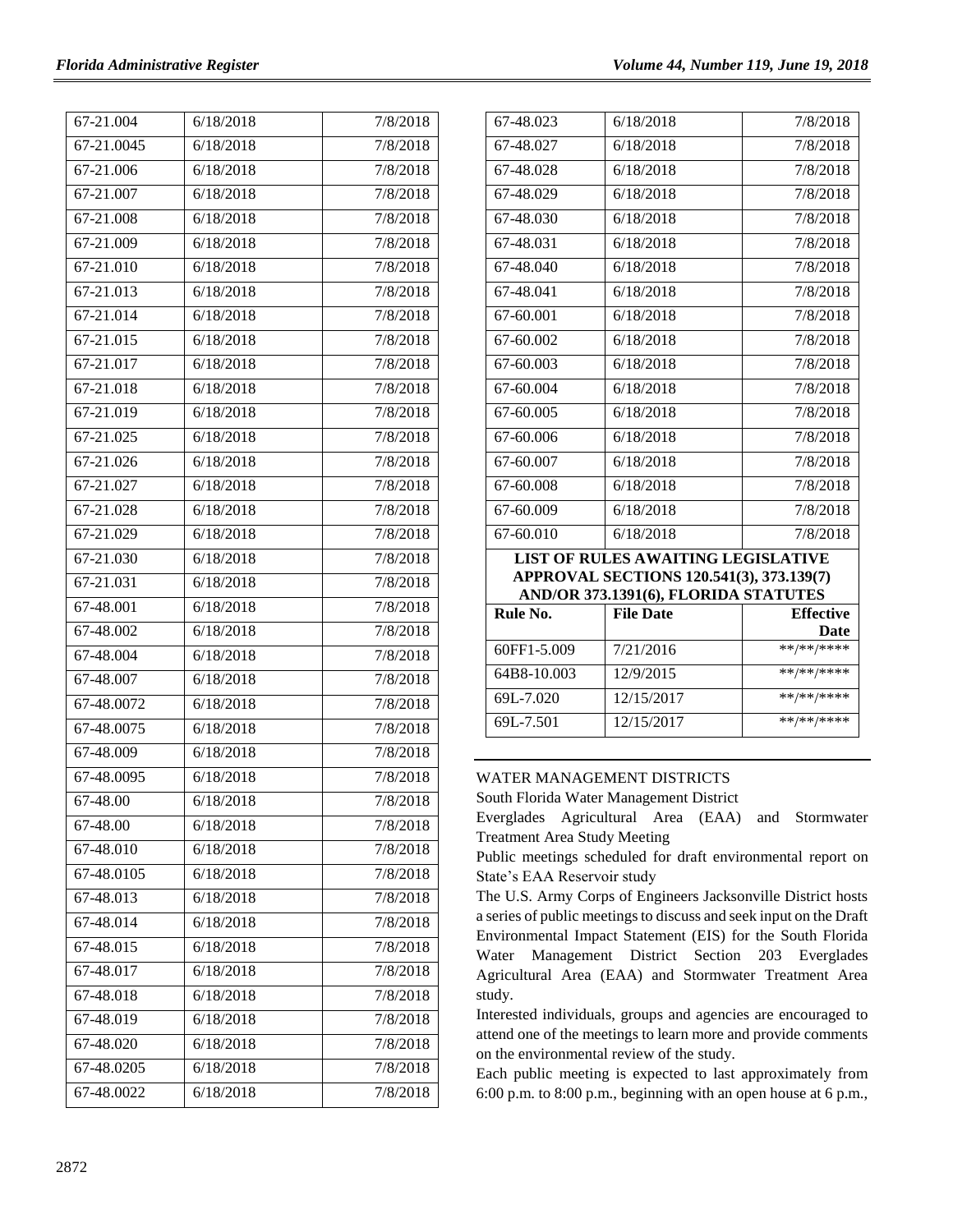| | | |
|---|---|---|
| 67-21.004 | 6/18/2018 | 7/8/2018 |
| 67-21.0045 | 6/18/2018 | 7/8/2018 |
| 67-21.006 | 6/18/2018 | 7/8/2018 |
| 67-21.007 | 6/18/2018 | 7/8/2018 |
| 67-21.008 | 6/18/2018 | 7/8/2018 |
| 67-21.009 | 6/18/2018 | 7/8/2018 |
| 67-21.010 | 6/18/2018 | 7/8/2018 |
| 67-21.013 | 6/18/2018 | 7/8/2018 |
| 67-21.014 | 6/18/2018 | 7/8/2018 |
| 67-21.015 | 6/18/2018 | 7/8/2018 |
| 67-21.017 | 6/18/2018 | 7/8/2018 |
| 67-21.018 | 6/18/2018 | 7/8/2018 |
| 67-21.019 | 6/18/2018 | 7/8/2018 |
| 67-21.025 | 6/18/2018 | 7/8/2018 |
| 67-21.026 | 6/18/2018 | 7/8/2018 |
| 67-21.027 | 6/18/2018 | 7/8/2018 |
| 67-21.028 | 6/18/2018 | 7/8/2018 |
| 67-21.029 | 6/18/2018 | 7/8/2018 |
| 67-21.030 | 6/18/2018 | 7/8/2018 |
| 67-21.031 | 6/18/2018 | 7/8/2018 |
| 67-48.001 | 6/18/2018 | 7/8/2018 |
| 67-48.002 | 6/18/2018 | 7/8/2018 |
| 67-48.004 | 6/18/2018 | 7/8/2018 |
| 67-48.007 | 6/18/2018 | 7/8/2018 |
| 67-48.0072 | 6/18/2018 | 7/8/2018 |
| 67-48.0075 | 6/18/2018 | 7/8/2018 |
| 67-48.009 | 6/18/2018 | 7/8/2018 |
| 67-48.0095 | 6/18/2018 | 7/8/2018 |
| 67-48.00 | 6/18/2018 | 7/8/2018 |
| 67-48.00 | 6/18/2018 | 7/8/2018 |
| 67-48.010 | 6/18/2018 | 7/8/2018 |
| 67-48.0105 | 6/18/2018 | 7/8/2018 |
| 67-48.013 | 6/18/2018 | 7/8/2018 |
| 67-48.014 | 6/18/2018 | 7/8/2018 |
| 67-48.015 | 6/18/2018 | 7/8/2018 |
| 67-48.017 | 6/18/2018 | 7/8/2018 |
| 67-48.018 | 6/18/2018 | 7/8/2018 |
| 67-48.019 | 6/18/2018 | 7/8/2018 |
| 67-48.020 | 6/18/2018 | 7/8/2018 |
| 67-48.0205 | 6/18/2018 | 7/8/2018 |
| 67-48.0022 | 6/18/2018 | 7/8/2018 |
| 67-48.023 | 6/18/2018 | 7/8/2018 |
| 67-48.027 | 6/18/2018 | 7/8/2018 |
| 67-48.028 | 6/18/2018 | 7/8/2018 |
| 67-48.029 | 6/18/2018 | 7/8/2018 |
| 67-48.030 | 6/18/2018 | 7/8/2018 |
| 67-48.031 | 6/18/2018 | 7/8/2018 |
| 67-48.040 | 6/18/2018 | 7/8/2018 |
| 67-48.041 | 6/18/2018 | 7/8/2018 |
| 67-60.001 | 6/18/2018 | 7/8/2018 |
| 67-60.002 | 6/18/2018 | 7/8/2018 |
| 67-60.003 | 6/18/2018 | 7/8/2018 |
| 67-60.004 | 6/18/2018 | 7/8/2018 |
| 67-60.005 | 6/18/2018 | 7/8/2018 |
| 67-60.006 | 6/18/2018 | 7/8/2018 |
| 67-60.007 | 6/18/2018 | 7/8/2018 |
| 67-60.008 | 6/18/2018 | 7/8/2018 |
| 67-60.009 | 6/18/2018 | 7/8/2018 |
| 67-60.010 | 6/18/2018 | 7/8/2018 |

**LIST OF RULES AWAITING LEGISLATIVE APPROVAL SECTIONS 120.541(3), 373.139(7) AND/OR 373.1391(6), FLORIDA STATUTES**

| Rule No. | File Date | Effective Date |
|---|---|---|
| 60FF1-5.009 | 7/21/2016 | \*\*/\*\*/\*\*\*\* |
| 64B8-10.003 | 12/9/2015 | \*\*/\*\*/\*\*\*\* |
| 69L-7.020 | 12/15/2017 | \*\*/\*\*/\*\*\*\* |
| 69L-7.501 | 12/15/2017 | \*\*/\*\*/\*\*\*\* |

WATER MANAGEMENT DISTRICTS

South Florida Water Management District

Everglades Agricultural Area (EAA) and Stormwater Treatment Area Study Meeting

Public meetings scheduled for draft environmental report on State's EAA Reservoir study

The U.S. Army Corps of Engineers Jacksonville District hosts a series of public meetings to discuss and seek input on the Draft Environmental Impact Statement (EIS) for the South Florida Water Management District Section 203 Everglades Agricultural Area (EAA) and Stormwater Treatment Area study.

Interested individuals, groups and agencies are encouraged to attend one of the meetings to learn more and provide comments on the environmental review of the study.

Each public meeting is expected to last approximately from 6:00 p.m. to 8:00 p.m., beginning with an open house at 6 p.m.,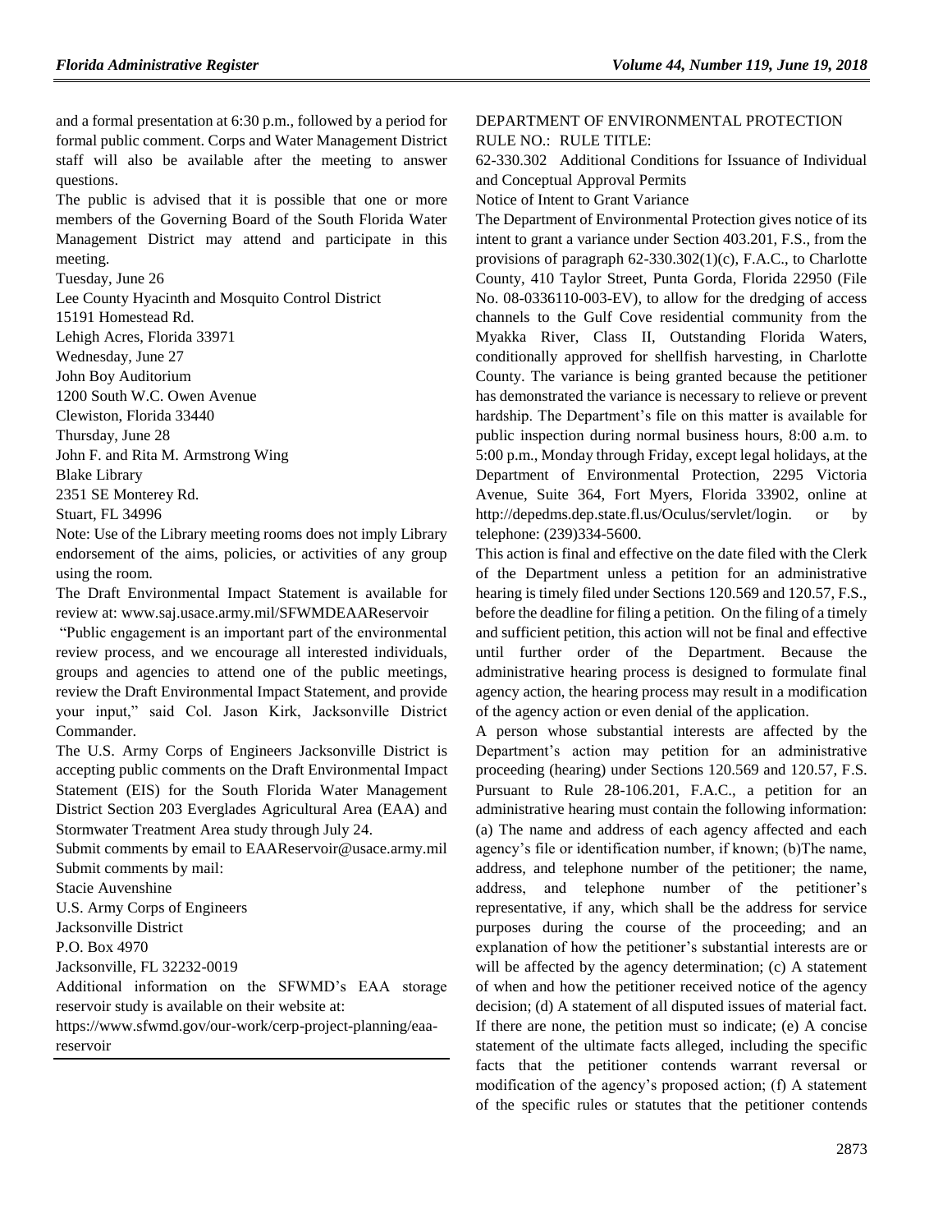and a formal presentation at 6:30 p.m., followed by a period for formal public comment. Corps and Water Management District staff will also be available after the meeting to answer questions.

The public is advised that it is possible that one or more members of the Governing Board of the South Florida Water Management District may attend and participate in this meeting.

Tuesday, June 26

Lee County Hyacinth and Mosquito Control District

15191 Homestead Rd.

Lehigh Acres, Florida 33971

Wednesday, June 27

John Boy Auditorium

1200 South W.C. Owen Avenue

Clewiston, Florida 33440

Thursday, June 28

John F. and Rita M. Armstrong Wing

Blake Library

2351 SE Monterey Rd.

Stuart, FL 34996

Note: Use of the Library meeting rooms does not imply Library endorsement of the aims, policies, or activities of any group using the room.

The Draft Environmental Impact Statement is available for review at: www.saj.usace.army.mil/SFWMDEAAReservoir

"Public engagement is an important part of the environmental review process, and we encourage all interested individuals, groups and agencies to attend one of the public meetings, review the Draft Environmental Impact Statement, and provide your input," said Col. Jason Kirk, Jacksonville District Commander.

The U.S. Army Corps of Engineers Jacksonville District is accepting public comments on the Draft Environmental Impact Statement (EIS) for the South Florida Water Management District Section 203 Everglades Agricultural Area (EAA) and Stormwater Treatment Area study through July 24.

Submit comments by email to EAAReservoir@usace.army.mil

Submit comments by mail:

Stacie Auvenshine

U.S. Army Corps of Engineers

Jacksonville District

P.O. Box 4970

Jacksonville, FL 32232-0019

Additional information on the SFWMD's EAA storage reservoir study is available on their website at:

https://www.sfwmd.gov/our-work/cerp-project-planning/eaa-reservoir

DEPARTMENT OF ENVIRONMENTAL PROTECTION

RULE NO.: RULE TITLE:

62-330.302 Additional Conditions for Issuance of Individual and Conceptual Approval Permits

Notice of Intent to Grant Variance

The Department of Environmental Protection gives notice of its intent to grant a variance under Section 403.201, F.S., from the provisions of paragraph 62-330.302(1)(c), F.A.C., to Charlotte County, 410 Taylor Street, Punta Gorda, Florida 22950 (File No. 08-0336110-003-EV), to allow for the dredging of access channels to the Gulf Cove residential community from the Myakka River, Class II, Outstanding Florida Waters, conditionally approved for shellfish harvesting, in Charlotte County. The variance is being granted because the petitioner has demonstrated the variance is necessary to relieve or prevent hardship. The Department's file on this matter is available for public inspection during normal business hours, 8:00 a.m. to 5:00 p.m., Monday through Friday, except legal holidays, at the Department of Environmental Protection, 2295 Victoria Avenue, Suite 364, Fort Myers, Florida 33902, online at http://depedms.dep.state.fl.us/Oculus/servlet/login. or by telephone: (239)334-5600.

This action is final and effective on the date filed with the Clerk of the Department unless a petition for an administrative hearing is timely filed under Sections 120.569 and 120.57, F.S., before the deadline for filing a petition. On the filing of a timely and sufficient petition, this action will not be final and effective until further order of the Department. Because the administrative hearing process is designed to formulate final agency action, the hearing process may result in a modification of the agency action or even denial of the application.

A person whose substantial interests are affected by the Department's action may petition for an administrative proceeding (hearing) under Sections 120.569 and 120.57, F.S. Pursuant to Rule 28-106.201, F.A.C., a petition for an administrative hearing must contain the following information: (a) The name and address of each agency affected and each agency's file or identification number, if known; (b)The name, address, and telephone number of the petitioner; the name, address, and telephone number of the petitioner's representative, if any, which shall be the address for service purposes during the course of the proceeding; and an explanation of how the petitioner's substantial interests are or will be affected by the agency determination; (c) A statement of when and how the petitioner received notice of the agency decision; (d) A statement of all disputed issues of material fact. If there are none, the petition must so indicate; (e) A concise statement of the ultimate facts alleged, including the specific facts that the petitioner contends warrant reversal or modification of the agency's proposed action; (f) A statement of the specific rules or statutes that the petitioner contends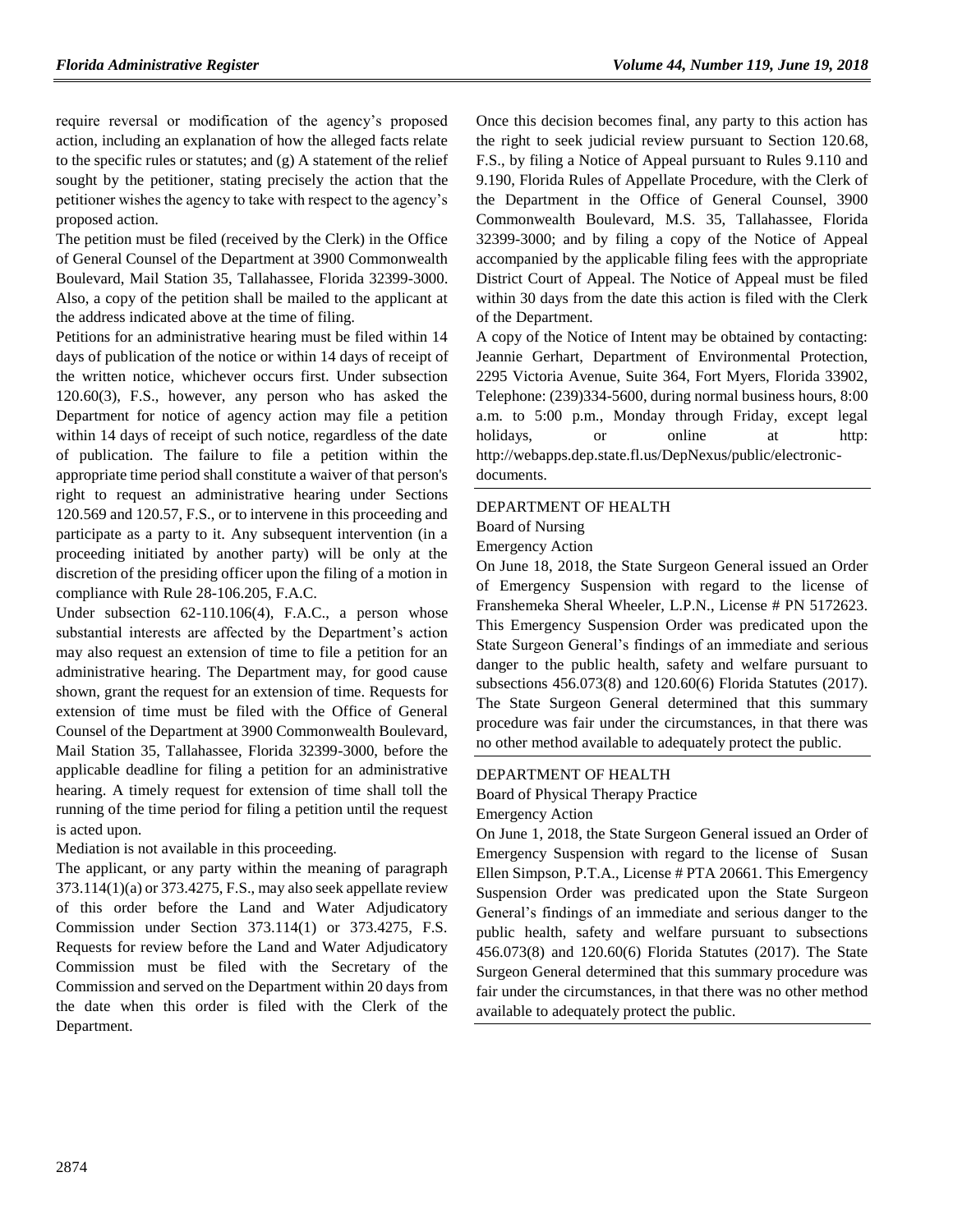require reversal or modification of the agency's proposed action, including an explanation of how the alleged facts relate to the specific rules or statutes; and (g) A statement of the relief sought by the petitioner, stating precisely the action that the petitioner wishes the agency to take with respect to the agency's proposed action.

The petition must be filed (received by the Clerk) in the Office of General Counsel of the Department at 3900 Commonwealth Boulevard, Mail Station 35, Tallahassee, Florida 32399-3000. Also, a copy of the petition shall be mailed to the applicant at the address indicated above at the time of filing.

Petitions for an administrative hearing must be filed within 14 days of publication of the notice or within 14 days of receipt of the written notice, whichever occurs first. Under subsection 120.60(3), F.S., however, any person who has asked the Department for notice of agency action may file a petition within 14 days of receipt of such notice, regardless of the date of publication. The failure to file a petition within the appropriate time period shall constitute a waiver of that person's right to request an administrative hearing under Sections 120.569 and 120.57, F.S., or to intervene in this proceeding and participate as a party to it. Any subsequent intervention (in a proceeding initiated by another party) will be only at the discretion of the presiding officer upon the filing of a motion in compliance with Rule 28-106.205, F.A.C.

Under subsection 62-110.106(4), F.A.C., a person whose substantial interests are affected by the Department's action may also request an extension of time to file a petition for an administrative hearing. The Department may, for good cause shown, grant the request for an extension of time. Requests for extension of time must be filed with the Office of General Counsel of the Department at 3900 Commonwealth Boulevard, Mail Station 35, Tallahassee, Florida 32399-3000, before the applicable deadline for filing a petition for an administrative hearing. A timely request for extension of time shall toll the running of the time period for filing a petition until the request is acted upon.

Mediation is not available in this proceeding.

The applicant, or any party within the meaning of paragraph 373.114(1)(a) or 373.4275, F.S., may also seek appellate review of this order before the Land and Water Adjudicatory Commission under Section 373.114(1) or 373.4275, F.S. Requests for review before the Land and Water Adjudicatory Commission must be filed with the Secretary of the Commission and served on the Department within 20 days from the date when this order is filed with the Clerk of the Department.

Once this decision becomes final, any party to this action has the right to seek judicial review pursuant to Section 120.68, F.S., by filing a Notice of Appeal pursuant to Rules 9.110 and 9.190, Florida Rules of Appellate Procedure, with the Clerk of the Department in the Office of General Counsel, 3900 Commonwealth Boulevard, M.S. 35, Tallahassee, Florida 32399-3000; and by filing a copy of the Notice of Appeal accompanied by the applicable filing fees with the appropriate District Court of Appeal. The Notice of Appeal must be filed within 30 days from the date this action is filed with the Clerk of the Department.

A copy of the Notice of Intent may be obtained by contacting: Jeannie Gerhart, Department of Environmental Protection, 2295 Victoria Avenue, Suite 364, Fort Myers, Florida 33902, Telephone: (239)334-5600, during normal business hours, 8:00 a.m. to 5:00 p.m., Monday through Friday, except legal holidays, or online at http: http://webapps.dep.state.fl.us/DepNexus/public/electronic-documents.

---

DEPARTMENT OF HEALTH

Board of Nursing

Emergency Action

On June 18, 2018, the State Surgeon General issued an Order of Emergency Suspension with regard to the license of Franshemeka Sheral Wheeler, L.P.N., License # PN 5172623. This Emergency Suspension Order was predicated upon the State Surgeon General's findings of an immediate and serious danger to the public health, safety and welfare pursuant to subsections 456.073(8) and 120.60(6) Florida Statutes (2017). The State Surgeon General determined that this summary procedure was fair under the circumstances, in that there was no other method available to adequately protect the public.

---

DEPARTMENT OF HEALTH

Board of Physical Therapy Practice

Emergency Action

On June 1, 2018, the State Surgeon General issued an Order of Emergency Suspension with regard to the license of Susan Ellen Simpson, P.T.A., License # PTA 20661. This Emergency Suspension Order was predicated upon the State Surgeon General's findings of an immediate and serious danger to the public health, safety and welfare pursuant to subsections 456.073(8) and 120.60(6) Florida Statutes (2017). The State Surgeon General determined that this summary procedure was fair under the circumstances, in that there was no other method available to adequately protect the public.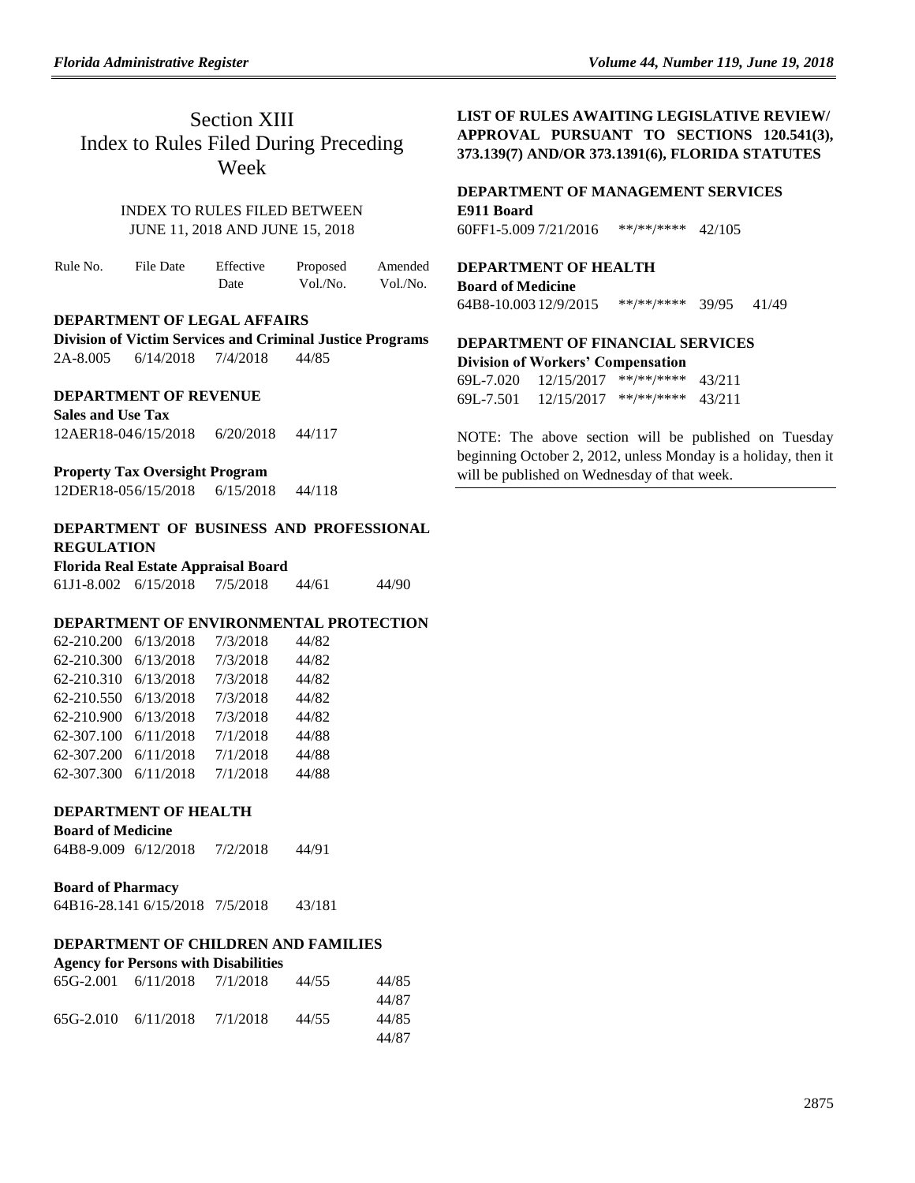# Section XIII
# Index to Rules Filed During Preceding Week

INDEX TO RULES FILED BETWEEN
JUNE 11, 2018 AND JUNE 15, 2018

| Rule No. | File Date | Effective Date | Proposed Vol./No. | Amended Vol./No. |
|---|---|---|---|---|
| **DEPARTMENT OF LEGAL AFFAIRS** | | | | |
| **Division of Victim Services and Criminal Justice Programs** | | | | |
| 2A-8.005 | 6/14/2018 | 7/4/2018 | 44/85 | |
| **DEPARTMENT OF REVENUE** | | | | |
| **Sales and Use Tax** | | | | |
| 12AER18-04 | 6/15/2018 | 6/20/2018 | 44/117 | |
| **Property Tax Oversight Program** | | | | |
| 12DER18-05 | 6/15/2018 | 6/15/2018 | 44/118 | |
| **DEPARTMENT OF BUSINESS AND PROFESSIONAL REGULATION** | | | | |
| **Florida Real Estate Appraisal Board** | | | | |
| 61J1-8.002 | 6/15/2018 | 7/5/2018 | 44/61 | 44/90 |
| **DEPARTMENT OF ENVIRONMENTAL PROTECTION** | | | | |
| 62-210.200 | 6/13/2018 | 7/3/2018 | 44/82 | |
| 62-210.300 | 6/13/2018 | 7/3/2018 | 44/82 | |
| 62-210.310 | 6/13/2018 | 7/3/2018 | 44/82 | |
| 62-210.550 | 6/13/2018 | 7/3/2018 | 44/82 | |
| 62-210.900 | 6/13/2018 | 7/3/2018 | 44/82 | |
| 62-307.100 | 6/11/2018 | 7/1/2018 | 44/88 | |
| 62-307.200 | 6/11/2018 | 7/1/2018 | 44/88 | |
| 62-307.300 | 6/11/2018 | 7/1/2018 | 44/88 | |
| **DEPARTMENT OF HEALTH** | | | | |
| **Board of Medicine** | | | | |
| 64B8-9.009 | 6/12/2018 | 7/2/2018 | 44/91 | |
| **Board of Pharmacy** | | | | |
| 64B16-28.141 | 6/15/2018 | 7/5/2018 | 43/181 | |
| **DEPARTMENT OF CHILDREN AND FAMILIES** | | | | |
| **Agency for Persons with Disabilities** | | | | |
| 65G-2.001 | 6/11/2018 | 7/1/2018 | 44/55 | 44/85, 44/87 |
| 65G-2.010 | 6/11/2018 | 7/1/2018 | 44/55 | 44/85, 44/87 |

**LIST OF RULES AWAITING LEGISLATIVE REVIEW/ APPROVAL PURSUANT TO SECTIONS 120.541(3), 373.139(7) AND/OR 373.1391(6), FLORIDA STATUTES**

| | | | | |
|---|---|---|---|---|
| **DEPARTMENT OF MANAGEMENT SERVICES** | | | | |
| **E911 Board** | | | | |
| 60FF1-5.009 | 7/21/2016 | \*\*/\*\*/\*\*\*\* | 42/105 | |
| **DEPARTMENT OF HEALTH** | | | | |
| **Board of Medicine** | | | | |
| 64B8-10.003 | 12/9/2015 | \*\*/\*\*/\*\*\*\* | 39/95 | 41/49 |
| **DEPARTMENT OF FINANCIAL SERVICES** | | | | |
| **Division of Workers' Compensation** | | | | |
| 69L-7.020 | 12/15/2017 | \*\*/\*\*/\*\*\*\* | 43/211 | |
| 69L-7.501 | 12/15/2017 | \*\*/\*\*/\*\*\*\* | 43/211 | |

NOTE: The above section will be published on Tuesday beginning October 2, 2012, unless Monday is a holiday, then it will be published on Wednesday of that week.